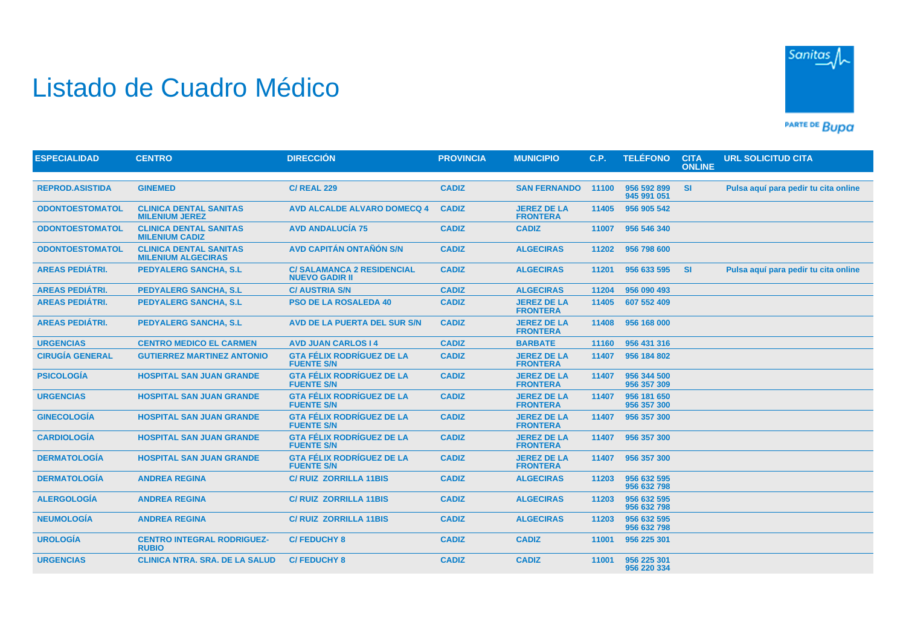# Listado de Cuadro Médico

| ESPECIALIDAD | CENTRO | DIRECCIÓN | PROVINCIA | MUNICIPIO | C.P. | TELÉFONO | CITA ONLINE | URL SOLICITUD CITA |
|---|---|---|---|---|---|---|---|---|
| REPROD.ASISTIDA | GINEMED | C/ REAL 229 | CADIZ | SAN FERNANDO | 11100 | 956 592 899 945 991 051 | SI | Pulsa aquí para pedir tu cita online |
| ODONTOESTOMATOL | CLINICA DENTAL SANITAS MILENIUM JEREZ | AVD ALCALDE ALVARO DOMECQ 4 | CADIZ | JEREZ DE LA FRONTERA | 11405 | 956 905 542 | | |
| ODONTOESTOMATOL | CLINICA DENTAL SANITAS MILENIUM CADIZ | AVD ANDALUCÍA 75 | CADIZ | CADIZ | 11007 | 956 546 340 | | |
| ODONTOESTOMATOL | CLINICA DENTAL SANITAS MILENIUM ALGECIRAS | AVD CAPITÁN ONTAÑÓN S/N | CADIZ | ALGECIRAS | 11202 | 956 798 600 | | |
| AREAS PEDIÁTRI. | PEDYALERG SANCHA, S.L | C/ SALAMANCA 2 RESIDENCIAL NUEVO GADIR II | CADIZ | ALGECIRAS | 11201 | 956 633 595 | SI | Pulsa aquí para pedir tu cita online |
| AREAS PEDIÁTRI. | PEDYALERG SANCHA, S.L | C/ AUSTRIA S/N | CADIZ | ALGECIRAS | 11204 | 956 090 493 | | |
| AREAS PEDIÁTRI. | PEDYALERG SANCHA, S.L | PSO DE LA ROSALEDA 40 | CADIZ | JEREZ DE LA FRONTERA | 11405 | 607 552 409 | | |
| AREAS PEDIÁTRI. | PEDYALERG SANCHA, S.L | AVD DE LA PUERTA DEL SUR S/N | CADIZ | JEREZ DE LA FRONTERA | 11408 | 956 168 000 | | |
| URGENCIAS | CENTRO MEDICO EL CARMEN | AVD JUAN CARLOS I 4 | CADIZ | BARBATE | 11160 | 956 431 316 | | |
| CIRUGÍA GENERAL | GUTIERREZ MARTINEZ ANTONIO | GTA FÉLIX RODRÍGUEZ DE LA FUENTE S/N | CADIZ | JEREZ DE LA FRONTERA | 11407 | 956 184 802 | | |
| PSICOLOGÍA | HOSPITAL SAN JUAN GRANDE | GTA FÉLIX RODRÍGUEZ DE LA FUENTE S/N | CADIZ | JEREZ DE LA FRONTERA | 11407 | 956 344 500 956 357 309 | | |
| URGENCIAS | HOSPITAL SAN JUAN GRANDE | GTA FÉLIX RODRÍGUEZ DE LA FUENTE S/N | CADIZ | JEREZ DE LA FRONTERA | 11407 | 956 181 650 956 357 300 | | |
| GINECOLOGÍA | HOSPITAL SAN JUAN GRANDE | GTA FÉLIX RODRÍGUEZ DE LA FUENTE S/N | CADIZ | JEREZ DE LA FRONTERA | 11407 | 956 357 300 | | |
| CARDIOLOGÍA | HOSPITAL SAN JUAN GRANDE | GTA FÉLIX RODRÍGUEZ DE LA FUENTE S/N | CADIZ | JEREZ DE LA FRONTERA | 11407 | 956 357 300 | | |
| DERMATOLOGÍA | HOSPITAL SAN JUAN GRANDE | GTA FÉLIX RODRÍGUEZ DE LA FUENTE S/N | CADIZ | JEREZ DE LA FRONTERA | 11407 | 956 357 300 | | |
| DERMATOLOGÍA | ANDREA REGINA | C/ RUIZ ZORRILLA 11BIS | CADIZ | ALGECIRAS | 11203 | 956 632 595 956 632 798 | | |
| ALERGOLOGÍA | ANDREA REGINA | C/ RUIZ ZORRILLA 11BIS | CADIZ | ALGECIRAS | 11203 | 956 632 595 956 632 798 | | |
| NEUMOLOGÍA | ANDREA REGINA | C/ RUIZ ZORRILLA 11BIS | CADIZ | ALGECIRAS | 11203 | 956 632 595 956 632 798 | | |
| UROLOGÍA | CENTRO INTEGRAL RODRIGUEZ-RUBIO | C/ FEDUCHY 8 | CADIZ | CADIZ | 11001 | 956 225 301 | | |
| URGENCIAS | CLINICA NTRA. SRA. DE LA SALUD | C/ FEDUCHY 8 | CADIZ | CADIZ | 11001 | 956 225 301 956 220 334 | | |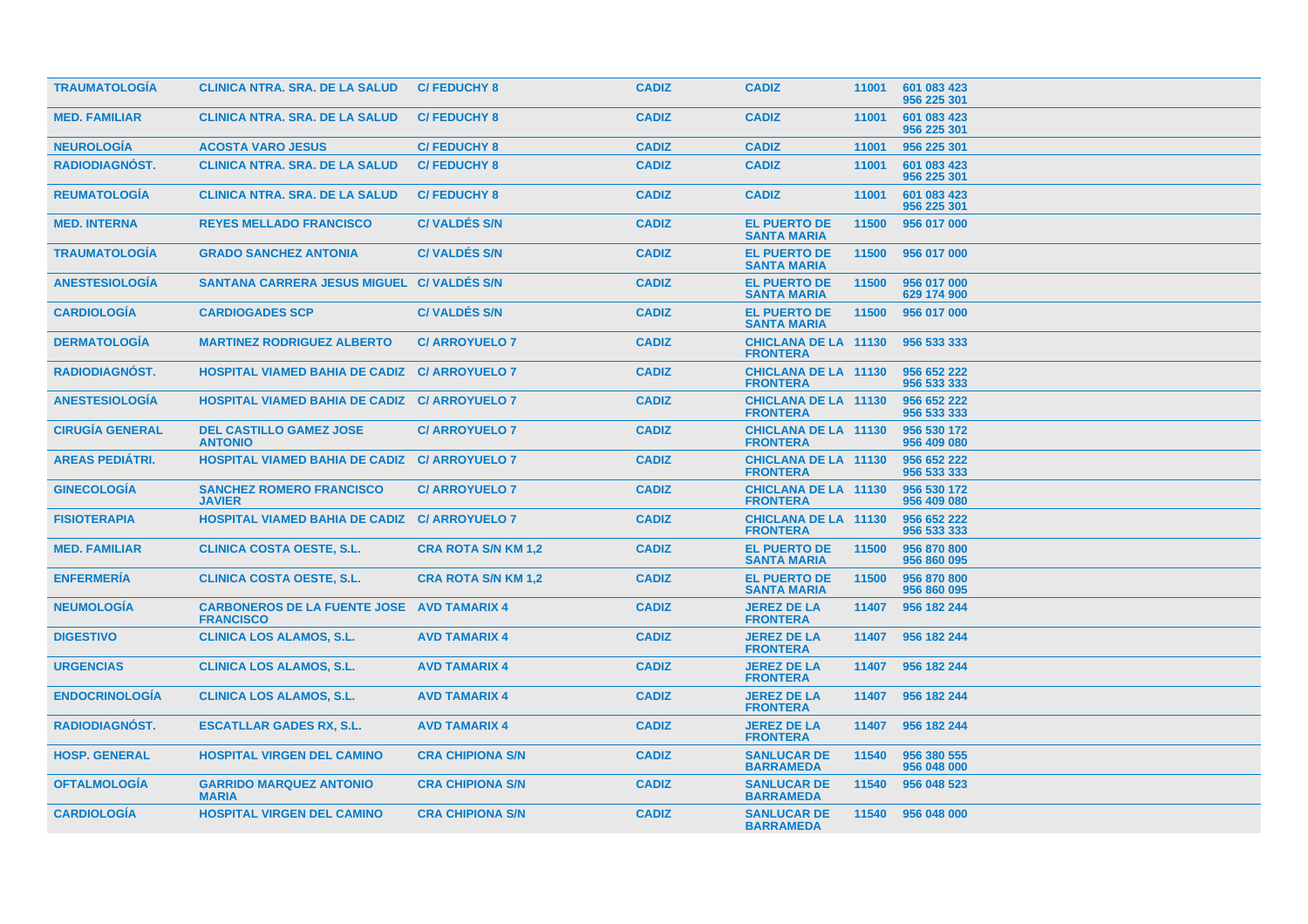| | | | | | | |
|---|---|---|---|---|---|---|
| TRAUMATOLOGÍA | CLINICA NTRA. SRA. DE LA SALUD | C/ FEDUCHY 8 | CADIZ | CADIZ | 11001 | 601 083 423 956 225 301 |
| MED. FAMILIAR | CLINICA NTRA. SRA. DE LA SALUD | C/ FEDUCHY 8 | CADIZ | CADIZ | 11001 | 601 083 423 956 225 301 |
| NEUROLOGÍA | ACOSTA VARO JESUS | C/ FEDUCHY 8 | CADIZ | CADIZ | 11001 | 956 225 301 |
| RADIODIAGNÓST. | CLINICA NTRA. SRA. DE LA SALUD | C/ FEDUCHY 8 | CADIZ | CADIZ | 11001 | 601 083 423 956 225 301 |
| REUMATOLOGÍA | CLINICA NTRA. SRA. DE LA SALUD | C/ FEDUCHY 8 | CADIZ | CADIZ | 11001 | 601 083 423 956 225 301 |
| MED. INTERNA | REYES MELLADO FRANCISCO | C/ VALDÉS S/N | CADIZ | EL PUERTO DE SANTA MARIA | 11500 | 956 017 000 |
| TRAUMATOLOGÍA | GRADO SANCHEZ ANTONIA | C/ VALDÉS S/N | CADIZ | EL PUERTO DE SANTA MARIA | 11500 | 956 017 000 |
| ANESTESIOLOGÍA | SANTANA CARRERA JESUS MIGUEL | C/ VALDÉS S/N | CADIZ | EL PUERTO DE SANTA MARIA | 11500 | 956 017 000 629 174 900 |
| CARDIOLOGÍA | CARDIOGADES SCP | C/ VALDÉS S/N | CADIZ | EL PUERTO DE SANTA MARIA | 11500 | 956 017 000 |
| DERMATOLOGÍA | MARTINEZ RODRIGUEZ ALBERTO | C/ ARROYUELO 7 | CADIZ | CHICLANA DE LA FRONTERA | 11130 | 956 533 333 |
| RADIODIAGNÓST. | HOSPITAL VIAMED BAHIA DE CADIZ | C/ ARROYUELO 7 | CADIZ | CHICLANA DE LA FRONTERA | 11130 | 956 652 222 956 533 333 |
| ANESTESIOLOGÍA | HOSPITAL VIAMED BAHIA DE CADIZ | C/ ARROYUELO 7 | CADIZ | CHICLANA DE LA FRONTERA | 11130 | 956 652 222 956 533 333 |
| CIRUGÍA GENERAL | DEL CASTILLO GAMEZ JOSE ANTONIO | C/ ARROYUELO 7 | CADIZ | CHICLANA DE LA FRONTERA | 11130 | 956 530 172 956 409 080 |
| AREAS PEDIÁTRI. | HOSPITAL VIAMED BAHIA DE CADIZ | C/ ARROYUELO 7 | CADIZ | CHICLANA DE LA FRONTERA | 11130 | 956 652 222 956 533 333 |
| GINECOLOGÍA | SANCHEZ ROMERO FRANCISCO JAVIER | C/ ARROYUELO 7 | CADIZ | CHICLANA DE LA FRONTERA | 11130 | 956 530 172 956 409 080 |
| FISIOTERAPIA | HOSPITAL VIAMED BAHIA DE CADIZ | C/ ARROYUELO 7 | CADIZ | CHICLANA DE LA FRONTERA | 11130 | 956 652 222 956 533 333 |
| MED. FAMILIAR | CLINICA COSTA OESTE, S.L. | CRA ROTA S/N KM 1,2 | CADIZ | EL PUERTO DE SANTA MARIA | 11500 | 956 870 800 956 860 095 |
| ENFERMERÍA | CLINICA COSTA OESTE, S.L. | CRA ROTA S/N KM 1,2 | CADIZ | EL PUERTO DE SANTA MARIA | 11500 | 956 870 800 956 860 095 |
| NEUMOLOGÍA | CARBONEROS DE LA FUENTE JOSE FRANCISCO | AVD TAMARIX 4 | CADIZ | JEREZ DE LA FRONTERA | 11407 | 956 182 244 |
| DIGESTIVO | CLINICA LOS ALAMOS, S.L. | AVD TAMARIX 4 | CADIZ | JEREZ DE LA FRONTERA | 11407 | 956 182 244 |
| URGENCIAS | CLINICA LOS ALAMOS, S.L. | AVD TAMARIX 4 | CADIZ | JEREZ DE LA FRONTERA | 11407 | 956 182 244 |
| ENDOCRINOLOGÍA | CLINICA LOS ALAMOS, S.L. | AVD TAMARIX 4 | CADIZ | JEREZ DE LA FRONTERA | 11407 | 956 182 244 |
| RADIODIAGNÓST. | ESCATLLAR GADES RX, S.L. | AVD TAMARIX 4 | CADIZ | JEREZ DE LA FRONTERA | 11407 | 956 182 244 |
| HOSP. GENERAL | HOSPITAL VIRGEN DEL CAMINO | CRA CHIPIONA S/N | CADIZ | SANLUCAR DE BARRAMEDA | 11540 | 956 380 555 956 048 000 |
| OFTALMOLOGÍA | GARRIDO MARQUEZ ANTONIO MARIA | CRA CHIPIONA S/N | CADIZ | SANLUCAR DE BARRAMEDA | 11540 | 956 048 523 |
| CARDIOLOGÍA | HOSPITAL VIRGEN DEL CAMINO | CRA CHIPIONA S/N | CADIZ | SANLUCAR DE BARRAMEDA | 11540 | 956 048 000 |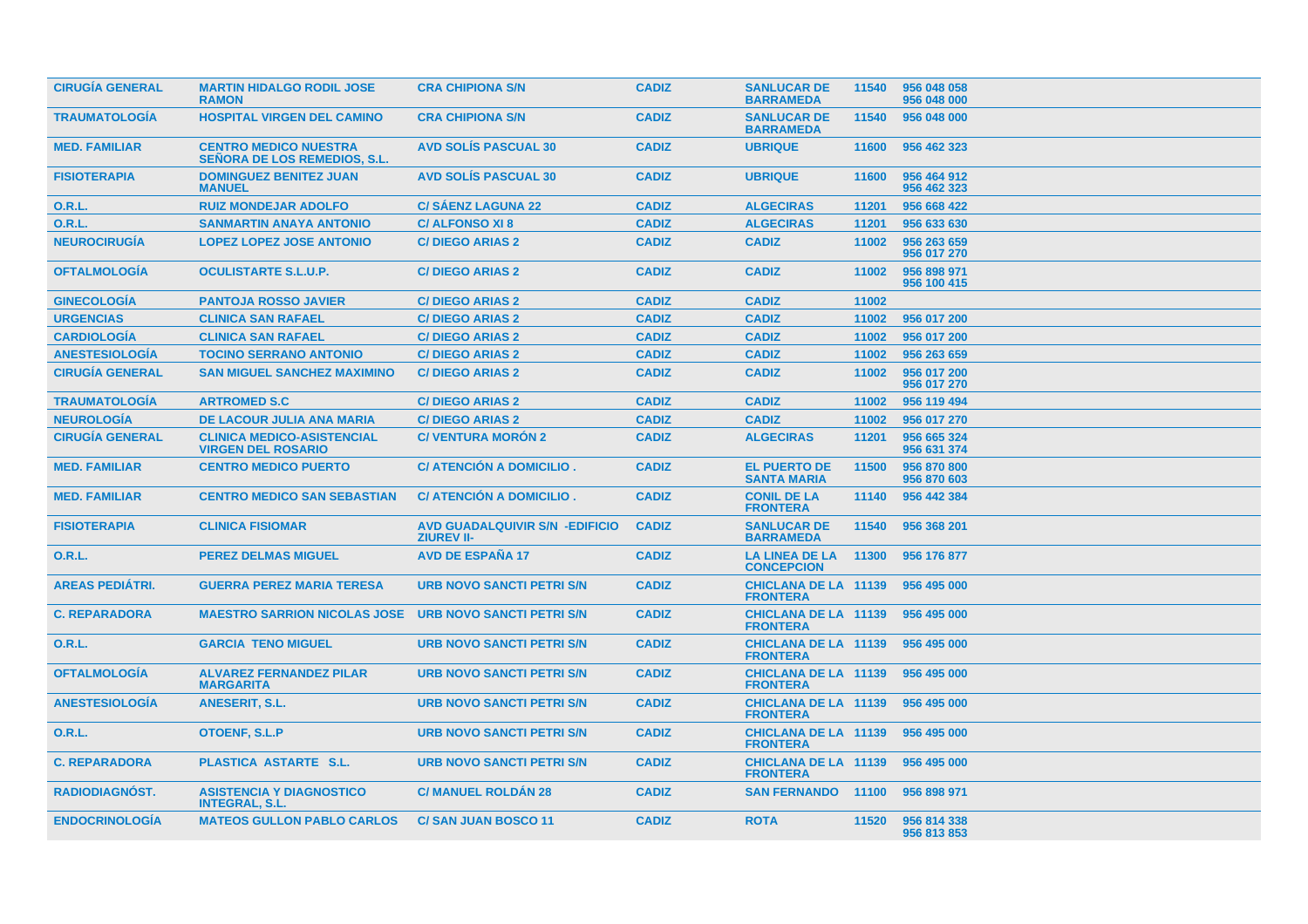| | | | | | | |
|---|---|---|---|---|---|---|
| CIRUGÍA GENERAL | MARTIN HIDALGO RODIL JOSE RAMON | CRA CHIPIONA S/N | CADIZ | SANLUCAR DE BARRAMEDA | 11540 | 956 048 058 956 048 000 |
| TRAUMATOLOGÍA | HOSPITAL VIRGEN DEL CAMINO | CRA CHIPIONA S/N | CADIZ | SANLUCAR DE BARRAMEDA | 11540 | 956 048 000 |
| MED. FAMILIAR | CENTRO MEDICO NUESTRA SEÑORA DE LOS REMEDIOS, S.L. | AVD SOLÍS PASCUAL 30 | CADIZ | UBRIQUE | 11600 | 956 462 323 |
| FISIOTERAPIA | DOMINGUEZ BENITEZ JUAN MANUEL | AVD SOLÍS PASCUAL 30 | CADIZ | UBRIQUE | 11600 | 956 464 912 956 462 323 |
| O.R.L. | RUIZ MONDEJAR ADOLFO | C/ SÁENZ LAGUNA 22 | CADIZ | ALGECIRAS | 11201 | 956 668 422 |
| O.R.L. | SANMARTIN ANAYA ANTONIO | C/ ALFONSO XI 8 | CADIZ | ALGECIRAS | 11201 | 956 633 630 |
| NEUROCIRUGÍA | LOPEZ LOPEZ JOSE ANTONIO | C/ DIEGO ARIAS 2 | CADIZ | CADIZ | 11002 | 956 263 659 956 017 270 |
| OFTALMOLOGÍA | OCULISTARTE S.L.U.P. | C/ DIEGO ARIAS 2 | CADIZ | CADIZ | 11002 | 956 898 971 956 100 415 |
| GINECOLOGÍA | PANTOJA ROSSO JAVIER | C/ DIEGO ARIAS 2 | CADIZ | CADIZ | 11002 | |
| URGENCIAS | CLINICA SAN RAFAEL | C/ DIEGO ARIAS 2 | CADIZ | CADIZ | 11002 | 956 017 200 |
| CARDIOLOGÍA | CLINICA SAN RAFAEL | C/ DIEGO ARIAS 2 | CADIZ | CADIZ | 11002 | 956 017 200 |
| ANESTESIOLOGÍA | TOCINO SERRANO ANTONIO | C/ DIEGO ARIAS 2 | CADIZ | CADIZ | 11002 | 956 263 659 |
| CIRUGÍA GENERAL | SAN MIGUEL SANCHEZ MAXIMINO | C/ DIEGO ARIAS 2 | CADIZ | CADIZ | 11002 | 956 017 200 956 017 270 |
| TRAUMATOLOGÍA | ARTROMED S.C | C/ DIEGO ARIAS 2 | CADIZ | CADIZ | 11002 | 956 119 494 |
| NEUROLOGÍA | DE LACOUR JULIA ANA MARIA | C/ DIEGO ARIAS 2 | CADIZ | CADIZ | 11002 | 956 017 270 |
| CIRUGÍA GENERAL | CLINICA MEDICO-ASISTENCIAL VIRGEN DEL ROSARIO | C/ VENTURA MORÓN 2 | CADIZ | ALGECIRAS | 11201 | 956 665 324 956 631 374 |
| MED. FAMILIAR | CENTRO MEDICO PUERTO | C/ ATENCIÓN A DOMICILIO . | CADIZ | EL PUERTO DE SANTA MARIA | 11500 | 956 870 800 956 870 603 |
| MED. FAMILIAR | CENTRO MEDICO SAN SEBASTIAN | C/ ATENCIÓN A DOMICILIO . | CADIZ | CONIL DE LA FRONTERA | 11140 | 956 442 384 |
| FISIOTERAPIA | CLINICA FISIOMAR | AVD GUADALQUIVIR S/N -EDIFICIO ZIUREV II- | CADIZ | SANLUCAR DE BARRAMEDA | 11540 | 956 368 201 |
| O.R.L. | PEREZ DELMAS MIGUEL | AVD DE ESPAÑA 17 | CADIZ | LA LINEA DE LA CONCEPCION | 11300 | 956 176 877 |
| AREAS PEDIÁTRI. | GUERRA PEREZ MARIA TERESA | URB NOVO SANCTI PETRI S/N | CADIZ | CHICLANA DE LA FRONTERA | 11139 | 956 495 000 |
| C. REPARADORA | MAESTRO SARRION NICOLAS JOSE | URB NOVO SANCTI PETRI S/N | CADIZ | CHICLANA DE LA FRONTERA | 11139 | 956 495 000 |
| O.R.L. | GARCIA TENO MIGUEL | URB NOVO SANCTI PETRI S/N | CADIZ | CHICLANA DE LA FRONTERA | 11139 | 956 495 000 |
| OFTALMOLOGÍA | ALVAREZ FERNANDEZ PILAR MARGARITA | URB NOVO SANCTI PETRI S/N | CADIZ | CHICLANA DE LA FRONTERA | 11139 | 956 495 000 |
| ANESTESIOLOGÍA | ANESERIT, S.L. | URB NOVO SANCTI PETRI S/N | CADIZ | CHICLANA DE LA FRONTERA | 11139 | 956 495 000 |
| O.R.L. | OTOENF, S.L.P | URB NOVO SANCTI PETRI S/N | CADIZ | CHICLANA DE LA FRONTERA | 11139 | 956 495 000 |
| C. REPARADORA | PLASTICA ASTARTE S.L. | URB NOVO SANCTI PETRI S/N | CADIZ | CHICLANA DE LA FRONTERA | 11139 | 956 495 000 |
| RADIODIAGNÓST. | ASISTENCIA Y DIAGNOSTICO INTEGRAL, S.L. | C/ MANUEL ROLDÁN 28 | CADIZ | SAN FERNANDO | 11100 | 956 898 971 |
| ENDOCRINOLOGÍA | MATEOS GULLON PABLO CARLOS | C/ SAN JUAN BOSCO 11 | CADIZ | ROTA | 11520 | 956 814 338 956 813 853 |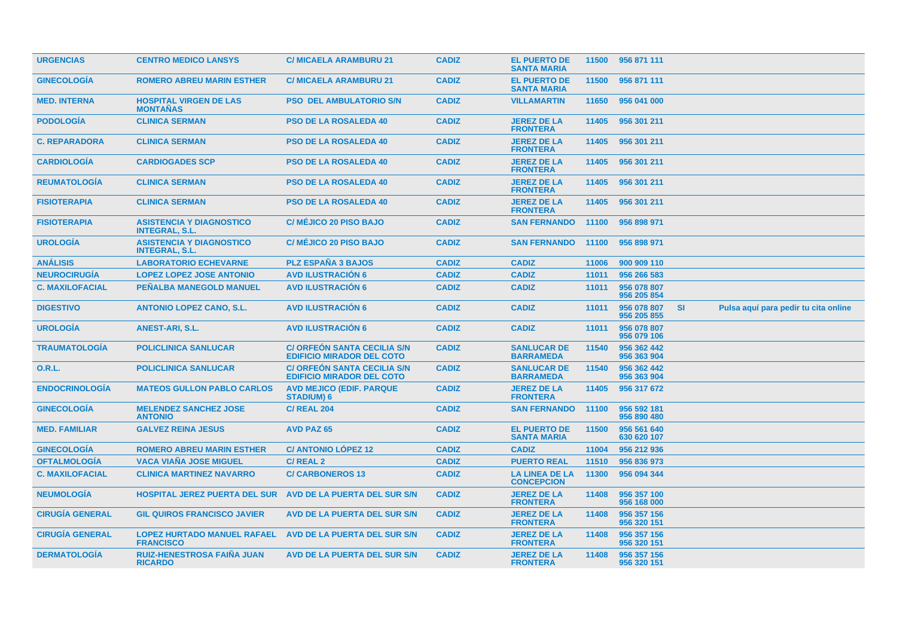| | | | | | | | | |
|---|---|---|---|---|---|---|---|---|
| URGENCIAS | CENTRO MEDICO LANSYS | C/ MICAELA ARAMBURU 21 | CADIZ | EL PUERTO DE SANTA MARIA | 11500 | 956 871 111 | | |
| GINECOLOGÍA | ROMERO ABREU MARIN ESTHER | C/ MICAELA ARAMBURU 21 | CADIZ | EL PUERTO DE SANTA MARIA | 11500 | 956 871 111 | | |
| MED. INTERNA | HOSPITAL VIRGEN DE LAS MONTAÑAS | PSO DEL AMBULATORIO S/N | CADIZ | VILLAMARTIN | 11650 | 956 041 000 | | |
| PODOLOGÍA | CLINICA SERMAN | PSO DE LA ROSALEDA 40 | CADIZ | JEREZ DE LA FRONTERA | 11405 | 956 301 211 | | |
| C. REPARADORA | CLINICA SERMAN | PSO DE LA ROSALEDA 40 | CADIZ | JEREZ DE LA FRONTERA | 11405 | 956 301 211 | | |
| CARDIOLOGÍA | CARDIOGADES SCP | PSO DE LA ROSALEDA 40 | CADIZ | JEREZ DE LA FRONTERA | 11405 | 956 301 211 | | |
| REUMATOLOGÍA | CLINICA SERMAN | PSO DE LA ROSALEDA 40 | CADIZ | JEREZ DE LA FRONTERA | 11405 | 956 301 211 | | |
| FISIOTERAPIA | CLINICA SERMAN | PSO DE LA ROSALEDA 40 | CADIZ | JEREZ DE LA FRONTERA | 11405 | 956 301 211 | | |
| FISIOTERAPIA | ASISTENCIA Y DIAGNOSTICO INTEGRAL, S.L. | C/ MÉJICO 20 PISO BAJO | CADIZ | SAN FERNANDO | 11100 | 956 898 971 | | |
| UROLOGÍA | ASISTENCIA Y DIAGNOSTICO INTEGRAL, S.L. | C/ MÉJICO 20 PISO BAJO | CADIZ | SAN FERNANDO | 11100 | 956 898 971 | | |
| ANÁLISIS | LABORATORIO ECHEVARNE | PLZ ESPAÑA 3 BAJOS | CADIZ | CADIZ | 11006 | 900 909 110 | | |
| NEUROCIRUGÍA | LOPEZ LOPEZ JOSE ANTONIO | AVD ILUSTRACIÓN 6 | CADIZ | CADIZ | 11011 | 956 266 583 | | |
| C. MAXILOFACIAL | PEÑALBA MANEGOLD MANUEL | AVD ILUSTRACIÓN 6 | CADIZ | CADIZ | 11011 | 956 078 807<br>956 205 854 | | |
| DIGESTIVO | ANTONIO LOPEZ CANO, S.L. | AVD ILUSTRACIÓN 6 | CADIZ | CADIZ | 11011 | 956 078 807<br>956 205 855 | SI | Pulsa aquí para pedir tu cita online |
| UROLOGÍA | ANEST-ARI, S.L. | AVD ILUSTRACIÓN 6 | CADIZ | CADIZ | 11011 | 956 078 807<br>956 079 106 | | |
| TRAUMATOLOGÍA | POLICLINICA SANLUCAR | C/ ORFEÓN SANTA CECILIA S/N EDIFICIO MIRADOR DEL COTO | CADIZ | SANLUCAR DE BARRAMEDA | 11540 | 956 362 442<br>956 363 904 | | |
| O.R.L. | POLICLINICA SANLUCAR | C/ ORFEÓN SANTA CECILIA S/N EDIFICIO MIRADOR DEL COTO | CADIZ | SANLUCAR DE BARRAMEDA | 11540 | 956 362 442<br>956 363 904 | | |
| ENDOCRINOLOGÍA | MATEOS GULLON PABLO CARLOS | AVD MEJICO (EDIF. PARQUE STADIUM) 6 | CADIZ | JEREZ DE LA FRONTERA | 11405 | 956 317 672 | | |
| GINECOLOGÍA | MELENDEZ SANCHEZ JOSE ANTONIO | C/ REAL 204 | CADIZ | SAN FERNANDO | 11100 | 956 592 181<br>956 890 480 | | |
| MED. FAMILIAR | GALVEZ REINA JESUS | AVD PAZ 65 | CADIZ | EL PUERTO DE SANTA MARIA | 11500 | 956 561 640<br>630 620 107 | | |
| GINECOLOGÍA | ROMERO ABREU MARIN ESTHER | C/ ANTONIO LÓPEZ 12 | CADIZ | CADIZ | 11004 | 956 212 936 | | |
| OFTALMOLOGÍA | VACA VIAÑA JOSE MIGUEL | C/ REAL 2 | CADIZ | PUERTO REAL | 11510 | 956 836 973 | | |
| C. MAXILOFACIAL | CLINICA MARTINEZ NAVARRO | C/ CARBONEROS 13 | CADIZ | LA LINEA DE LA CONCEPCION | 11300 | 956 094 344 | | |
| NEUMOLOGÍA | HOSPITAL JEREZ PUERTA DEL SUR | AVD DE LA PUERTA DEL SUR S/N | CADIZ | JEREZ DE LA FRONTERA | 11408 | 956 357 100<br>956 168 000 | | |
| CIRUGÍA GENERAL | GIL QUIROS FRANCISCO JAVIER | AVD DE LA PUERTA DEL SUR S/N | CADIZ | JEREZ DE LA FRONTERA | 11408 | 956 357 156<br>956 320 151 | | |
| CIRUGÍA GENERAL | LOPEZ HURTADO MANUEL RAFAEL FRANCISCO | AVD DE LA PUERTA DEL SUR S/N | CADIZ | JEREZ DE LA FRONTERA | 11408 | 956 357 156<br>956 320 151 | | |
| DERMATOLOGÍA | RUIZ-HENESTROSA FAIÑA JUAN RICARDO | AVD DE LA PUERTA DEL SUR S/N | CADIZ | JEREZ DE LA FRONTERA | 11408 | 956 357 156<br>956 320 151 | | |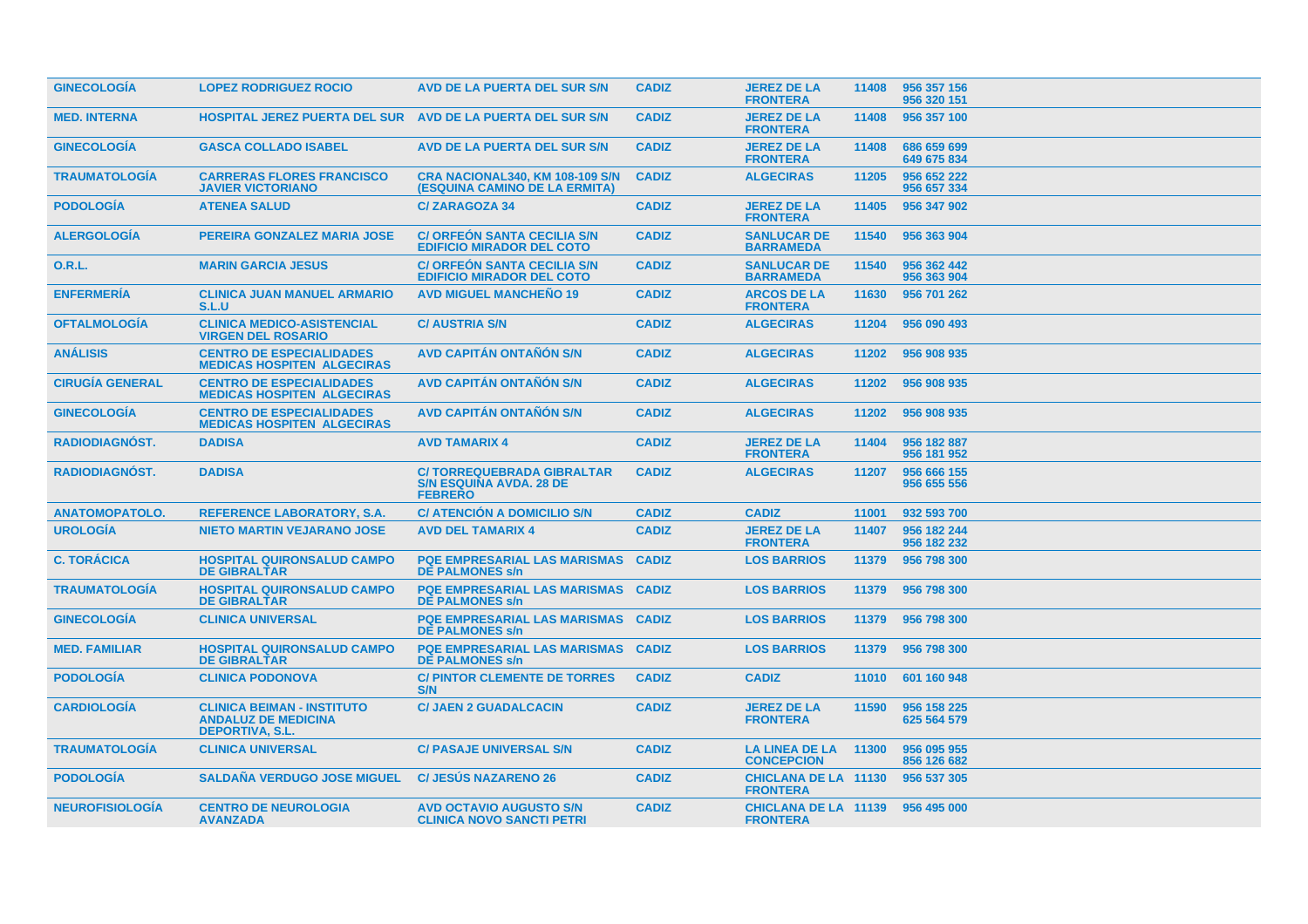| | | | | | | |
|---|---|---|---|---|---|---|
| GINECOLOGÍA | LOPEZ RODRIGUEZ ROCIO | AVD DE LA PUERTA DEL SUR S/N | CADIZ | JEREZ DE LA FRONTERA | 11408 | 956 357 156 956 320 151 |
| MED. INTERNA | HOSPITAL JEREZ PUERTA DEL SUR | AVD DE LA PUERTA DEL SUR S/N | CADIZ | JEREZ DE LA FRONTERA | 11408 | 956 357 100 |
| GINECOLOGÍA | GASCA COLLADO ISABEL | AVD DE LA PUERTA DEL SUR S/N | CADIZ | JEREZ DE LA FRONTERA | 11408 | 686 659 699 649 675 834 |
| TRAUMATOLOGÍA | CARRERAS FLORES FRANCISCO JAVIER VICTORIANO | CRA NACIONAL340, KM 108-109 S/N (ESQUINA CAMINO DE LA ERMITA) | CADIZ | ALGECIRAS | 11205 | 956 652 222 956 657 334 |
| PODOLOGÍA | ATENEA SALUD | C/ ZARAGOZA 34 | CADIZ | JEREZ DE LA FRONTERA | 11405 | 956 347 902 |
| ALERGOLOGÍA | PEREIRA GONZALEZ MARIA JOSE | C/ ORFEÓN SANTA CECILIA S/N EDIFICIO MIRADOR DEL COTO | CADIZ | SANLUCAR DE BARRAMEDA | 11540 | 956 363 904 |
| O.R.L. | MARIN GARCIA JESUS | C/ ORFEÓN SANTA CECILIA S/N EDIFICIO MIRADOR DEL COTO | CADIZ | SANLUCAR DE BARRAMEDA | 11540 | 956 362 442 956 363 904 |
| ENFERMERÍA | CLINICA JUAN MANUEL ARMARIO S.L.U | AVD MIGUEL MANCHEÑO 19 | CADIZ | ARCOS DE LA FRONTERA | 11630 | 956 701 262 |
| OFTALMOLOGÍA | CLINICA MEDICO-ASISTENCIAL VIRGEN DEL ROSARIO | C/ AUSTRIA S/N | CADIZ | ALGECIRAS | 11204 | 956 090 493 |
| ANÁLISIS | CENTRO DE ESPECIALIDADES MEDICAS HOSPITEN ALGECIRAS | AVD CAPITÁN ONTAÑÓN S/N | CADIZ | ALGECIRAS | 11202 | 956 908 935 |
| CIRUGÍA GENERAL | CENTRO DE ESPECIALIDADES MEDICAS HOSPITEN ALGECIRAS | AVD CAPITÁN ONTAÑÓN S/N | CADIZ | ALGECIRAS | 11202 | 956 908 935 |
| GINECOLOGÍA | CENTRO DE ESPECIALIDADES MEDICAS HOSPITEN ALGECIRAS | AVD CAPITÁN ONTAÑÓN S/N | CADIZ | ALGECIRAS | 11202 | 956 908 935 |
| RADIODIAGNÓST. | DADISA | AVD TAMARIX 4 | CADIZ | JEREZ DE LA FRONTERA | 11404 | 956 182 887 956 181 952 |
| RADIODIAGNÓST. | DADISA | C/ TORREQUEBRADA GIBRALTAR S/N ESQUINA AVDA. 28 DE FEBRERO | CADIZ | ALGECIRAS | 11207 | 956 666 155 956 655 556 |
| ANATOMOPATOLO. | REFERENCE LABORATORY, S.A. | C/ ATENCIÓN A DOMICILIO S/N | CADIZ | CADIZ | 11001 | 932 593 700 |
| UROLOGÍA | NIETO MARTIN VEJARANO JOSE | AVD DEL TAMARIX 4 | CADIZ | JEREZ DE LA FRONTERA | 11407 | 956 182 244 956 182 232 |
| C. TORÁCICA | HOSPITAL QUIRONSALUD CAMPO DE GIBRALTAR | PQE EMPRESARIAL LAS MARISMAS DE PALMONES s/n | CADIZ | LOS BARRIOS | 11379 | 956 798 300 |
| TRAUMATOLOGÍA | HOSPITAL QUIRONSALUD CAMPO DE GIBRALTAR | PQE EMPRESARIAL LAS MARISMAS DE PALMONES s/n | CADIZ | LOS BARRIOS | 11379 | 956 798 300 |
| GINECOLOGÍA | CLINICA UNIVERSAL | PQE EMPRESARIAL LAS MARISMAS DE PALMONES s/n | CADIZ | LOS BARRIOS | 11379 | 956 798 300 |
| MED. FAMILIAR | HOSPITAL QUIRONSALUD CAMPO DE GIBRALTAR | PQE EMPRESARIAL LAS MARISMAS DE PALMONES s/n | CADIZ | LOS BARRIOS | 11379 | 956 798 300 |
| PODOLOGÍA | CLINICA PODONOVA | C/ PINTOR CLEMENTE DE TORRES S/N | CADIZ | CADIZ | 11010 | 601 160 948 |
| CARDIOLOGÍA | CLINICA BEIMAN - INSTITUTO ANDALUZ DE MEDICINA DEPORTIVA, S.L. | C/ JAEN 2 GUADALCACIN | CADIZ | JEREZ DE LA FRONTERA | 11590 | 956 158 225 625 564 579 |
| TRAUMATOLOGÍA | CLINICA UNIVERSAL | C/ PASAJE UNIVERSAL S/N | CADIZ | LA LINEA DE LA CONCEPCION | 11300 | 956 095 955 856 126 682 |
| PODOLOGÍA | SALDAÑA VERDUGO JOSE MIGUEL | C/ JESÚS NAZARENO 26 | CADIZ | CHICLANA DE LA FRONTERA | 11130 | 956 537 305 |
| NEUROFISIOLOGÍA | CENTRO DE NEUROLOGIA AVANZADA | AVD OCTAVIO AUGUSTO S/N CLINICA NOVO SANCTI PETRI | CADIZ | CHICLANA DE LA FRONTERA | 11139 | 956 495 000 |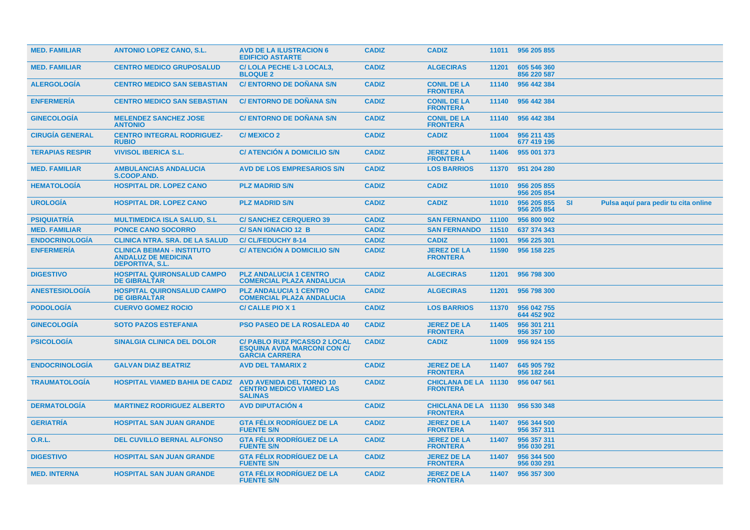| | | | | | | | | |
|---|---|---|---|---|---|---|---|---|
| MED. FAMILIAR | ANTONIO LOPEZ CANO, S.L. | AVD DE LA ILUSTRACION 6 EDIFICIO ASTARTE | CADIZ | CADIZ | 11011 | 956 205 855 | | |
| MED. FAMILIAR | CENTRO MEDICO GRUPOSALUD | C/ LOLA PECHE L-3 LOCAL3, BLOQUE 2 | CADIZ | ALGECIRAS | 11201 | 605 546 360<br>856 220 587 | | |
| ALERGOLOGÍA | CENTRO MEDICO SAN SEBASTIAN | C/ ENTORNO DE DOÑANA S/N | CADIZ | CONIL DE LA FRONTERA | 11140 | 956 442 384 | | |
| ENFERMERÍA | CENTRO MEDICO SAN SEBASTIAN | C/ ENTORNO DE DOÑANA S/N | CADIZ | CONIL DE LA FRONTERA | 11140 | 956 442 384 | | |
| GINECOLOGÍA | MELENDEZ SANCHEZ JOSE ANTONIO | C/ ENTORNO DE DOÑANA S/N | CADIZ | CONIL DE LA FRONTERA | 11140 | 956 442 384 | | |
| CIRUGÍA GENERAL | CENTRO INTEGRAL RODRIGUEZ-RUBIO | C/ MEXICO 2 | CADIZ | CADIZ | 11004 | 956 211 435<br>677 419 196 | | |
| TERAPIAS RESPIR | VIVISOL IBERICA S.L. | C/ ATENCIÓN A DOMICILIO S/N | CADIZ | JEREZ DE LA FRONTERA | 11406 | 955 001 373 | | |
| MED. FAMILIAR | AMBULANCIAS ANDALUCIA S.COOP.AND. | AVD DE LOS EMPRESARIOS S/N | CADIZ | LOS BARRIOS | 11370 | 951 204 280 | | |
| HEMATOLOGÍA | HOSPITAL DR. LOPEZ CANO | PLZ MADRID S/N | CADIZ | CADIZ | 11010 | 956 205 855<br>956 205 854 | | |
| UROLOGÍA | HOSPITAL DR. LOPEZ CANO | PLZ MADRID S/N | CADIZ | CADIZ | 11010 | 956 205 855<br>956 205 854 | SI | Pulsa aquí para pedir tu cita online |
| PSIQUIATRÍA | MULTIMEDICA ISLA SALUD, S.L | C/ SANCHEZ CERQUERO 39 | CADIZ | SAN FERNANDO | 11100 | 956 800 902 | | |
| MED. FAMILIAR | PONCE CANO SOCORRO | C/ SAN IGNACIO 12 B | CADIZ | SAN FERNANDO | 11510 | 637 374 343 | | |
| ENDOCRINOLOGÍA | CLINICA NTRA. SRA. DE LA SALUD | C/ CL/FEDUCHY 8-14 | CADIZ | CADIZ | 11001 | 956 225 301 | | |
| ENFERMERÍA | CLINICA BEIMAN - INSTITUTO ANDALUZ DE MEDICINA DEPORTIVA, S.L. | C/ ATENCIÓN A DOMICILIO S/N | CADIZ | JEREZ DE LA FRONTERA | 11590 | 956 158 225 | | |
| DIGESTIVO | HOSPITAL QUIRONSALUD CAMPO DE GIBRALTAR | PLZ ANDALUCIA 1 CENTRO COMERCIAL PLAZA ANDALUCIA | CADIZ | ALGECIRAS | 11201 | 956 798 300 | | |
| ANESTESIOLOGÍA | HOSPITAL QUIRONSALUD CAMPO DE GIBRALTAR | PLZ ANDALUCIA 1 CENTRO COMERCIAL PLAZA ANDALUCIA | CADIZ | ALGECIRAS | 11201 | 956 798 300 | | |
| PODOLOGÍA | CUERVO GOMEZ ROCIO | C/ CALLE PIO X 1 | CADIZ | LOS BARRIOS | 11370 | 956 042 755<br>644 452 902 | | |
| GINECOLOGÍA | SOTO PAZOS ESTEFANIA | PSO PASEO DE LA ROSALEDA 40 | CADIZ | JEREZ DE LA FRONTERA | 11405 | 956 301 211<br>956 357 100 | | |
| PSICOLOGÍA | SINALGIA CLINICA DEL DOLOR | C/ PABLO RUIZ PICASSO 2 LOCAL ESQUINA AVDA MARCONI CON C/ GARCIA CARRERA | CADIZ | CADIZ | 11009 | 956 924 155 | | |
| ENDOCRINOLOGÍA | GALVAN DIAZ BEATRIZ | AVD DEL TAMARIX 2 | CADIZ | JEREZ DE LA FRONTERA | 11407 | 645 905 792<br>956 182 244 | | |
| TRAUMATOLOGÍA | HOSPITAL VIAMED BAHIA DE CADIZ | AVD AVENIDA DEL TORNO 10 CENTRO MEDICO VIAMED LAS SALINAS | CADIZ | CHICLANA DE LA FRONTERA | 11130 | 956 047 561 | | |
| DERMATOLOGÍA | MARTINEZ RODRIGUEZ ALBERTO | AVD DIPUTACIÓN 4 | CADIZ | CHICLANA DE LA FRONTERA | 11130 | 956 530 348 | | |
| GERIATRÍA | HOSPITAL SAN JUAN GRANDE | GTA FÉLIX RODRÍGUEZ DE LA FUENTE S/N | CADIZ | JEREZ DE LA FRONTERA | 11407 | 956 344 500<br>956 357 311 | | |
| O.R.L. | DEL CUVILLO BERNAL ALFONSO | GTA FÉLIX RODRÍGUEZ DE LA FUENTE S/N | CADIZ | JEREZ DE LA FRONTERA | 11407 | 956 357 311<br>956 030 291 | | |
| DIGESTIVO | HOSPITAL SAN JUAN GRANDE | GTA FÉLIX RODRÍGUEZ DE LA FUENTE S/N | CADIZ | JEREZ DE LA FRONTERA | 11407 | 956 344 500<br>956 030 291 | | |
| MED. INTERNA | HOSPITAL SAN JUAN GRANDE | GTA FÉLIX RODRÍGUEZ DE LA FUENTE S/N | CADIZ | JEREZ DE LA FRONTERA | 11407 | 956 357 300 | | |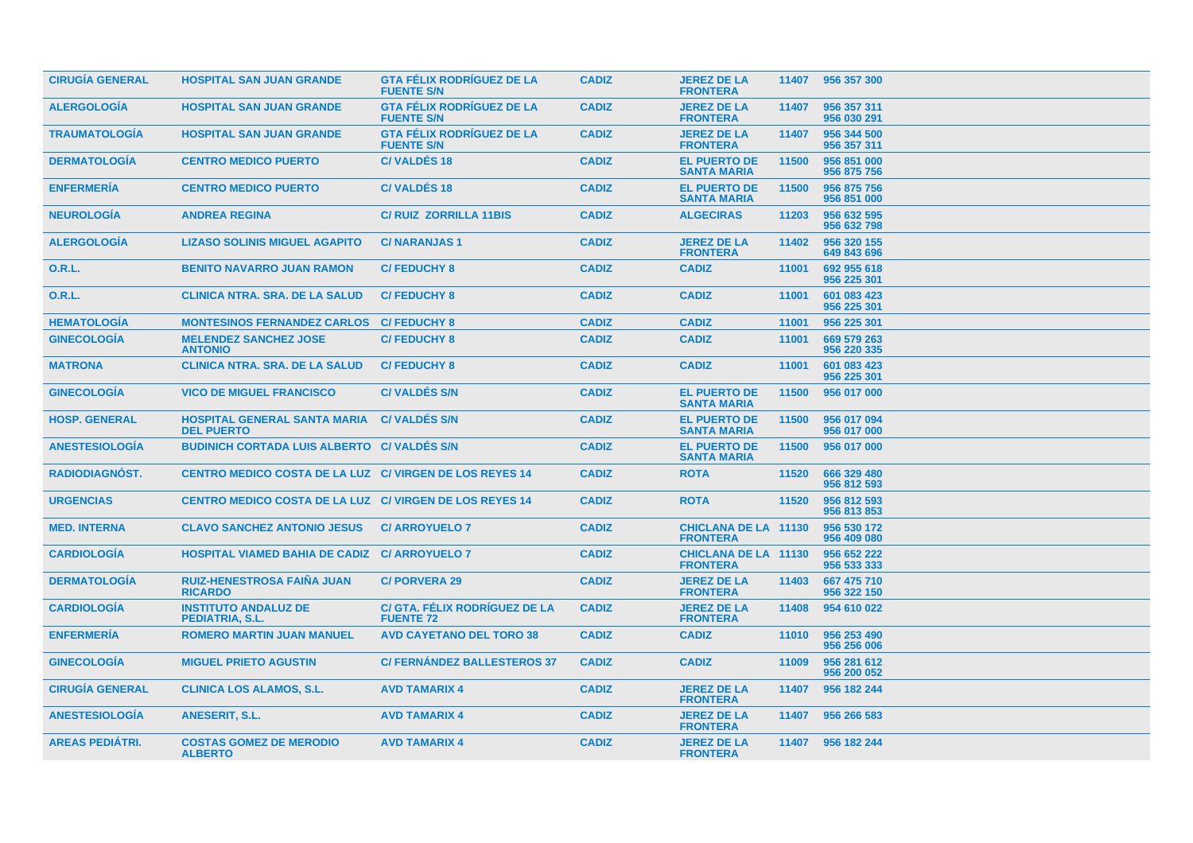| | | | | | | |
|---|---|---|---|---|---|---|
| **CIRUGÍA GENERAL** | **HOSPITAL SAN JUAN GRANDE** | **GTA FÉLIX RODRÍGUEZ DE LA FUENTE S/N** | **CADIZ** | **JEREZ DE LA FRONTERA** | **11407** | **956 357 300** |
| **ALERGOLOGÍA** | **HOSPITAL SAN JUAN GRANDE** | **GTA FÉLIX RODRÍGUEZ DE LA FUENTE S/N** | **CADIZ** | **JEREZ DE LA FRONTERA** | **11407** | **956 357 311 956 030 291** |
| **TRAUMATOLOGÍA** | **HOSPITAL SAN JUAN GRANDE** | **GTA FÉLIX RODRÍGUEZ DE LA FUENTE S/N** | **CADIZ** | **JEREZ DE LA FRONTERA** | **11407** | **956 344 500 956 357 311** |
| **DERMATOLOGÍA** | **CENTRO MEDICO PUERTO** | **C/ VALDÉS 18** | **CADIZ** | **EL PUERTO DE SANTA MARIA** | **11500** | **956 851 000 956 875 756** |
| **ENFERMERÍA** | **CENTRO MEDICO PUERTO** | **C/ VALDÉS 18** | **CADIZ** | **EL PUERTO DE SANTA MARIA** | **11500** | **956 875 756 956 851 000** |
| **NEUROLOGÍA** | **ANDREA REGINA** | **C/ RUIZ ZORRILLA 11BIS** | **CADIZ** | **ALGECIRAS** | **11203** | **956 632 595 956 632 798** |
| **ALERGOLOGÍA** | **LIZASO SOLINIS MIGUEL AGAPITO** | **C/ NARANJAS 1** | **CADIZ** | **JEREZ DE LA FRONTERA** | **11402** | **956 320 155 649 843 696** |
| **O.R.L.** | **BENITO NAVARRO JUAN RAMON** | **C/ FEDUCHY 8** | **CADIZ** | **CADIZ** | **11001** | **692 955 618 956 225 301** |
| **O.R.L.** | **CLINICA NTRA. SRA. DE LA SALUD** | **C/ FEDUCHY 8** | **CADIZ** | **CADIZ** | **11001** | **601 083 423 956 225 301** |
| **HEMATOLOGÍA** | **MONTESINOS FERNANDEZ CARLOS** | **C/ FEDUCHY 8** | **CADIZ** | **CADIZ** | **11001** | **956 225 301** |
| **GINECOLOGÍA** | **MELENDEZ SANCHEZ JOSE ANTONIO** | **C/ FEDUCHY 8** | **CADIZ** | **CADIZ** | **11001** | **669 579 263 956 220 335** |
| **MATRONA** | **CLINICA NTRA. SRA. DE LA SALUD** | **C/ FEDUCHY 8** | **CADIZ** | **CADIZ** | **11001** | **601 083 423 956 225 301** |
| **GINECOLOGÍA** | **VICO DE MIGUEL FRANCISCO** | **C/ VALDÉS S/N** | **CADIZ** | **EL PUERTO DE SANTA MARIA** | **11500** | **956 017 000** |
| **HOSP. GENERAL** | **HOSPITAL GENERAL SANTA MARIA DEL PUERTO** | **C/ VALDÉS S/N** | **CADIZ** | **EL PUERTO DE SANTA MARIA** | **11500** | **956 017 094 956 017 000** |
| **ANESTESIOLOGÍA** | **BUDINICH CORTADA LUIS ALBERTO** | **C/ VALDÉS S/N** | **CADIZ** | **EL PUERTO DE SANTA MARIA** | **11500** | **956 017 000** |
| **RADIODIAGNÓST.** | **CENTRO MEDICO COSTA DE LA LUZ** | **C/ VIRGEN DE LOS REYES 14** | **CADIZ** | **ROTA** | **11520** | **666 329 480 956 812 593** |
| **URGENCIAS** | **CENTRO MEDICO COSTA DE LA LUZ** | **C/ VIRGEN DE LOS REYES 14** | **CADIZ** | **ROTA** | **11520** | **956 812 593 956 813 853** |
| **MED. INTERNA** | **CLAVO SANCHEZ ANTONIO JESUS** | **C/ ARROYUELO 7** | **CADIZ** | **CHICLANA DE LA FRONTERA** | **11130** | **956 530 172 956 409 080** |
| **CARDIOLOGÍA** | **HOSPITAL VIAMED BAHIA DE CADIZ** | **C/ ARROYUELO 7** | **CADIZ** | **CHICLANA DE LA FRONTERA** | **11130** | **956 652 222 956 533 333** |
| **DERMATOLOGÍA** | **RUIZ-HENESTROSA FAIÑA JUAN RICARDO** | **C/ PORVERA 29** | **CADIZ** | **JEREZ DE LA FRONTERA** | **11403** | **667 475 710 956 322 150** |
| **CARDIOLOGÍA** | **INSTITUTO ANDALUZ DE PEDIATRIA, S.L.** | **C/ GTA. FÉLIX RODRÍGUEZ DE LA FUENTE 72** | **CADIZ** | **JEREZ DE LA FRONTERA** | **11408** | **954 610 022** |
| **ENFERMERÍA** | **ROMERO MARTIN JUAN MANUEL** | **AVD CAYETANO DEL TORO 38** | **CADIZ** | **CADIZ** | **11010** | **956 253 490 956 256 006** |
| **GINECOLOGÍA** | **MIGUEL PRIETO AGUSTIN** | **C/ FERNÁNDEZ BALLESTEROS 37** | **CADIZ** | **CADIZ** | **11009** | **956 281 612 956 200 052** |
| **CIRUGÍA GENERAL** | **CLINICA LOS ALAMOS, S.L.** | **AVD TAMARIX 4** | **CADIZ** | **JEREZ DE LA FRONTERA** | **11407** | **956 182 244** |
| **ANESTESIOLOGÍA** | **ANESERIT, S.L.** | **AVD TAMARIX 4** | **CADIZ** | **JEREZ DE LA FRONTERA** | **11407** | **956 266 583** |
| **AREAS PEDIÁTRI.** | **COSTAS GOMEZ DE MERODIO ALBERTO** | **AVD TAMARIX 4** | **CADIZ** | **JEREZ DE LA FRONTERA** | **11407** | **956 182 244** |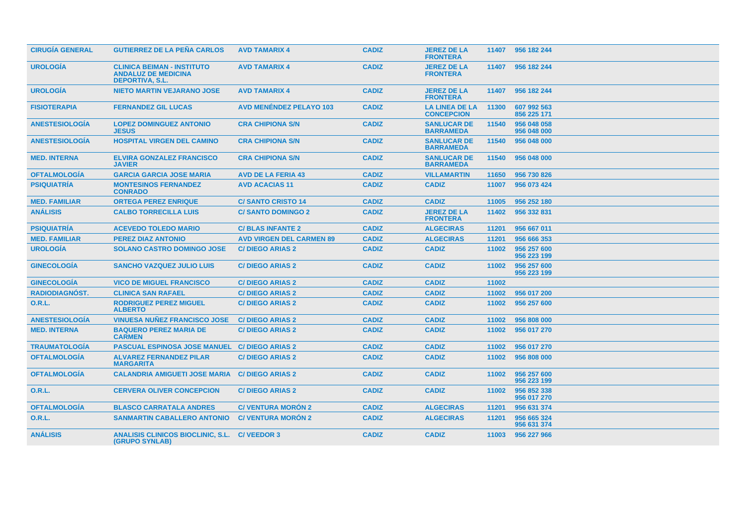| | | | | | | |
|---|---|---|---|---|---|---|
| **CIRUGÍA GENERAL** | **GUTIERREZ DE LA PEÑA CARLOS** | **AVD TAMARIX 4** | **CADIZ** | **JEREZ DE LA FRONTERA** | **11407** | **956 182 244** |
| **UROLOGÍA** | **CLINICA BEIMAN - INSTITUTO ANDALUZ DE MEDICINA DEPORTIVA, S.L.** | **AVD TAMARIX 4** | **CADIZ** | **JEREZ DE LA FRONTERA** | **11407** | **956 182 244** |
| **UROLOGÍA** | **NIETO MARTIN VEJARANO JOSE** | **AVD TAMARIX 4** | **CADIZ** | **JEREZ DE LA FRONTERA** | **11407** | **956 182 244** |
| **FISIOTERAPIA** | **FERNANDEZ GIL LUCAS** | **AVD MENÉNDEZ PELAYO 103** | **CADIZ** | **LA LINEA DE LA CONCEPCION** | **11300** | **607 992 563 856 225 171** |
| **ANESTESIOLOGÍA** | **LOPEZ DOMINGUEZ ANTONIO JESUS** | **CRA CHIPIONA S/N** | **CADIZ** | **SANLUCAR DE BARRAMEDA** | **11540** | **956 048 058 956 048 000** |
| **ANESTESIOLOGÍA** | **HOSPITAL VIRGEN DEL CAMINO** | **CRA CHIPIONA S/N** | **CADIZ** | **SANLUCAR DE BARRAMEDA** | **11540** | **956 048 000** |
| **MED. INTERNA** | **ELVIRA GONZALEZ FRANCISCO JAVIER** | **CRA CHIPIONA S/N** | **CADIZ** | **SANLUCAR DE BARRAMEDA** | **11540** | **956 048 000** |
| **OFTALMOLOGÍA** | **GARCIA GARCIA JOSE MARIA** | **AVD DE LA FERIA 43** | **CADIZ** | **VILLAMARTIN** | **11650** | **956 730 826** |
| **PSIQUIATRÍA** | **MONTESINOS FERNANDEZ CONRADO** | **AVD ACACIAS 11** | **CADIZ** | **CADIZ** | **11007** | **956 073 424** |
| **MED. FAMILIAR** | **ORTEGA PEREZ ENRIQUE** | **C/ SANTO CRISTO 14** | **CADIZ** | **CADIZ** | **11005** | **956 252 180** |
| **ANÁLISIS** | **CALBO TORRECILLA LUIS** | **C/ SANTO DOMINGO 2** | **CADIZ** | **JEREZ DE LA FRONTERA** | **11402** | **956 332 831** |
| **PSIQUIATRÍA** | **ACEVEDO TOLEDO MARIO** | **C/ BLAS INFANTE 2** | **CADIZ** | **ALGECIRAS** | **11201** | **956 667 011** |
| **MED. FAMILIAR** | **PEREZ DIAZ ANTONIO** | **AVD VIRGEN DEL CARMEN 89** | **CADIZ** | **ALGECIRAS** | **11201** | **956 666 353** |
| **UROLOGÍA** | **SOLANO CASTRO DOMINGO JOSE** | **C/ DIEGO ARIAS 2** | **CADIZ** | **CADIZ** | **11002** | **956 257 600 956 223 199** |
| **GINECOLOGÍA** | **SANCHO VAZQUEZ JULIO LUIS** | **C/ DIEGO ARIAS 2** | **CADIZ** | **CADIZ** | **11002** | **956 257 600 956 223 199** |
| **GINECOLOGÍA** | **VICO DE MIGUEL FRANCISCO** | **C/ DIEGO ARIAS 2** | **CADIZ** | **CADIZ** | **11002** | |
| **RADIODIAGNÓST.** | **CLINICA SAN RAFAEL** | **C/ DIEGO ARIAS 2** | **CADIZ** | **CADIZ** | **11002** | **956 017 200** |
| **O.R.L.** | **RODRIGUEZ PEREZ MIGUEL ALBERTO** | **C/ DIEGO ARIAS 2** | **CADIZ** | **CADIZ** | **11002** | **956 257 600** |
| **ANESTESIOLOGÍA** | **VINUESA NUÑEZ FRANCISCO JOSE** | **C/ DIEGO ARIAS 2** | **CADIZ** | **CADIZ** | **11002** | **956 808 000** |
| **MED. INTERNA** | **BAQUERO PEREZ MARIA DE CARMEN** | **C/ DIEGO ARIAS 2** | **CADIZ** | **CADIZ** | **11002** | **956 017 270** |
| **TRAUMATOLOGÍA** | **PASCUAL ESPINOSA JOSE MANUEL** | **C/ DIEGO ARIAS 2** | **CADIZ** | **CADIZ** | **11002** | **956 017 270** |
| **OFTALMOLOGÍA** | **ALVAREZ FERNANDEZ PILAR MARGARITA** | **C/ DIEGO ARIAS 2** | **CADIZ** | **CADIZ** | **11002** | **956 808 000** |
| **OFTALMOLOGÍA** | **CALANDRIA AMIGUETI JOSE MARIA** | **C/ DIEGO ARIAS 2** | **CADIZ** | **CADIZ** | **11002** | **956 257 600 956 223 199** |
| **O.R.L.** | **CERVERA OLIVER CONCEPCION** | **C/ DIEGO ARIAS 2** | **CADIZ** | **CADIZ** | **11002** | **956 852 338 956 017 270** |
| **OFTALMOLOGÍA** | **BLASCO CARRATALA ANDRES** | **C/ VENTURA MORÓN 2** | **CADIZ** | **ALGECIRAS** | **11201** | **956 631 374** |
| **O.R.L.** | **SANMARTIN CABALLERO ANTONIO** | **C/ VENTURA MORÓN 2** | **CADIZ** | **ALGECIRAS** | **11201** | **956 665 324 956 631 374** |
| **ANÁLISIS** | **ANALISIS CLINICOS BIOCLINIC, S.L. (GRUPO SYNLAB)** | **C/ VEEDOR 3** | **CADIZ** | **CADIZ** | **11003** | **956 227 966** |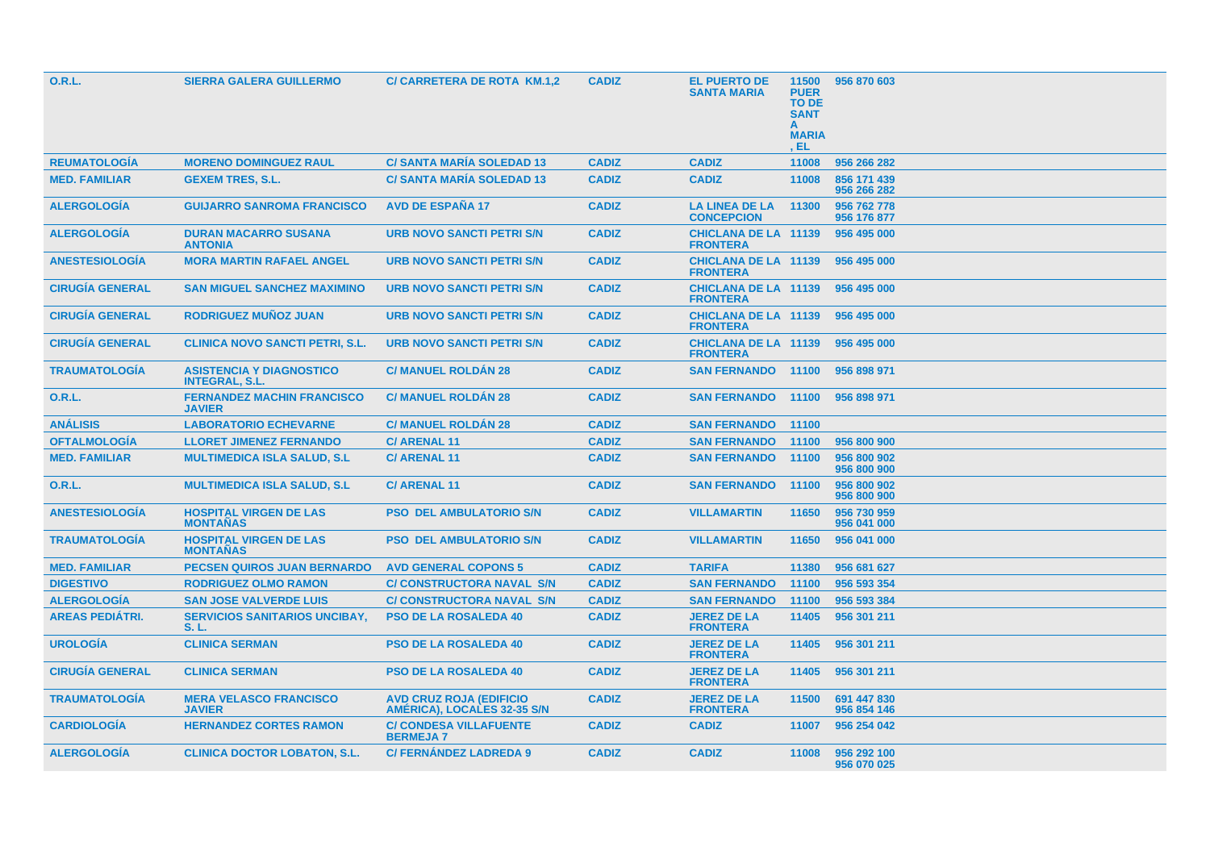| | | | | | | |
|---|---|---|---|---|---|---|
| O.R.L. | SIERRA GALERA GUILLERMO | C/ CARRETERA DE ROTA KM.1,2 | CADIZ | EL PUERTO DE SANTA MARIA | 11500 PUERTO DE SANTA MARIA, EL | 956 870 603 |
| REUMATOLOGÍA | MORENO DOMINGUEZ RAUL | C/ SANTA MARÍA SOLEDAD 13 | CADIZ | CADIZ | 11008 | 956 266 282 |
| MED. FAMILIAR | GEXEM TRES, S.L. | C/ SANTA MARÍA SOLEDAD 13 | CADIZ | CADIZ | 11008 | 856 171 439<br>956 266 282 |
| ALERGOLOGÍA | GUIJARRO SANROMA FRANCISCO | AVD DE ESPAÑA 17 | CADIZ | LA LINEA DE LA CONCEPCION | 11300 | 956 762 778<br>956 176 877 |
| ALERGOLOGÍA | DURAN MACARRO SUSANA ANTONIA | URB NOVO SANCTI PETRI S/N | CADIZ | CHICLANA DE LA FRONTERA | 11139 | 956 495 000 |
| ANESTESIOLOGÍA | MORA MARTIN RAFAEL ANGEL | URB NOVO SANCTI PETRI S/N | CADIZ | CHICLANA DE LA FRONTERA | 11139 | 956 495 000 |
| CIRUGÍA GENERAL | SAN MIGUEL SANCHEZ MAXIMINO | URB NOVO SANCTI PETRI S/N | CADIZ | CHICLANA DE LA FRONTERA | 11139 | 956 495 000 |
| CIRUGÍA GENERAL | RODRIGUEZ MUÑOZ JUAN | URB NOVO SANCTI PETRI S/N | CADIZ | CHICLANA DE LA FRONTERA | 11139 | 956 495 000 |
| CIRUGÍA GENERAL | CLINICA NOVO SANCTI PETRI, S.L. | URB NOVO SANCTI PETRI S/N | CADIZ | CHICLANA DE LA FRONTERA | 11139 | 956 495 000 |
| TRAUMATOLOGÍA | ASISTENCIA Y DIAGNOSTICO INTEGRAL, S.L. | C/ MANUEL ROLDÁN 28 | CADIZ | SAN FERNANDO | 11100 | 956 898 971 |
| O.R.L. | FERNANDEZ MACHIN FRANCISCO JAVIER | C/ MANUEL ROLDÁN 28 | CADIZ | SAN FERNANDO | 11100 | 956 898 971 |
| ANÁLISIS | LABORATORIO ECHEVARNE | C/ MANUEL ROLDÁN 28 | CADIZ | SAN FERNANDO | 11100 | |
| OFTALMOLOGÍA | LLORET JIMENEZ FERNANDO | C/ ARENAL 11 | CADIZ | SAN FERNANDO | 11100 | 956 800 900 |
| MED. FAMILIAR | MULTIMEDICA ISLA SALUD, S.L | C/ ARENAL 11 | CADIZ | SAN FERNANDO | 11100 | 956 800 902<br>956 800 900 |
| O.R.L. | MULTIMEDICA ISLA SALUD, S.L | C/ ARENAL 11 | CADIZ | SAN FERNANDO | 11100 | 956 800 902<br>956 800 900 |
| ANESTESIOLOGÍA | HOSPITAL VIRGEN DE LAS MONTAÑAS | PSO DEL AMBULATORIO S/N | CADIZ | VILLAMARTIN | 11650 | 956 730 959<br>956 041 000 |
| TRAUMATOLOGÍA | HOSPITAL VIRGEN DE LAS MONTAÑAS | PSO DEL AMBULATORIO S/N | CADIZ | VILLAMARTIN | 11650 | 956 041 000 |
| MED. FAMILIAR | PECSEN QUIROS JUAN BERNARDO | AVD GENERAL COPONS 5 | CADIZ | TARIFA | 11380 | 956 681 627 |
| DIGESTIVO | RODRIGUEZ OLMO RAMON | C/ CONSTRUCTORA NAVAL S/N | CADIZ | SAN FERNANDO | 11100 | 956 593 354 |
| ALERGOLOGÍA | SAN JOSE VALVERDE LUIS | C/ CONSTRUCTORA NAVAL S/N | CADIZ | SAN FERNANDO | 11100 | 956 593 384 |
| AREAS PEDIÁTRI. | SERVICIOS SANITARIOS UNCIBAY, S. L. | PSO DE LA ROSALEDA 40 | CADIZ | JEREZ DE LA FRONTERA | 11405 | 956 301 211 |
| UROLOGÍA | CLINICA SERMAN | PSO DE LA ROSALEDA 40 | CADIZ | JEREZ DE LA FRONTERA | 11405 | 956 301 211 |
| CIRUGÍA GENERAL | CLINICA SERMAN | PSO DE LA ROSALEDA 40 | CADIZ | JEREZ DE LA FRONTERA | 11405 | 956 301 211 |
| TRAUMATOLOGÍA | MERA VELASCO FRANCISCO JAVIER | AVD CRUZ ROJA (EDIFICIO AMÉRICA), LOCALES 32-35 S/N | CADIZ | JEREZ DE LA FRONTERA | 11500 | 691 447 830<br>956 854 146 |
| CARDIOLOGÍA | HERNANDEZ CORTES RAMON | C/ CONDESA VILLAFUENTE BERMEJA 7 | CADIZ | CADIZ | 11007 | 956 254 042 |
| ALERGOLOGÍA | CLINICA DOCTOR LOBATON, S.L. | C/ FERNÁNDEZ LADREDA 9 | CADIZ | CADIZ | 11008 | 956 292 100<br>956 070 025 |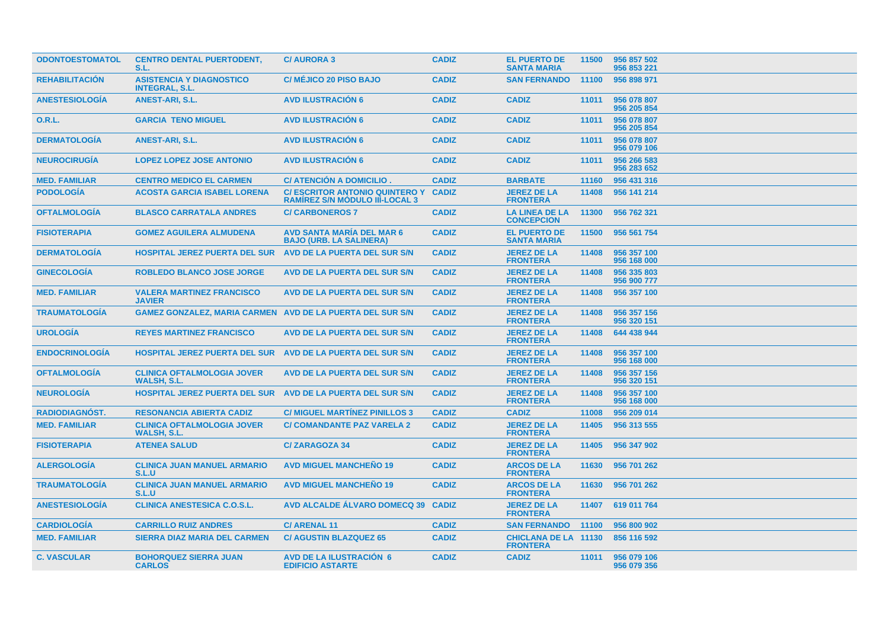| | | | | | | |
|---|---|---|---|---|---|---|
| ODONTOESTOMATOL | CENTRO DENTAL PUERTODENT, S.L. | C/ AURORA 3 | CADIZ | EL PUERTO DE SANTA MARIA | 11500 | 956 857 502 956 853 221 |
| REHABILITACIÓN | ASISTENCIA Y DIAGNOSTICO INTEGRAL, S.L. | C/ MÉJICO 20 PISO BAJO | CADIZ | SAN FERNANDO | 11100 | 956 898 971 |
| ANESTESIOLOGÍA | ANEST-ARI, S.L. | AVD ILUSTRACIÓN 6 | CADIZ | CADIZ | 11011 | 956 078 807 956 205 854 |
| O.R.L. | GARCIA TENO MIGUEL | AVD ILUSTRACIÓN 6 | CADIZ | CADIZ | 11011 | 956 078 807 956 205 854 |
| DERMATOLOGÍA | ANEST-ARI, S.L. | AVD ILUSTRACIÓN 6 | CADIZ | CADIZ | 11011 | 956 078 807 956 079 106 |
| NEUROCIRUGÍA | LOPEZ LOPEZ JOSE ANTONIO | AVD ILUSTRACIÓN 6 | CADIZ | CADIZ | 11011 | 956 266 583 956 283 652 |
| MED. FAMILIAR | CENTRO MEDICO EL CARMEN | C/ ATENCIÓN A DOMICILIO . | CADIZ | BARBATE | 11160 | 956 431 316 |
| PODOLOGÍA | ACOSTA GARCIA ISABEL LORENA | C/ ESCRITOR ANTONIO QUINTERO Y RAMÍREZ S/N MÓDULO III-LOCAL 3 | CADIZ | JEREZ DE LA FRONTERA | 11408 | 956 141 214 |
| OFTALMOLOGÍA | BLASCO CARRATALA ANDRES | C/ CARBONEROS 7 | CADIZ | LA LINEA DE LA CONCEPCION | 11300 | 956 762 321 |
| FISIOTERAPIA | GOMEZ AGUILERA ALMUDENA | AVD SANTA MARÍA DEL MAR 6 BAJO (URB. LA SALINERA) | CADIZ | EL PUERTO DE SANTA MARIA | 11500 | 956 561 754 |
| DERMATOLOGÍA | HOSPITAL JEREZ PUERTA DEL SUR | AVD DE LA PUERTA DEL SUR S/N | CADIZ | JEREZ DE LA FRONTERA | 11408 | 956 357 100 956 168 000 |
| GINECOLOGÍA | ROBLEDO BLANCO JOSE JORGE | AVD DE LA PUERTA DEL SUR S/N | CADIZ | JEREZ DE LA FRONTERA | 11408 | 956 335 803 956 900 777 |
| MED. FAMILIAR | VALERA MARTINEZ FRANCISCO JAVIER | AVD DE LA PUERTA DEL SUR S/N | CADIZ | JEREZ DE LA FRONTERA | 11408 | 956 357 100 |
| TRAUMATOLOGÍA | GAMEZ GONZALEZ, MARIA CARMEN | AVD DE LA PUERTA DEL SUR S/N | CADIZ | JEREZ DE LA FRONTERA | 11408 | 956 357 156 956 320 151 |
| UROLOGÍA | REYES MARTINEZ FRANCISCO | AVD DE LA PUERTA DEL SUR S/N | CADIZ | JEREZ DE LA FRONTERA | 11408 | 644 438 944 |
| ENDOCRINOLOGÍA | HOSPITAL JEREZ PUERTA DEL SUR | AVD DE LA PUERTA DEL SUR S/N | CADIZ | JEREZ DE LA FRONTERA | 11408 | 956 357 100 956 168 000 |
| OFTALMOLOGÍA | CLINICA OFTALMOLOGIA JOVER WALSH, S.L. | AVD DE LA PUERTA DEL SUR S/N | CADIZ | JEREZ DE LA FRONTERA | 11408 | 956 357 156 956 320 151 |
| NEUROLOGÍA | HOSPITAL JEREZ PUERTA DEL SUR | AVD DE LA PUERTA DEL SUR S/N | CADIZ | JEREZ DE LA FRONTERA | 11408 | 956 357 100 956 168 000 |
| RADIODIAGNÓST. | RESONANCIA ABIERTA CADIZ | C/ MIGUEL MARTÍNEZ PINILLOS 3 | CADIZ | CADIZ | 11008 | 956 209 014 |
| MED. FAMILIAR | CLINICA OFTALMOLOGIA JOVER WALSH, S.L. | C/ COMANDANTE PAZ VARELA 2 | CADIZ | JEREZ DE LA FRONTERA | 11405 | 956 313 555 |
| FISIOTERAPIA | ATENEA SALUD | C/ ZARAGOZA 34 | CADIZ | JEREZ DE LA FRONTERA | 11405 | 956 347 902 |
| ALERGOLOGÍA | CLINICA JUAN MANUEL ARMARIO S.L.U | AVD MIGUEL MANCHEÑO 19 | CADIZ | ARCOS DE LA FRONTERA | 11630 | 956 701 262 |
| TRAUMATOLOGÍA | CLINICA JUAN MANUEL ARMARIO S.L.U | AVD MIGUEL MANCHEÑO 19 | CADIZ | ARCOS DE LA FRONTERA | 11630 | 956 701 262 |
| ANESTESIOLOGÍA | CLINICA ANESTESICA C.O.S.L. | AVD ALCALDE ÁLVARO DOMECQ 39 | CADIZ | JEREZ DE LA FRONTERA | 11407 | 619 011 764 |
| CARDIOLOGÍA | CARRILLO RUIZ ANDRES | C/ ARENAL 11 | CADIZ | SAN FERNANDO | 11100 | 956 800 902 |
| MED. FAMILIAR | SIERRA DIAZ MARIA DEL CARMEN | C/ AGUSTIN BLAZQUEZ 65 | CADIZ | CHICLANA DE LA FRONTERA | 11130 | 856 116 592 |
| C. VASCULAR | BOHORQUEZ SIERRA JUAN CARLOS | AVD DE LA ILUSTRACIÓN 6 EDIFICIO ASTARTE | CADIZ | CADIZ | 11011 | 956 079 106 956 079 356 |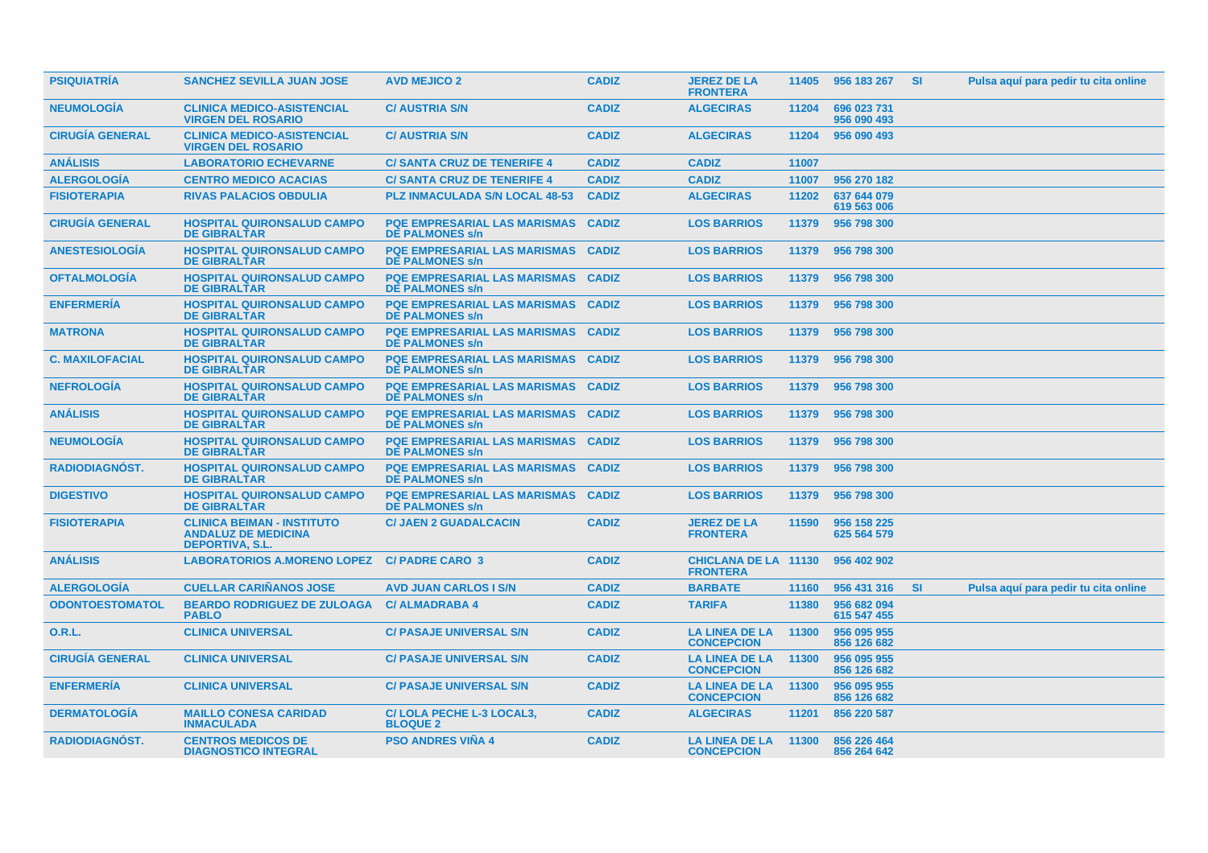| | | | | | | | | |
|---|---|---|---|---|---|---|---|---|
| **PSIQUIATRÍA** | **SANCHEZ SEVILLA JUAN JOSE** | **AVD MEJICO 2** | **CADIZ** | **JEREZ DE LA FRONTERA** | **11405** | **956 183 267** | **SI** | **Pulsa aquí para pedir tu cita online** |
| **NEUMOLOGÍA** | **CLINICA MEDICO-ASISTENCIAL VIRGEN DEL ROSARIO** | **C/ AUSTRIA S/N** | **CADIZ** | **ALGECIRAS** | **11204** | **696 023 731 956 090 493** | | |
| **CIRUGÍA GENERAL** | **CLINICA MEDICO-ASISTENCIAL VIRGEN DEL ROSARIO** | **C/ AUSTRIA S/N** | **CADIZ** | **ALGECIRAS** | **11204** | **956 090 493** | | |
| **ANÁLISIS** | **LABORATORIO ECHEVARNE** | **C/ SANTA CRUZ DE TENERIFE 4** | **CADIZ** | **CADIZ** | **11007** | | | |
| **ALERGOLOGÍA** | **CENTRO MEDICO ACACIAS** | **C/ SANTA CRUZ DE TENERIFE 4** | **CADIZ** | **CADIZ** | **11007** | **956 270 182** | | |
| **FISIOTERAPIA** | **RIVAS PALACIOS OBDULIA** | **PLZ INMACULADA S/N LOCAL 48-53** | **CADIZ** | **ALGECIRAS** | **11202** | **637 644 079 619 563 006** | | |
| **CIRUGÍA GENERAL** | **HOSPITAL QUIRONSALUD CAMPO DE GIBRALTAR** | **PQE EMPRESARIAL LAS MARISMAS DE PALMONES s/n** | **CADIZ** | **LOS BARRIOS** | **11379** | **956 798 300** | | |
| **ANESTESIOLOGÍA** | **HOSPITAL QUIRONSALUD CAMPO DE GIBRALTAR** | **PQE EMPRESARIAL LAS MARISMAS DE PALMONES s/n** | **CADIZ** | **LOS BARRIOS** | **11379** | **956 798 300** | | |
| **OFTALMOLOGÍA** | **HOSPITAL QUIRONSALUD CAMPO DE GIBRALTAR** | **PQE EMPRESARIAL LAS MARISMAS DE PALMONES s/n** | **CADIZ** | **LOS BARRIOS** | **11379** | **956 798 300** | | |
| **ENFERMERÍA** | **HOSPITAL QUIRONSALUD CAMPO DE GIBRALTAR** | **PQE EMPRESARIAL LAS MARISMAS DE PALMONES s/n** | **CADIZ** | **LOS BARRIOS** | **11379** | **956 798 300** | | |
| **MATRONA** | **HOSPITAL QUIRONSALUD CAMPO DE GIBRALTAR** | **PQE EMPRESARIAL LAS MARISMAS DE PALMONES s/n** | **CADIZ** | **LOS BARRIOS** | **11379** | **956 798 300** | | |
| **C. MAXILOFACIAL** | **HOSPITAL QUIRONSALUD CAMPO DE GIBRALTAR** | **PQE EMPRESARIAL LAS MARISMAS DE PALMONES s/n** | **CADIZ** | **LOS BARRIOS** | **11379** | **956 798 300** | | |
| **NEFROLOGÍA** | **HOSPITAL QUIRONSALUD CAMPO DE GIBRALTAR** | **PQE EMPRESARIAL LAS MARISMAS DE PALMONES s/n** | **CADIZ** | **LOS BARRIOS** | **11379** | **956 798 300** | | |
| **ANÁLISIS** | **HOSPITAL QUIRONSALUD CAMPO DE GIBRALTAR** | **PQE EMPRESARIAL LAS MARISMAS DE PALMONES s/n** | **CADIZ** | **LOS BARRIOS** | **11379** | **956 798 300** | | |
| **NEUMOLOGÍA** | **HOSPITAL QUIRONSALUD CAMPO DE GIBRALTAR** | **PQE EMPRESARIAL LAS MARISMAS DE PALMONES s/n** | **CADIZ** | **LOS BARRIOS** | **11379** | **956 798 300** | | |
| **RADIODIAGNÓST.** | **HOSPITAL QUIRONSALUD CAMPO DE GIBRALTAR** | **PQE EMPRESARIAL LAS MARISMAS DE PALMONES s/n** | **CADIZ** | **LOS BARRIOS** | **11379** | **956 798 300** | | |
| **DIGESTIVO** | **HOSPITAL QUIRONSALUD CAMPO DE GIBRALTAR** | **PQE EMPRESARIAL LAS MARISMAS DE PALMONES s/n** | **CADIZ** | **LOS BARRIOS** | **11379** | **956 798 300** | | |
| **FISIOTERAPIA** | **CLINICA BEIMAN - INSTITUTO ANDALUZ DE MEDICINA DEPORTIVA, S.L.** | **C/ JAEN 2 GUADALCACIN** | **CADIZ** | **JEREZ DE LA FRONTERA** | **11590** | **956 158 225 625 564 579** | | |
| **ANÁLISIS** | **LABORATORIOS A.MORENO LOPEZ** | **C/ PADRE CARO 3** | **CADIZ** | **CHICLANA DE LA FRONTERA** | **11130** | **956 402 902** | | |
| **ALERGOLOGÍA** | **CUELLAR CARIÑANOS JOSE** | **AVD JUAN CARLOS I S/N** | **CADIZ** | **BARBATE** | **11160** | **956 431 316** | **SI** | **Pulsa aquí para pedir tu cita online** |
| **ODONTOESTOMATOL** | **BEARDO RODRIGUEZ DE ZULOAGA PABLO** | **C/ ALMADRABA 4** | **CADIZ** | **TARIFA** | **11380** | **956 682 094 615 547 455** | | |
| **O.R.L.** | **CLINICA UNIVERSAL** | **C/ PASAJE UNIVERSAL S/N** | **CADIZ** | **LA LINEA DE LA CONCEPCION** | **11300** | **956 095 955 856 126 682** | | |
| **CIRUGÍA GENERAL** | **CLINICA UNIVERSAL** | **C/ PASAJE UNIVERSAL S/N** | **CADIZ** | **LA LINEA DE LA CONCEPCION** | **11300** | **956 095 955 856 126 682** | | |
| **ENFERMERÍA** | **CLINICA UNIVERSAL** | **C/ PASAJE UNIVERSAL S/N** | **CADIZ** | **LA LINEA DE LA CONCEPCION** | **11300** | **956 095 955 856 126 682** | | |
| **DERMATOLOGÍA** | **MAILLO CONESA CARIDAD INMACULADA** | **C/ LOLA PECHE L-3 LOCAL3, BLOQUE 2** | **CADIZ** | **ALGECIRAS** | **11201** | **856 220 587** | | |
| **RADIODIAGNÓST.** | **CENTROS MEDICOS DE DIAGNOSTICO INTEGRAL** | **PSO ANDRES VIÑA 4** | **CADIZ** | **LA LINEA DE LA CONCEPCION** | **11300** | **856 226 464 856 264 642** | | |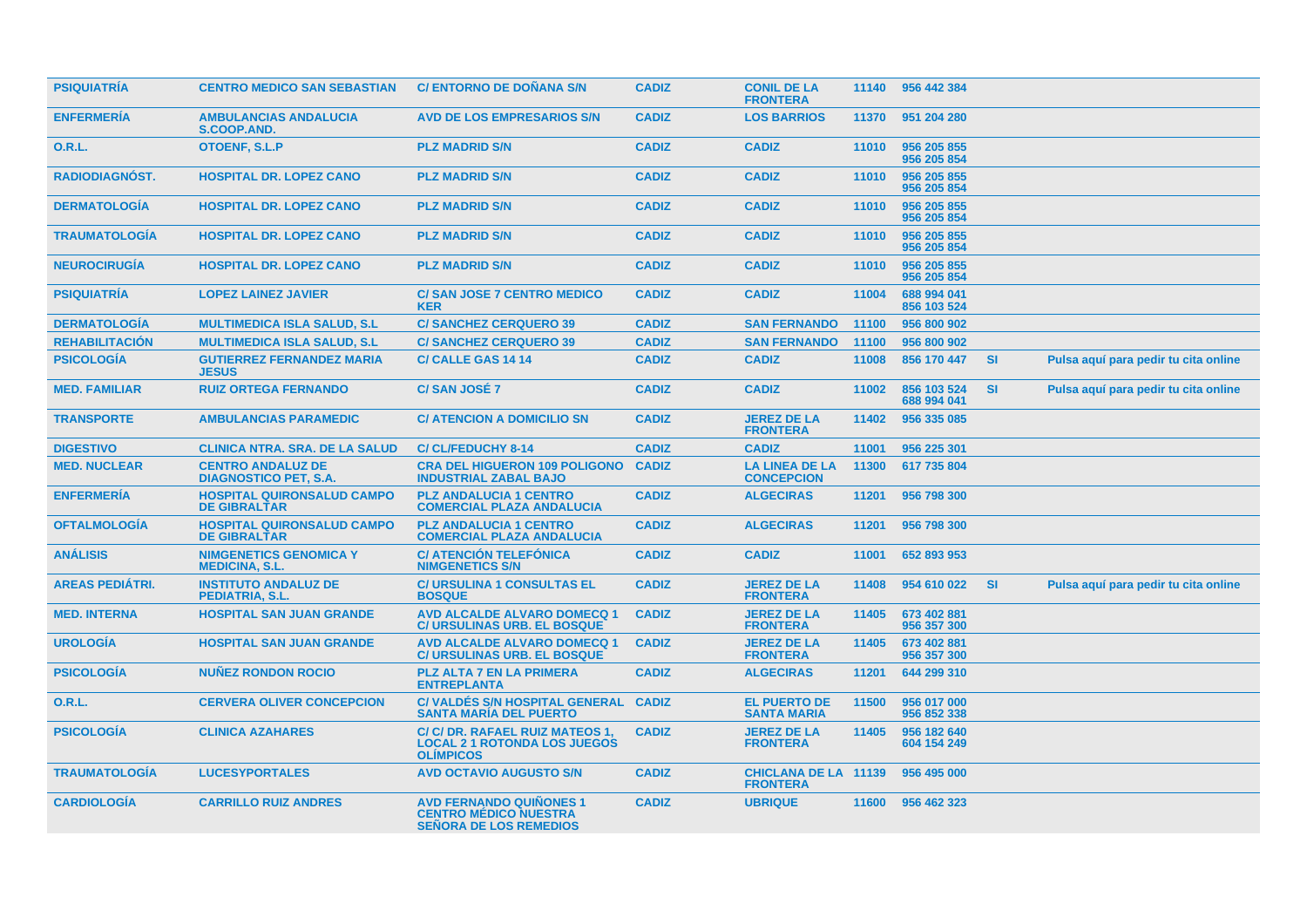| | | | | | | | | |
|---|---|---|---|---|---|---|---|---|
| PSIQUIATRÍA | CENTRO MEDICO SAN SEBASTIAN | C/ ENTORNO DE DOÑANA S/N | CADIZ | CONIL DE LA FRONTERA | 11140 | 956 442 384 | | |
| ENFERMERÍA | AMBULANCIAS ANDALUCIA S.COOP.AND. | AVD DE LOS EMPRESARIOS S/N | CADIZ | LOS BARRIOS | 11370 | 951 204 280 | | |
| O.R.L. | OTOENF, S.L.P | PLZ MADRID S/N | CADIZ | CADIZ | 11010 | 956 205 855 956 205 854 | | |
| RADIODIAGNÓST. | HOSPITAL DR. LOPEZ CANO | PLZ MADRID S/N | CADIZ | CADIZ | 11010 | 956 205 855 956 205 854 | | |
| DERMATOLOGÍA | HOSPITAL DR. LOPEZ CANO | PLZ MADRID S/N | CADIZ | CADIZ | 11010 | 956 205 855 956 205 854 | | |
| TRAUMATOLOGÍA | HOSPITAL DR. LOPEZ CANO | PLZ MADRID S/N | CADIZ | CADIZ | 11010 | 956 205 855 956 205 854 | | |
| NEUROCIRUGÍA | HOSPITAL DR. LOPEZ CANO | PLZ MADRID S/N | CADIZ | CADIZ | 11010 | 956 205 855 956 205 854 | | |
| PSIQUIATRÍA | LOPEZ LAINEZ JAVIER | C/ SAN JOSE 7 CENTRO MEDICO KER | CADIZ | CADIZ | 11004 | 688 994 041 856 103 524 | | |
| DERMATOLOGÍA | MULTIMEDICA ISLA SALUD, S.L | C/ SANCHEZ CERQUERO 39 | CADIZ | SAN FERNANDO | 11100 | 956 800 902 | | |
| REHABILITACIÓN | MULTIMEDICA ISLA SALUD, S.L | C/ SANCHEZ CERQUERO 39 | CADIZ | SAN FERNANDO | 11100 | 956 800 902 | | |
| PSICOLOGÍA | GUTIERREZ FERNANDEZ MARIA JESUS | C/ CALLE GAS 14 14 | CADIZ | CADIZ | 11008 | 856 170 447 | SI | Pulsa aquí para pedir tu cita online |
| MED. FAMILIAR | RUIZ ORTEGA FERNANDO | C/ SAN JOSÉ 7 | CADIZ | CADIZ | 11002 | 856 103 524 688 994 041 | SI | Pulsa aquí para pedir tu cita online |
| TRANSPORTE | AMBULANCIAS PARAMEDIC | C/ ATENCION A DOMICILIO SN | CADIZ | JEREZ DE LA FRONTERA | 11402 | 956 335 085 | | |
| DIGESTIVO | CLINICA NTRA. SRA. DE LA SALUD | C/ CL/FEDUCHY 8-14 | CADIZ | CADIZ | 11001 | 956 225 301 | | |
| MED. NUCLEAR | CENTRO ANDALUZ DE DIAGNOSTICO PET, S.A. | CRA DEL HIGUERON 109 POLIGONO INDUSTRIAL ZABAL BAJO | CADIZ | LA LINEA DE LA CONCEPCION | 11300 | 617 735 804 | | |
| ENFERMERÍA | HOSPITAL QUIRONSALUD CAMPO DE GIBRALTAR | PLZ ANDALUCIA 1 CENTRO COMERCIAL PLAZA ANDALUCIA | CADIZ | ALGECIRAS | 11201 | 956 798 300 | | |
| OFTALMOLOGÍA | HOSPITAL QUIRONSALUD CAMPO DE GIBRALTAR | PLZ ANDALUCIA 1 CENTRO COMERCIAL PLAZA ANDALUCIA | CADIZ | ALGECIRAS | 11201 | 956 798 300 | | |
| ANÁLISIS | NIMGENETICS GENOMICA Y MEDICINA, S.L. | C/ ATENCIÓN TELEFÓNICA NIMGENETICS S/N | CADIZ | CADIZ | 11001 | 652 893 953 | | |
| AREAS PEDIÁTRI. | INSTITUTO ANDALUZ DE PEDIATRIA, S.L. | C/ URSULINA 1 CONSULTAS EL BOSQUE | CADIZ | JEREZ DE LA FRONTERA | 11408 | 954 610 022 | SI | Pulsa aquí para pedir tu cita online |
| MED. INTERNA | HOSPITAL SAN JUAN GRANDE | AVD ALCALDE ALVARO DOMECQ 1 C/ URSULINAS URB. EL BOSQUE | CADIZ | JEREZ DE LA FRONTERA | 11405 | 673 402 881 956 357 300 | | |
| UROLOGÍA | HOSPITAL SAN JUAN GRANDE | AVD ALCALDE ALVARO DOMECQ 1 C/ URSULINAS URB. EL BOSQUE | CADIZ | JEREZ DE LA FRONTERA | 11405 | 673 402 881 956 357 300 | | |
| PSICOLOGÍA | NUÑEZ RONDON ROCIO | PLZ ALTA 7 EN LA PRIMERA ENTREPLANTA | CADIZ | ALGECIRAS | 11201 | 644 299 310 | | |
| O.R.L. | CERVERA OLIVER CONCEPCION | C/ VALDÉS S/N HOSPITAL GENERAL SANTA MARIA DEL PUERTO | CADIZ | EL PUERTO DE SANTA MARIA | 11500 | 956 017 000 956 852 338 | | |
| PSICOLOGÍA | CLINICA AZAHARES | C/ C/ DR. RAFAEL RUIZ MATEOS 1, LOCAL 2 1 ROTONDA LOS JUEGOS OLÍMPICOS | CADIZ | JEREZ DE LA FRONTERA | 11405 | 956 182 640 604 154 249 | | |
| TRAUMATOLOGÍA | LUCESYPORTALES | AVD OCTAVIO AUGUSTO S/N | CADIZ | CHICLANA DE LA FRONTERA | 11139 | 956 495 000 | | |
| CARDIOLOGÍA | CARRILLO RUIZ ANDRES | AVD FERNANDO QUIÑONES 1 CENTRO MÉDICO NUESTRA SEÑORA DE LOS REMEDIOS | CADIZ | UBRIQUE | 11600 | 956 462 323 | | |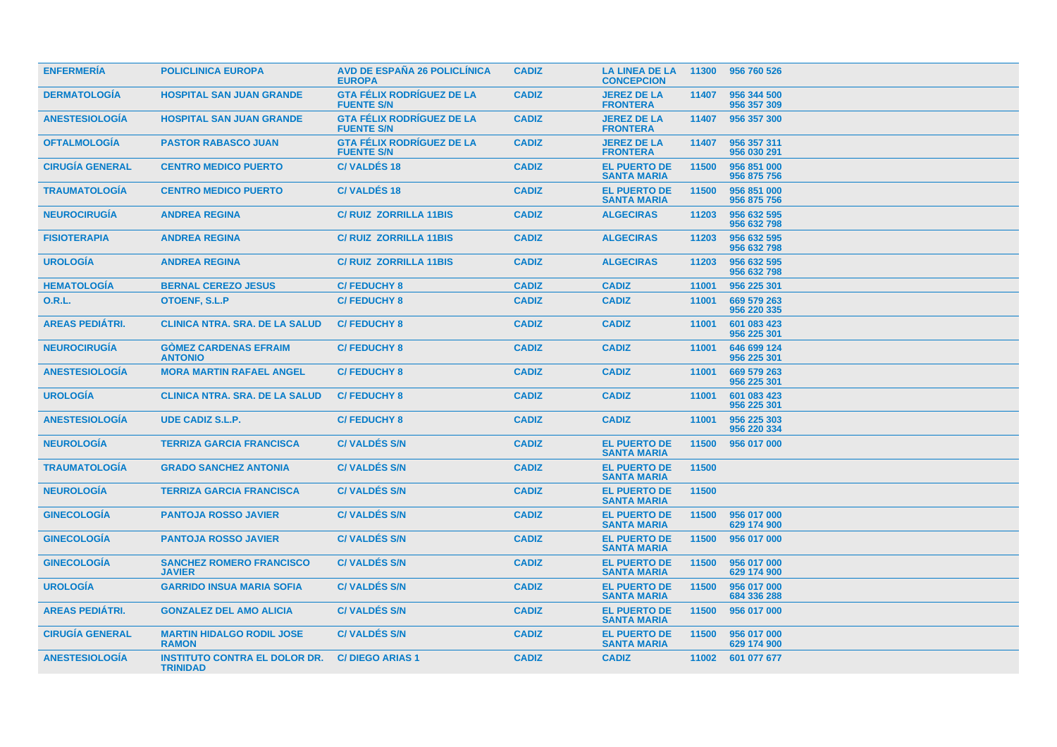| | | | | | | |
|---|---|---|---|---|---|---|
| ENFERMERÍA | POLICLINICA EUROPA | AVD DE ESPAÑA 26 POLICLÍNICA EUROPA | CADIZ | LA LINEA DE LA CONCEPCION | 11300 | 956 760 526 |
| DERMATOLOGÍA | HOSPITAL SAN JUAN GRANDE | GTA FÉLIX RODRÍGUEZ DE LA FUENTE S/N | CADIZ | JEREZ DE LA FRONTERA | 11407 | 956 344 500<br>956 357 309 |
| ANESTESIOLOGÍA | HOSPITAL SAN JUAN GRANDE | GTA FÉLIX RODRÍGUEZ DE LA FUENTE S/N | CADIZ | JEREZ DE LA FRONTERA | 11407 | 956 357 300 |
| OFTALMOLOGÍA | PASTOR RABASCO JUAN | GTA FÉLIX RODRÍGUEZ DE LA FUENTE S/N | CADIZ | JEREZ DE LA FRONTERA | 11407 | 956 357 311<br>956 030 291 |
| CIRUGÍA GENERAL | CENTRO MEDICO PUERTO | C/ VALDÉS 18 | CADIZ | EL PUERTO DE SANTA MARIA | 11500 | 956 851 000<br>956 875 756 |
| TRAUMATOLOGÍA | CENTRO MEDICO PUERTO | C/ VALDÉS 18 | CADIZ | EL PUERTO DE SANTA MARIA | 11500 | 956 851 000<br>956 875 756 |
| NEUROCIRUGÍA | ANDREA REGINA | C/ RUIZ ZORRILLA 11BIS | CADIZ | ALGECIRAS | 11203 | 956 632 595<br>956 632 798 |
| FISIOTERAPIA | ANDREA REGINA | C/ RUIZ ZORRILLA 11BIS | CADIZ | ALGECIRAS | 11203 | 956 632 595<br>956 632 798 |
| UROLOGÍA | ANDREA REGINA | C/ RUIZ ZORRILLA 11BIS | CADIZ | ALGECIRAS | 11203 | 956 632 595<br>956 632 798 |
| HEMATOLOGÍA | BERNAL CEREZO JESUS | C/ FEDUCHY 8 | CADIZ | CADIZ | 11001 | 956 225 301 |
| O.R.L. | OTOENF, S.L.P | C/ FEDUCHY 8 | CADIZ | CADIZ | 11001 | 669 579 263<br>956 220 335 |
| AREAS PEDIÁTRI. | CLINICA NTRA. SRA. DE LA SALUD | C/ FEDUCHY 8 | CADIZ | CADIZ | 11001 | 601 083 423<br>956 225 301 |
| NEUROCIRUGÍA | GÒMEZ CARDENAS EFRAIM ANTONIO | C/ FEDUCHY 8 | CADIZ | CADIZ | 11001 | 646 699 124<br>956 225 301 |
| ANESTESIOLOGÍA | MORA MARTIN RAFAEL ANGEL | C/ FEDUCHY 8 | CADIZ | CADIZ | 11001 | 669 579 263<br>956 225 301 |
| UROLOGÍA | CLINICA NTRA. SRA. DE LA SALUD | C/ FEDUCHY 8 | CADIZ | CADIZ | 11001 | 601 083 423<br>956 225 301 |
| ANESTESIOLOGÍA | UDE CADIZ S.L.P. | C/ FEDUCHY 8 | CADIZ | CADIZ | 11001 | 956 225 303<br>956 220 334 |
| NEUROLOGÍA | TERRIZA GARCIA FRANCISCA | C/ VALDÉS S/N | CADIZ | EL PUERTO DE SANTA MARIA | 11500 | 956 017 000 |
| TRAUMATOLOGÍA | GRADO SANCHEZ ANTONIA | C/ VALDÉS S/N | CADIZ | EL PUERTO DE SANTA MARIA | 11500 | |
| NEUROLOGÍA | TERRIZA GARCIA FRANCISCA | C/ VALDÉS S/N | CADIZ | EL PUERTO DE SANTA MARIA | 11500 | |
| GINECOLOGÍA | PANTOJA ROSSO JAVIER | C/ VALDÉS S/N | CADIZ | EL PUERTO DE SANTA MARIA | 11500 | 956 017 000<br>629 174 900 |
| GINECOLOGÍA | PANTOJA ROSSO JAVIER | C/ VALDÉS S/N | CADIZ | EL PUERTO DE SANTA MARIA | 11500 | 956 017 000 |
| GINECOLOGÍA | SANCHEZ ROMERO FRANCISCO JAVIER | C/ VALDÉS S/N | CADIZ | EL PUERTO DE SANTA MARIA | 11500 | 956 017 000<br>629 174 900 |
| UROLOGÍA | GARRIDO INSUA MARIA SOFIA | C/ VALDÉS S/N | CADIZ | EL PUERTO DE SANTA MARIA | 11500 | 956 017 000<br>684 336 288 |
| AREAS PEDIÁTRI. | GONZALEZ DEL AMO ALICIA | C/ VALDÉS S/N | CADIZ | EL PUERTO DE SANTA MARIA | 11500 | 956 017 000 |
| CIRUGÍA GENERAL | MARTIN HIDALGO RODIL JOSE RAMON | C/ VALDÉS S/N | CADIZ | EL PUERTO DE SANTA MARIA | 11500 | 956 017 000<br>629 174 900 |
| ANESTESIOLOGÍA | INSTITUTO CONTRA EL DOLOR DR. TRINIDAD | C/ DIEGO ARIAS 1 | CADIZ | CADIZ | 11002 | 601 077 677 |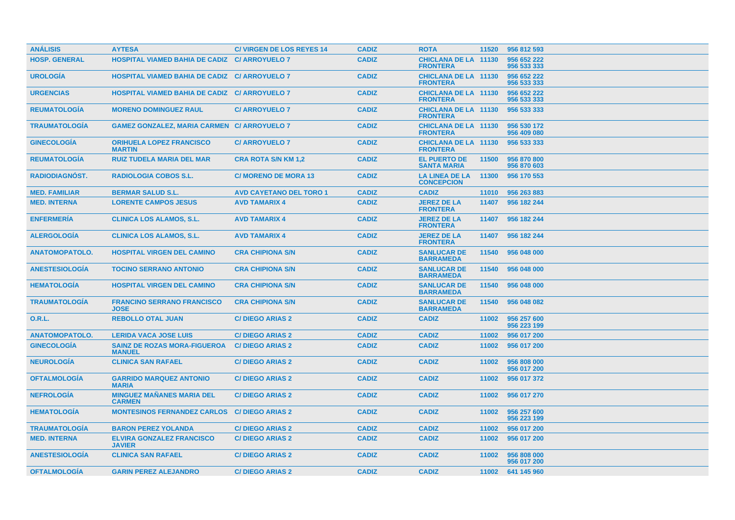| ANÁLISIS | AYTESA | C/ VIRGEN DE LOS REYES 14 | CADIZ | ROTA | 11520 | 956 812 593 |
|---|---|---|---|---|---|---|
| HOSP. GENERAL | HOSPITAL VIAMED BAHIA DE CADIZ | C/ ARROYUELO 7 | CADIZ | CHICLANA DE LA FRONTERA | 11130 | 956 652 222 956 533 333 |
| UROLOGÍA | HOSPITAL VIAMED BAHIA DE CADIZ | C/ ARROYUELO 7 | CADIZ | CHICLANA DE LA FRONTERA | 11130 | 956 652 222 956 533 333 |
| URGENCIAS | HOSPITAL VIAMED BAHIA DE CADIZ | C/ ARROYUELO 7 | CADIZ | CHICLANA DE LA FRONTERA | 11130 | 956 652 222 956 533 333 |
| REUMATOLOGÍA | MORENO DOMINGUEZ RAUL | C/ ARROYUELO 7 | CADIZ | CHICLANA DE LA FRONTERA | 11130 | 956 533 333 |
| TRAUMATOLOGÍA | GAMEZ GONZALEZ, MARIA CARMEN | C/ ARROYUELO 7 | CADIZ | CHICLANA DE LA FRONTERA | 11130 | 956 530 172 956 409 080 |
| GINECOLOGÍA | ORIHUELA LOPEZ FRANCISCO MARTIN | C/ ARROYUELO 7 | CADIZ | CHICLANA DE LA FRONTERA | 11130 | 956 533 333 |
| REUMATOLOGÍA | RUIZ TUDELA MARIA DEL MAR | CRA ROTA S/N KM 1,2 | CADIZ | EL PUERTO DE SANTA MARIA | 11500 | 956 870 800 956 870 603 |
| RADIODIAGNÓST. | RADIOLOGIA COBOS S.L. | C/ MORENO DE MORA 13 | CADIZ | LA LINEA DE LA CONCEPCION | 11300 | 956 170 553 |
| MED. FAMILIAR | BERMAR SALUD S.L. | AVD CAYETANO DEL TORO 1 | CADIZ | CADIZ | 11010 | 956 263 883 |
| MED. INTERNA | LORENTE CAMPOS JESUS | AVD TAMARIX 4 | CADIZ | JEREZ DE LA FRONTERA | 11407 | 956 182 244 |
| ENFERMERÍA | CLINICA LOS ALAMOS, S.L. | AVD TAMARIX 4 | CADIZ | JEREZ DE LA FRONTERA | 11407 | 956 182 244 |
| ALERGOLOGÍA | CLINICA LOS ALAMOS, S.L. | AVD TAMARIX 4 | CADIZ | JEREZ DE LA FRONTERA | 11407 | 956 182 244 |
| ANATOMOPATOLO. | HOSPITAL VIRGEN DEL CAMINO | CRA CHIPIONA S/N | CADIZ | SANLUCAR DE BARRAMEDA | 11540 | 956 048 000 |
| ANESTESIOLOGÍA | TOCINO SERRANO ANTONIO | CRA CHIPIONA S/N | CADIZ | SANLUCAR DE BARRAMEDA | 11540 | 956 048 000 |
| HEMATOLOGÍA | HOSPITAL VIRGEN DEL CAMINO | CRA CHIPIONA S/N | CADIZ | SANLUCAR DE BARRAMEDA | 11540 | 956 048 000 |
| TRAUMATOLOGÍA | FRANCINO SERRANO FRANCISCO JOSE | CRA CHIPIONA S/N | CADIZ | SANLUCAR DE BARRAMEDA | 11540 | 956 048 082 |
| O.R.L. | REBOLLO OTAL JUAN | C/ DIEGO ARIAS 2 | CADIZ | CADIZ | 11002 | 956 257 600 956 223 199 |
| ANATOMOPATOLO. | LERIDA VACA JOSE LUIS | C/ DIEGO ARIAS 2 | CADIZ | CADIZ | 11002 | 956 017 200 |
| GINECOLOGÍA | SAINZ DE ROZAS MORA-FIGUEROA MANUEL | C/ DIEGO ARIAS 2 | CADIZ | CADIZ | 11002 | 956 017 200 |
| NEUROLOGÍA | CLINICA SAN RAFAEL | C/ DIEGO ARIAS 2 | CADIZ | CADIZ | 11002 | 956 808 000 956 017 200 |
| OFTALMOLOGÍA | GARRIDO MARQUEZ ANTONIO MARIA | C/ DIEGO ARIAS 2 | CADIZ | CADIZ | 11002 | 956 017 372 |
| NEFROLOGÍA | MINGUEZ MAÑANES MARIA DEL CARMEN | C/ DIEGO ARIAS 2 | CADIZ | CADIZ | 11002 | 956 017 270 |
| HEMATOLOGÍA | MONTESINOS FERNANDEZ CARLOS | C/ DIEGO ARIAS 2 | CADIZ | CADIZ | 11002 | 956 257 600 956 223 199 |
| TRAUMATOLOGÍA | BARON PEREZ YOLANDA | C/ DIEGO ARIAS 2 | CADIZ | CADIZ | 11002 | 956 017 200 |
| MED. INTERNA | ELVIRA GONZALEZ FRANCISCO JAVIER | C/ DIEGO ARIAS 2 | CADIZ | CADIZ | 11002 | 956 017 200 |
| ANESTESIOLOGÍA | CLINICA SAN RAFAEL | C/ DIEGO ARIAS 2 | CADIZ | CADIZ | 11002 | 956 808 000 956 017 200 |
| OFTALMOLOGÍA | GARIN PEREZ ALEJANDRO | C/ DIEGO ARIAS 2 | CADIZ | CADIZ | 11002 | 641 145 960 |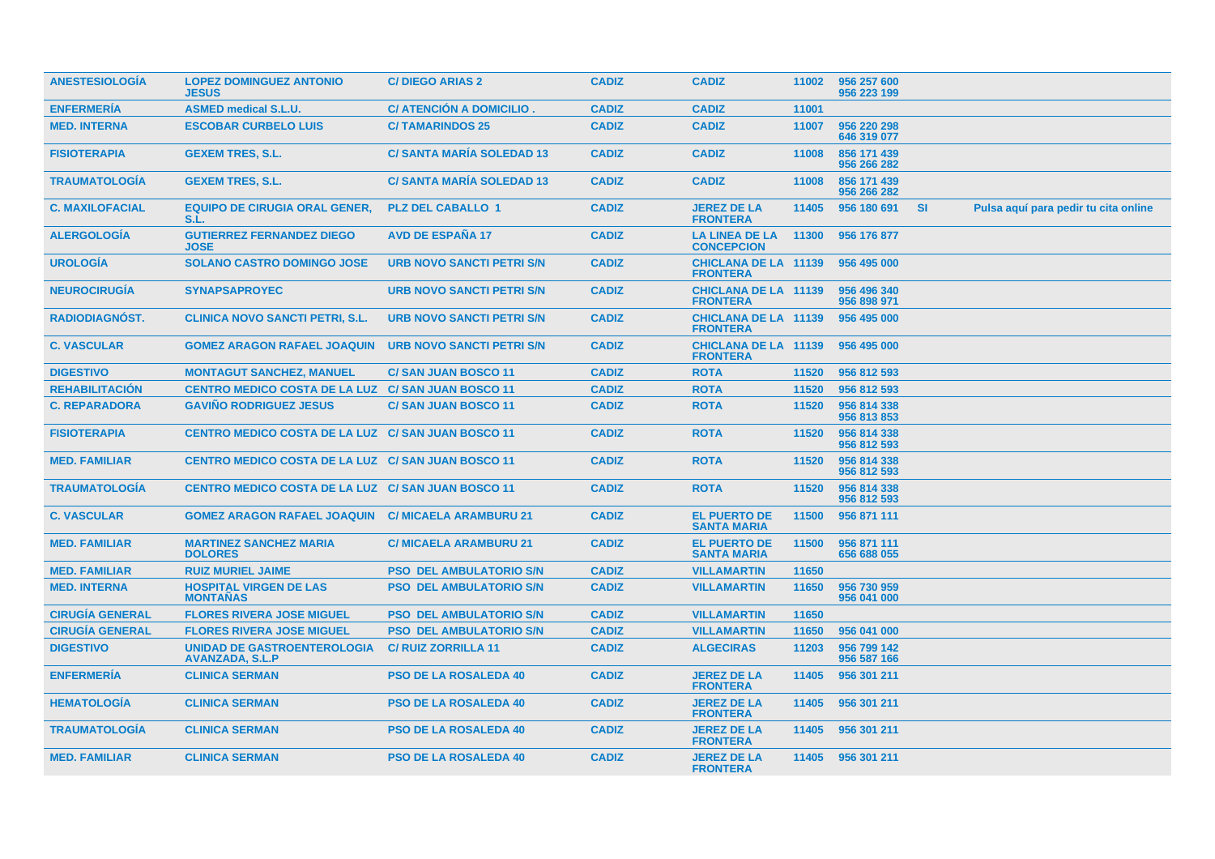| | | | | | | | | |
|---|---|---|---|---|---|---|---|---|
| ANESTESIOLOGÍA | LOPEZ DOMINGUEZ ANTONIO JESUS | C/ DIEGO ARIAS 2 | CADIZ | CADIZ | 11002 | 956 257 600<br>956 223 199 | | |
| ENFERMERÍA | ASMED medical S.L.U. | C/ ATENCIÓN A DOMICILIO . | CADIZ | CADIZ | 11001 | | | |
| MED. INTERNA | ESCOBAR CURBELO LUIS | C/ TAMARINDOS 25 | CADIZ | CADIZ | 11007 | 956 220 298<br>646 319 077 | | |
| FISIOTERAPIA | GEXEM TRES, S.L. | C/ SANTA MARÍA SOLEDAD 13 | CADIZ | CADIZ | 11008 | 856 171 439<br>956 266 282 | | |
| TRAUMATOLOGÍA | GEXEM TRES, S.L. | C/ SANTA MARÍA SOLEDAD 13 | CADIZ | CADIZ | 11008 | 856 171 439<br>956 266 282 | | |
| C. MAXILOFACIAL | EQUIPO DE CIRUGIA ORAL GENER, S.L. | PLZ DEL CABALLO 1 | CADIZ | JEREZ DE LA FRONTERA | 11405 | 956 180 691 | SI | Pulsa aquí para pedir tu cita online |
| ALERGOLOGÍA | GUTIERREZ FERNANDEZ DIEGO JOSE | AVD DE ESPAÑA 17 | CADIZ | LA LINEA DE LA CONCEPCION | 11300 | 956 176 877 | | |
| UROLOGÍA | SOLANO CASTRO DOMINGO JOSE | URB NOVO SANCTI PETRI S/N | CADIZ | CHICLANA DE LA FRONTERA | 11139 | 956 495 000 | | |
| NEUROCIRUGÍA | SYNAPSAPROYEC | URB NOVO SANCTI PETRI S/N | CADIZ | CHICLANA DE LA FRONTERA | 11139 | 956 496 340<br>956 898 971 | | |
| RADIODIAGNÓST. | CLINICA NOVO SANCTI PETRI, S.L. | URB NOVO SANCTI PETRI S/N | CADIZ | CHICLANA DE LA FRONTERA | 11139 | 956 495 000 | | |
| C. VASCULAR | GOMEZ ARAGON RAFAEL JOAQUIN | URB NOVO SANCTI PETRI S/N | CADIZ | CHICLANA DE LA FRONTERA | 11139 | 956 495 000 | | |
| DIGESTIVO | MONTAGUT SANCHEZ, MANUEL | C/ SAN JUAN BOSCO 11 | CADIZ | ROTA | 11520 | 956 812 593 | | |
| REHABILITACIÓN | CENTRO MEDICO COSTA DE LA LUZ | C/ SAN JUAN BOSCO 11 | CADIZ | ROTA | 11520 | 956 812 593 | | |
| C. REPARADORA | GAVIÑO RODRIGUEZ JESUS | C/ SAN JUAN BOSCO 11 | CADIZ | ROTA | 11520 | 956 814 338<br>956 813 853 | | |
| FISIOTERAPIA | CENTRO MEDICO COSTA DE LA LUZ | C/ SAN JUAN BOSCO 11 | CADIZ | ROTA | 11520 | 956 814 338<br>956 812 593 | | |
| MED. FAMILIAR | CENTRO MEDICO COSTA DE LA LUZ | C/ SAN JUAN BOSCO 11 | CADIZ | ROTA | 11520 | 956 814 338<br>956 812 593 | | |
| TRAUMATOLOGÍA | CENTRO MEDICO COSTA DE LA LUZ | C/ SAN JUAN BOSCO 11 | CADIZ | ROTA | 11520 | 956 814 338<br>956 812 593 | | |
| C. VASCULAR | GOMEZ ARAGON RAFAEL JOAQUIN | C/ MICAELA ARAMBURU 21 | CADIZ | EL PUERTO DE SANTA MARIA | 11500 | 956 871 111 | | |
| MED. FAMILIAR | MARTINEZ SANCHEZ MARIA DOLORES | C/ MICAELA ARAMBURU 21 | CADIZ | EL PUERTO DE SANTA MARIA | 11500 | 956 871 111<br>656 688 055 | | |
| MED. FAMILIAR | RUIZ MURIEL JAIME | PSO DEL AMBULATORIO S/N | CADIZ | VILLAMARTIN | 11650 | | | |
| MED. INTERNA | HOSPITAL VIRGEN DE LAS MONTAÑAS | PSO DEL AMBULATORIO S/N | CADIZ | VILLAMARTIN | 11650 | 956 730 959<br>956 041 000 | | |
| CIRUGÍA GENERAL | FLORES RIVERA JOSE MIGUEL | PSO DEL AMBULATORIO S/N | CADIZ | VILLAMARTIN | 11650 | | | |
| CIRUGÍA GENERAL | FLORES RIVERA JOSE MIGUEL | PSO DEL AMBULATORIO S/N | CADIZ | VILLAMARTIN | 11650 | 956 041 000 | | |
| DIGESTIVO | UNIDAD DE GASTROENTEROLOGIA AVANZADA, S.L.P | C/ RUIZ ZORRILLA 11 | CADIZ | ALGECIRAS | 11203 | 956 799 142<br>956 587 166 | | |
| ENFERMERÍA | CLINICA SERMAN | PSO DE LA ROSALEDA 40 | CADIZ | JEREZ DE LA FRONTERA | 11405 | 956 301 211 | | |
| HEMATOLOGÍA | CLINICA SERMAN | PSO DE LA ROSALEDA 40 | CADIZ | JEREZ DE LA FRONTERA | 11405 | 956 301 211 | | |
| TRAUMATOLOGÍA | CLINICA SERMAN | PSO DE LA ROSALEDA 40 | CADIZ | JEREZ DE LA FRONTERA | 11405 | 956 301 211 | | |
| MED. FAMILIAR | CLINICA SERMAN | PSO DE LA ROSALEDA 40 | CADIZ | JEREZ DE LA FRONTERA | 11405 | 956 301 211 | | |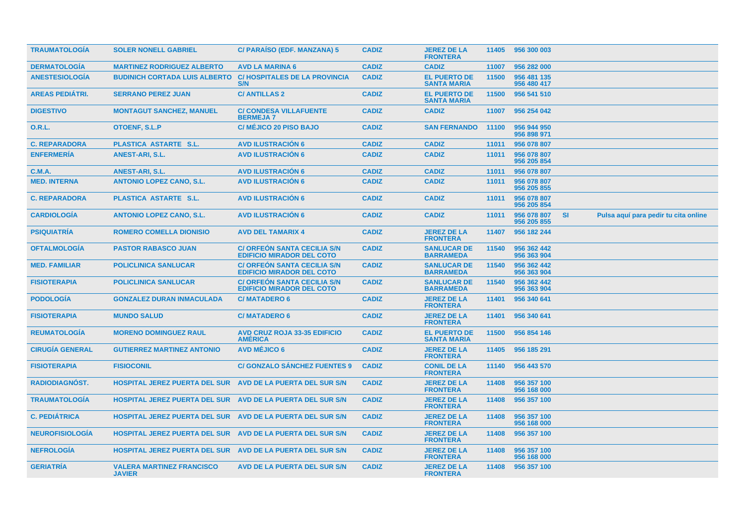| | | | | | | | | |
|---|---|---|---|---|---|---|---|---|
| TRAUMATOLOGÍA | SOLER NONELL GABRIEL | C/ PARAÍSO (EDF. MANZANA) 5 | CADIZ | JEREZ DE LA FRONTERA | 11405 | 956 300 003 | | |
| DERMATOLOGÍA | MARTINEZ RODRIGUEZ ALBERTO | AVD LA MARINA 6 | CADIZ | CADIZ | 11007 | 956 282 000 | | |
| ANESTESIOLOGÍA | BUDINICH CORTADA LUIS ALBERTO | C/ HOSPITALES DE LA PROVINCIA S/N | CADIZ | EL PUERTO DE SANTA MARIA | 11500 | 956 481 135<br>956 480 417 | | |
| AREAS PEDIÁTRI. | SERRANO PEREZ JUAN | C/ ANTILLAS 2 | CADIZ | EL PUERTO DE SANTA MARIA | 11500 | 956 541 510 | | |
| DIGESTIVO | MONTAGUT SANCHEZ, MANUEL | C/ CONDESA VILLAFUENTE BERMEJA 7 | CADIZ | CADIZ | 11007 | 956 254 042 | | |
| O.R.L. | OTOENF, S.L.P | C/ MÉJICO 20 PISO BAJO | CADIZ | SAN FERNANDO | 11100 | 956 944 950<br>956 898 971 | | |
| C. REPARADORA | PLASTICA ASTARTE S.L. | AVD ILUSTRACIÓN 6 | CADIZ | CADIZ | 11011 | 956 078 807 | | |
| ENFERMERÍA | ANEST-ARI, S.L. | AVD ILUSTRACIÓN 6 | CADIZ | CADIZ | 11011 | 956 078 807<br>956 205 854 | | |
| C.M.A. | ANEST-ARI, S.L. | AVD ILUSTRACIÓN 6 | CADIZ | CADIZ | 11011 | 956 078 807 | | |
| MED. INTERNA | ANTONIO LOPEZ CANO, S.L. | AVD ILUSTRACIÓN 6 | CADIZ | CADIZ | 11011 | 956 078 807<br>956 205 855 | | |
| C. REPARADORA | PLASTICA ASTARTE S.L. | AVD ILUSTRACIÓN 6 | CADIZ | CADIZ | 11011 | 956 078 807<br>956 205 854 | | |
| CARDIOLOGÍA | ANTONIO LOPEZ CANO, S.L. | AVD ILUSTRACIÓN 6 | CADIZ | CADIZ | 11011 | 956 078 807<br>956 205 855 | SI | Pulsa aquí para pedir tu cita online |
| PSIQUIATRÍA | ROMERO COMELLA DIONISIO | AVD DEL TAMARIX 4 | CADIZ | JEREZ DE LA FRONTERA | 11407 | 956 182 244 | | |
| OFTALMOLOGÍA | PASTOR RABASCO JUAN | C/ ORFEÓN SANTA CECILIA S/N EDIFICIO MIRADOR DEL COTO | CADIZ | SANLUCAR DE BARRAMEDA | 11540 | 956 362 442<br>956 363 904 | | |
| MED. FAMILIAR | POLICLINICA SANLUCAR | C/ ORFEÓN SANTA CECILIA S/N EDIFICIO MIRADOR DEL COTO | CADIZ | SANLUCAR DE BARRAMEDA | 11540 | 956 362 442<br>956 363 904 | | |
| FISIOTERAPIA | POLICLINICA SANLUCAR | C/ ORFEÓN SANTA CECILIA S/N EDIFICIO MIRADOR DEL COTO | CADIZ | SANLUCAR DE BARRAMEDA | 11540 | 956 362 442<br>956 363 904 | | |
| PODOLOGÍA | GONZALEZ DURAN INMACULADA | C/ MATADERO 6 | CADIZ | JEREZ DE LA FRONTERA | 11401 | 956 340 641 | | |
| FISIOTERAPIA | MUNDO SALUD | C/ MATADERO 6 | CADIZ | JEREZ DE LA FRONTERA | 11401 | 956 340 641 | | |
| REUMATOLOGÍA | MORENO DOMINGUEZ RAUL | AVD CRUZ ROJA 33-35 EDIFICIO AMÉRICA | CADIZ | EL PUERTO DE SANTA MARIA | 11500 | 956 854 146 | | |
| CIRUGÍA GENERAL | GUTIERREZ MARTINEZ ANTONIO | AVD MÉJICO 6 | CADIZ | JEREZ DE LA FRONTERA | 11405 | 956 185 291 | | |
| FISIOTERAPIA | FISIOCONIL | C/ GONZALO SÁNCHEZ FUENTES 9 | CADIZ | CONIL DE LA FRONTERA | 11140 | 956 443 570 | | |
| RADIODIAGNÓST. | HOSPITAL JEREZ PUERTA DEL SUR | AVD DE LA PUERTA DEL SUR S/N | CADIZ | JEREZ DE LA FRONTERA | 11408 | 956 357 100<br>956 168 000 | | |
| TRAUMATOLOGÍA | HOSPITAL JEREZ PUERTA DEL SUR | AVD DE LA PUERTA DEL SUR S/N | CADIZ | JEREZ DE LA FRONTERA | 11408 | 956 357 100 | | |
| C. PEDIÁTRICA | HOSPITAL JEREZ PUERTA DEL SUR | AVD DE LA PUERTA DEL SUR S/N | CADIZ | JEREZ DE LA FRONTERA | 11408 | 956 357 100<br>956 168 000 | | |
| NEUROFISIOLOGÍA | HOSPITAL JEREZ PUERTA DEL SUR | AVD DE LA PUERTA DEL SUR S/N | CADIZ | JEREZ DE LA FRONTERA | 11408 | 956 357 100 | | |
| NEFROLOGÍA | HOSPITAL JEREZ PUERTA DEL SUR | AVD DE LA PUERTA DEL SUR S/N | CADIZ | JEREZ DE LA FRONTERA | 11408 | 956 357 100<br>956 168 000 | | |
| GERIATRÍA | VALERA MARTINEZ FRANCISCO JAVIER | AVD DE LA PUERTA DEL SUR S/N | CADIZ | JEREZ DE LA FRONTERA | 11408 | 956 357 100 | | |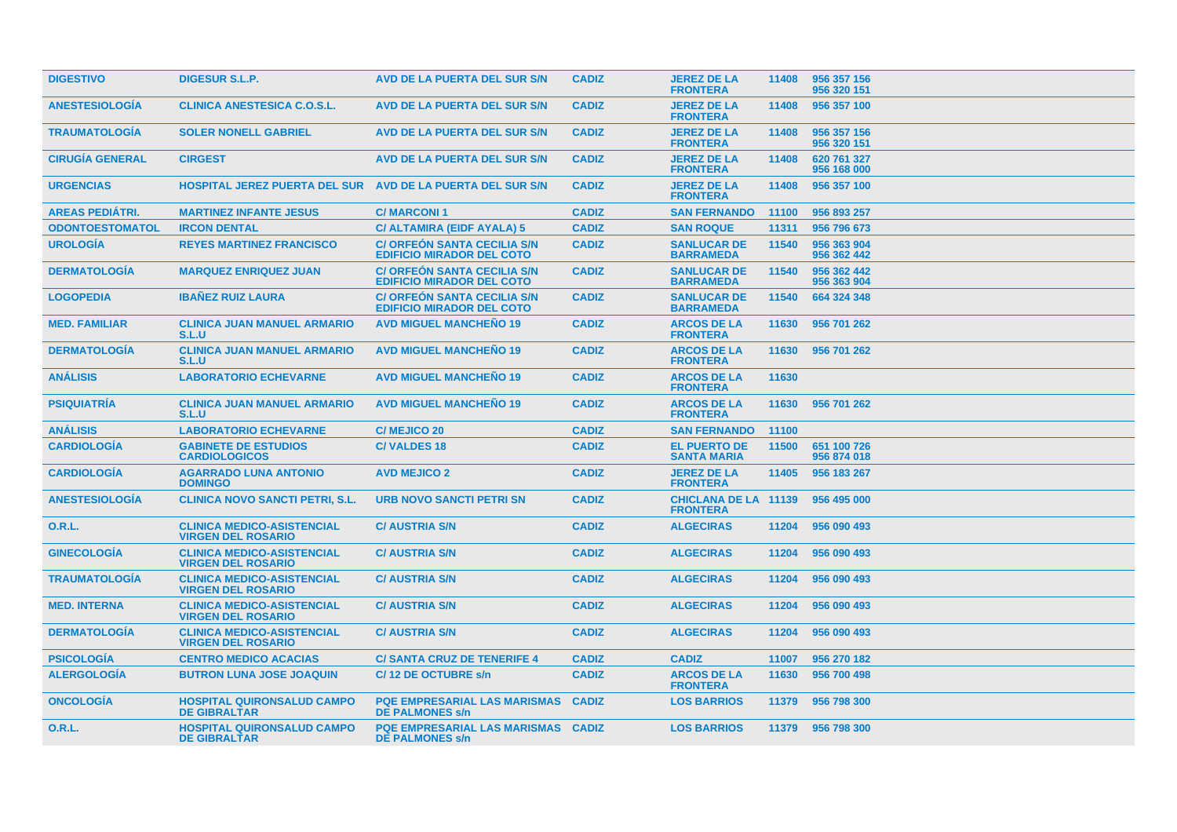| DIGESTIVO | DIGESUR S.L.P. | AVD DE LA PUERTA DEL SUR S/N | CADIZ | JEREZ DE LA FRONTERA | 11408 | 956 357 156 956 320 151 |
|---|---|---|---|---|---|---|
| ANESTESIOLOGÍA | CLINICA ANESTESICA C.O.S.L. | AVD DE LA PUERTA DEL SUR S/N | CADIZ | JEREZ DE LA FRONTERA | 11408 | 956 357 100 |
| TRAUMATOLOGÍA | SOLER NONELL GABRIEL | AVD DE LA PUERTA DEL SUR S/N | CADIZ | JEREZ DE LA FRONTERA | 11408 | 956 357 156 956 320 151 |
| CIRUGÍA GENERAL | CIRGEST | AVD DE LA PUERTA DEL SUR S/N | CADIZ | JEREZ DE LA FRONTERA | 11408 | 620 761 327 956 168 000 |
| URGENCIAS | HOSPITAL JEREZ PUERTA DEL SUR | AVD DE LA PUERTA DEL SUR S/N | CADIZ | JEREZ DE LA FRONTERA | 11408 | 956 357 100 |
| AREAS PEDIÁTRI. | MARTINEZ INFANTE JESUS | C/ MARCONI 1 | CADIZ | SAN FERNANDO | 11100 | 956 893 257 |
| ODONTOESTOMATOL | IRCON DENTAL | C/ ALTAMIRA (EIDF AYALA) 5 | CADIZ | SAN ROQUE | 11311 | 956 796 673 |
| UROLOGÍA | REYES MARTINEZ FRANCISCO | C/ ORFEÓN SANTA CECILIA S/N EDIFICIO MIRADOR DEL COTO | CADIZ | SANLUCAR DE BARRAMEDA | 11540 | 956 363 904 956 362 442 |
| DERMATOLOGÍA | MARQUEZ ENRIQUEZ JUAN | C/ ORFEÓN SANTA CECILIA S/N EDIFICIO MIRADOR DEL COTO | CADIZ | SANLUCAR DE BARRAMEDA | 11540 | 956 362 442 956 363 904 |
| LOGOPEDIA | IBAÑEZ RUIZ LAURA | C/ ORFEÓN SANTA CECILIA S/N EDIFICIO MIRADOR DEL COTO | CADIZ | SANLUCAR DE BARRAMEDA | 11540 | 664 324 348 |
| MED. FAMILIAR | CLINICA JUAN MANUEL ARMARIO S.L.U | AVD MIGUEL MANCHEÑO 19 | CADIZ | ARCOS DE LA FRONTERA | 11630 | 956 701 262 |
| DERMATOLOGÍA | CLINICA JUAN MANUEL ARMARIO S.L.U | AVD MIGUEL MANCHEÑO 19 | CADIZ | ARCOS DE LA FRONTERA | 11630 | 956 701 262 |
| ANÁLISIS | LABORATORIO ECHEVARNE | AVD MIGUEL MANCHEÑO 19 | CADIZ | ARCOS DE LA FRONTERA | 11630 | |
| PSIQUIATRÍA | CLINICA JUAN MANUEL ARMARIO S.L.U | AVD MIGUEL MANCHEÑO 19 | CADIZ | ARCOS DE LA FRONTERA | 11630 | 956 701 262 |
| ANÁLISIS | LABORATORIO ECHEVARNE | C/ MEJICO 20 | CADIZ | SAN FERNANDO | 11100 | |
| CARDIOLOGÍA | GABINETE DE ESTUDIOS CARDIOLOGICOS | C/ VALDES 18 | CADIZ | EL PUERTO DE SANTA MARIA | 11500 | 651 100 726 956 874 018 |
| CARDIOLOGÍA | AGARRADO LUNA ANTONIO DOMINGO | AVD MEJICO 2 | CADIZ | JEREZ DE LA FRONTERA | 11405 | 956 183 267 |
| ANESTESIOLOGÍA | CLINICA NOVO SANCTI PETRI, S.L. | URB NOVO SANCTI PETRI SN | CADIZ | CHICLANA DE LA FRONTERA | 11139 | 956 495 000 |
| O.R.L. | CLINICA MEDICO-ASISTENCIAL VIRGEN DEL ROSARIO | C/ AUSTRIA S/N | CADIZ | ALGECIRAS | 11204 | 956 090 493 |
| GINECOLOGÍA | CLINICA MEDICO-ASISTENCIAL VIRGEN DEL ROSARIO | C/ AUSTRIA S/N | CADIZ | ALGECIRAS | 11204 | 956 090 493 |
| TRAUMATOLOGÍA | CLINICA MEDICO-ASISTENCIAL VIRGEN DEL ROSARIO | C/ AUSTRIA S/N | CADIZ | ALGECIRAS | 11204 | 956 090 493 |
| MED. INTERNA | CLINICA MEDICO-ASISTENCIAL VIRGEN DEL ROSARIO | C/ AUSTRIA S/N | CADIZ | ALGECIRAS | 11204 | 956 090 493 |
| DERMATOLOGÍA | CLINICA MEDICO-ASISTENCIAL VIRGEN DEL ROSARIO | C/ AUSTRIA S/N | CADIZ | ALGECIRAS | 11204 | 956 090 493 |
| PSICOLOGÍA | CENTRO MEDICO ACACIAS | C/ SANTA CRUZ DE TENERIFE 4 | CADIZ | CADIZ | 11007 | 956 270 182 |
| ALERGOLOGÍA | BUTRON LUNA JOSE JOAQUIN | C/ 12 DE OCTUBRE s/n | CADIZ | ARCOS DE LA FRONTERA | 11630 | 956 700 498 |
| ONCOLOGÍA | HOSPITAL QUIRONSALUD CAMPO DE GIBRALTAR | PQE EMPRESARIAL LAS MARISMAS DE PALMONES s/n | CADIZ | LOS BARRIOS | 11379 | 956 798 300 |
| O.R.L. | HOSPITAL QUIRONSALUD CAMPO DE GIBRALTAR | PQE EMPRESARIAL LAS MARISMAS DE PALMONES s/n | CADIZ | LOS BARRIOS | 11379 | 956 798 300 |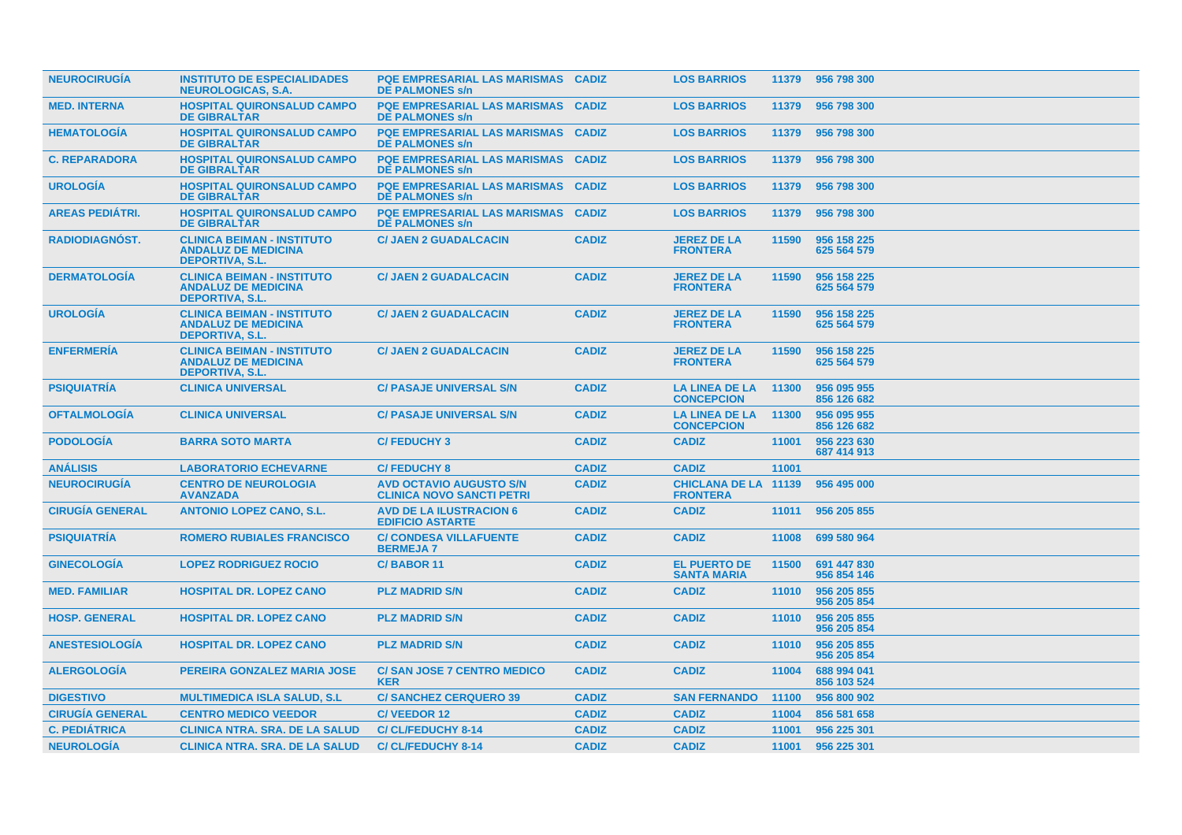| | | | | | | |
|---|---|---|---|---|---|---|
| NEUROCIRUGÍA | INSTITUTO DE ESPECIALIDADES NEUROLOGICAS, S.A. | PQE EMPRESARIAL LAS MARISMAS DE PALMONES s/n | CADIZ | LOS BARRIOS | 11379 | 956 798 300 |
| MED. INTERNA | HOSPITAL QUIRONSALUD CAMPO DE GIBRALTAR | PQE EMPRESARIAL LAS MARISMAS DE PALMONES s/n | CADIZ | LOS BARRIOS | 11379 | 956 798 300 |
| HEMATOLOGÍA | HOSPITAL QUIRONSALUD CAMPO DE GIBRALTAR | PQE EMPRESARIAL LAS MARISMAS DE PALMONES s/n | CADIZ | LOS BARRIOS | 11379 | 956 798 300 |
| C. REPARADORA | HOSPITAL QUIRONSALUD CAMPO DE GIBRALTAR | PQE EMPRESARIAL LAS MARISMAS DE PALMONES s/n | CADIZ | LOS BARRIOS | 11379 | 956 798 300 |
| UROLOGÍA | HOSPITAL QUIRONSALUD CAMPO DE GIBRALTAR | PQE EMPRESARIAL LAS MARISMAS DE PALMONES s/n | CADIZ | LOS BARRIOS | 11379 | 956 798 300 |
| AREAS PEDIÁTRI. | HOSPITAL QUIRONSALUD CAMPO DE GIBRALTAR | PQE EMPRESARIAL LAS MARISMAS DE PALMONES s/n | CADIZ | LOS BARRIOS | 11379 | 956 798 300 |
| RADIODIAGNÓST. | CLINICA BEIMAN - INSTITUTO ANDALUZ DE MEDICINA DEPORTIVA, S.L. | C/ JAEN 2 GUADALCACIN | CADIZ | JEREZ DE LA FRONTERA | 11590 | 956 158 225 625 564 579 |
| DERMATOLOGÍA | CLINICA BEIMAN - INSTITUTO ANDALUZ DE MEDICINA DEPORTIVA, S.L. | C/ JAEN 2 GUADALCACIN | CADIZ | JEREZ DE LA FRONTERA | 11590 | 956 158 225 625 564 579 |
| UROLOGÍA | CLINICA BEIMAN - INSTITUTO ANDALUZ DE MEDICINA DEPORTIVA, S.L. | C/ JAEN 2 GUADALCACIN | CADIZ | JEREZ DE LA FRONTERA | 11590 | 956 158 225 625 564 579 |
| ENFERMERÍA | CLINICA BEIMAN - INSTITUTO ANDALUZ DE MEDICINA DEPORTIVA, S.L. | C/ JAEN 2 GUADALCACIN | CADIZ | JEREZ DE LA FRONTERA | 11590 | 956 158 225 625 564 579 |
| PSIQUIATRÍA | CLINICA UNIVERSAL | C/ PASAJE UNIVERSAL S/N | CADIZ | LA LINEA DE LA CONCEPCION | 11300 | 956 095 955 856 126 682 |
| OFTALMOLOGÍA | CLINICA UNIVERSAL | C/ PASAJE UNIVERSAL S/N | CADIZ | LA LINEA DE LA CONCEPCION | 11300 | 956 095 955 856 126 682 |
| PODOLOGÍA | BARRA SOTO MARTA | C/ FEDUCHY 3 | CADIZ | CADIZ | 11001 | 956 223 630 687 414 913 |
| ANÁLISIS | LABORATORIO ECHEVARNE | C/ FEDUCHY 8 | CADIZ | CADIZ | 11001 | |
| NEUROCIRUGÍA | CENTRO DE NEUROLOGIA AVANZADA | AVD OCTAVIO AUGUSTO S/N CLINICA NOVO SANCTI PETRI | CADIZ | CHICLANA DE LA FRONTERA | 11139 | 956 495 000 |
| CIRUGÍA GENERAL | ANTONIO LOPEZ CANO, S.L. | AVD DE LA ILUSTRACION 6 EDIFICIO ASTARTE | CADIZ | CADIZ | 11011 | 956 205 855 |
| PSIQUIATRÍA | ROMERO RUBIALES FRANCISCO | C/ CONDESA VILLAFUENTE BERMEJA 7 | CADIZ | CADIZ | 11008 | 699 580 964 |
| GINECOLOGÍA | LOPEZ RODRIGUEZ ROCIO | C/ BABOR 11 | CADIZ | EL PUERTO DE SANTA MARIA | 11500 | 691 447 830 956 854 146 |
| MED. FAMILIAR | HOSPITAL DR. LOPEZ CANO | PLZ MADRID S/N | CADIZ | CADIZ | 11010 | 956 205 855 956 205 854 |
| HOSP. GENERAL | HOSPITAL DR. LOPEZ CANO | PLZ MADRID S/N | CADIZ | CADIZ | 11010 | 956 205 855 956 205 854 |
| ANESTESIOLOGÍA | HOSPITAL DR. LOPEZ CANO | PLZ MADRID S/N | CADIZ | CADIZ | 11010 | 956 205 855 956 205 854 |
| ALERGOLOGÍA | PEREIRA GONZALEZ MARIA JOSE | C/ SAN JOSE 7 CENTRO MEDICO KER | CADIZ | CADIZ | 11004 | 688 994 041 856 103 524 |
| DIGESTIVO | MULTIMEDICA ISLA SALUD, S.L | C/ SANCHEZ CERQUERO 39 | CADIZ | SAN FERNANDO | 11100 | 956 800 902 |
| CIRUGÍA GENERAL | CENTRO MEDICO VEEDOR | C/ VEEDOR 12 | CADIZ | CADIZ | 11004 | 856 581 658 |
| C. PEDIÁTRICA | CLINICA NTRA. SRA. DE LA SALUD | C/ CL/FEDUCHY 8-14 | CADIZ | CADIZ | 11001 | 956 225 301 |
| NEUROLOGÍA | CLINICA NTRA. SRA. DE LA SALUD | C/ CL/FEDUCHY 8-14 | CADIZ | CADIZ | 11001 | 956 225 301 |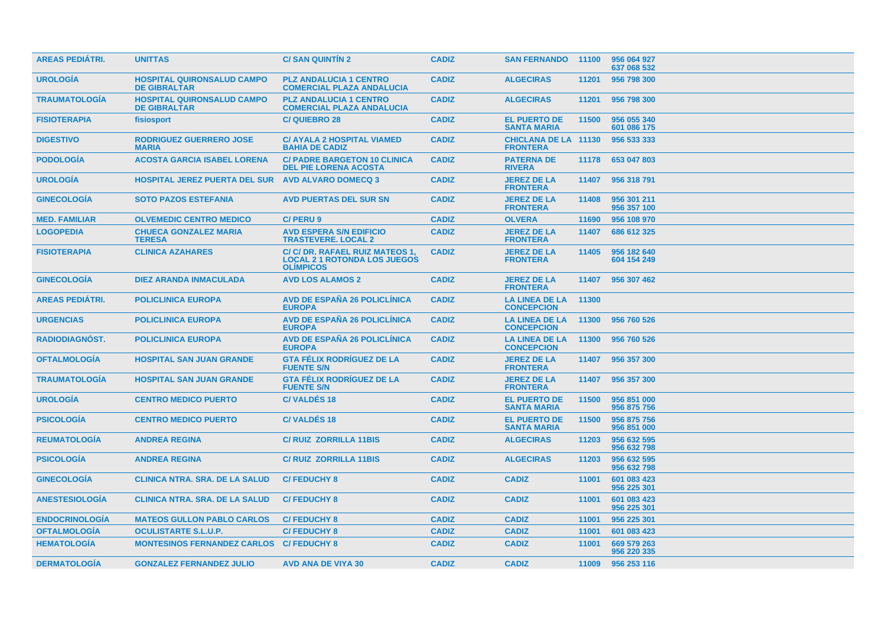| AREAS PEDIÁTRI. | UNITTAS | C/ SAN QUINTÍN 2 | CADIZ | SAN FERNANDO | 11100 | 956 064 927<br>637 068 532 |
|---|---|---|---|---|---|---|
| UROLOGÍA | HOSPITAL QUIRONSALUD CAMPO DE GIBRALTAR | PLZ ANDALUCIA 1 CENTRO COMERCIAL PLAZA ANDALUCIA | CADIZ | ALGECIRAS | 11201 | 956 798 300 |
| TRAUMATOLOGÍA | HOSPITAL QUIRONSALUD CAMPO DE GIBRALTAR | PLZ ANDALUCIA 1 CENTRO COMERCIAL PLAZA ANDALUCIA | CADIZ | ALGECIRAS | 11201 | 956 798 300 |
| FISIOTERAPIA | fisiosport | C/ QUIEBRO 28 | CADIZ | EL PUERTO DE SANTA MARIA | 11500 | 956 055 340<br>601 086 175 |
| DIGESTIVO | RODRIGUEZ GUERRERO JOSE MARIA | C/ AYALA 2 HOSPITAL VIAMED BAHIA DE CADIZ | CADIZ | CHICLANA DE LA FRONTERA | 11130 | 956 533 333 |
| PODOLOGÍA | ACOSTA GARCIA ISABEL LORENA | C/ PADRE BARGETON 10 CLINICA DEL PIE LORENA ACOSTA | CADIZ | PATERNA DE RIVERA | 11178 | 653 047 803 |
| UROLOGÍA | HOSPITAL JEREZ PUERTA DEL SUR | AVD ALVARO DOMECQ 3 | CADIZ | JEREZ DE LA FRONTERA | 11407 | 956 318 791 |
| GINECOLOGÍA | SOTO PAZOS ESTEFANIA | AVD PUERTAS DEL SUR SN | CADIZ | JEREZ DE LA FRONTERA | 11408 | 956 301 211<br>956 357 100 |
| MED. FAMILIAR | OLVEMEDIC CENTRO MEDICO | C/ PERU 9 | CADIZ | OLVERA | 11690 | 956 108 970 |
| LOGOPEDIA | CHUECA GONZALEZ MARIA TERESA | AVD ESPERA S/N EDIFICIO TRASTEVERE. LOCAL 2 | CADIZ | JEREZ DE LA FRONTERA | 11407 | 686 612 325 |
| FISIOTERAPIA | CLINICA AZAHARES | C/ C/ DR. RAFAEL RUIZ MATEOS 1, LOCAL 2 1 ROTONDA LOS JUEGOS OLÍMPICOS | CADIZ | JEREZ DE LA FRONTERA | 11405 | 956 182 640<br>604 154 249 |
| GINECOLOGÍA | DIEZ ARANDA INMACULADA | AVD LOS ALAMOS 2 | CADIZ | JEREZ DE LA FRONTERA | 11407 | 956 307 462 |
| AREAS PEDIÁTRI. | POLICLINICA EUROPA | AVD DE ESPAÑA 26 POLICLÍNICA EUROPA | CADIZ | LA LINEA DE LA CONCEPCION | 11300 | |
| URGENCIAS | POLICLINICA EUROPA | AVD DE ESPAÑA 26 POLICLÍNICA EUROPA | CADIZ | LA LINEA DE LA CONCEPCION | 11300 | 956 760 526 |
| RADIODIAGNÓST. | POLICLINICA EUROPA | AVD DE ESPAÑA 26 POLICLÍNICA EUROPA | CADIZ | LA LINEA DE LA CONCEPCION | 11300 | 956 760 526 |
| OFTALMOLOGÍA | HOSPITAL SAN JUAN GRANDE | GTA FÉLIX RODRÍGUEZ DE LA FUENTE S/N | CADIZ | JEREZ DE LA FRONTERA | 11407 | 956 357 300 |
| TRAUMATOLOGÍA | HOSPITAL SAN JUAN GRANDE | GTA FÉLIX RODRÍGUEZ DE LA FUENTE S/N | CADIZ | JEREZ DE LA FRONTERA | 11407 | 956 357 300 |
| UROLOGÍA | CENTRO MEDICO PUERTO | C/ VALDÉS 18 | CADIZ | EL PUERTO DE SANTA MARIA | 11500 | 956 851 000<br>956 875 756 |
| PSICOLOGÍA | CENTRO MEDICO PUERTO | C/ VALDÉS 18 | CADIZ | EL PUERTO DE SANTA MARIA | 11500 | 956 875 756<br>956 851 000 |
| REUMATOLOGÍA | ANDREA REGINA | C/ RUIZ ZORRILLA 11BIS | CADIZ | ALGECIRAS | 11203 | 956 632 595<br>956 632 798 |
| PSICOLOGÍA | ANDREA REGINA | C/ RUIZ ZORRILLA 11BIS | CADIZ | ALGECIRAS | 11203 | 956 632 595<br>956 632 798 |
| GINECOLOGÍA | CLINICA NTRA. SRA. DE LA SALUD | C/ FEDUCHY 8 | CADIZ | CADIZ | 11001 | 601 083 423<br>956 225 301 |
| ANESTESIOLOGÍA | CLINICA NTRA. SRA. DE LA SALUD | C/ FEDUCHY 8 | CADIZ | CADIZ | 11001 | 601 083 423<br>956 225 301 |
| ENDOCRINOLOGÍA | MATEOS GULLON PABLO CARLOS | C/ FEDUCHY 8 | CADIZ | CADIZ | 11001 | 956 225 301 |
| OFTALMOLOGÍA | OCULISTARTE S.L.U.P. | C/ FEDUCHY 8 | CADIZ | CADIZ | 11001 | 601 083 423 |
| HEMATOLOGÍA | MONTESINOS FERNANDEZ CARLOS | C/ FEDUCHY 8 | CADIZ | CADIZ | 11001 | 669 579 263<br>956 220 335 |
| DERMATOLOGÍA | GONZALEZ FERNANDEZ JULIO | AVD ANA DE VIYA 30 | CADIZ | CADIZ | 11009 | 956 253 116 |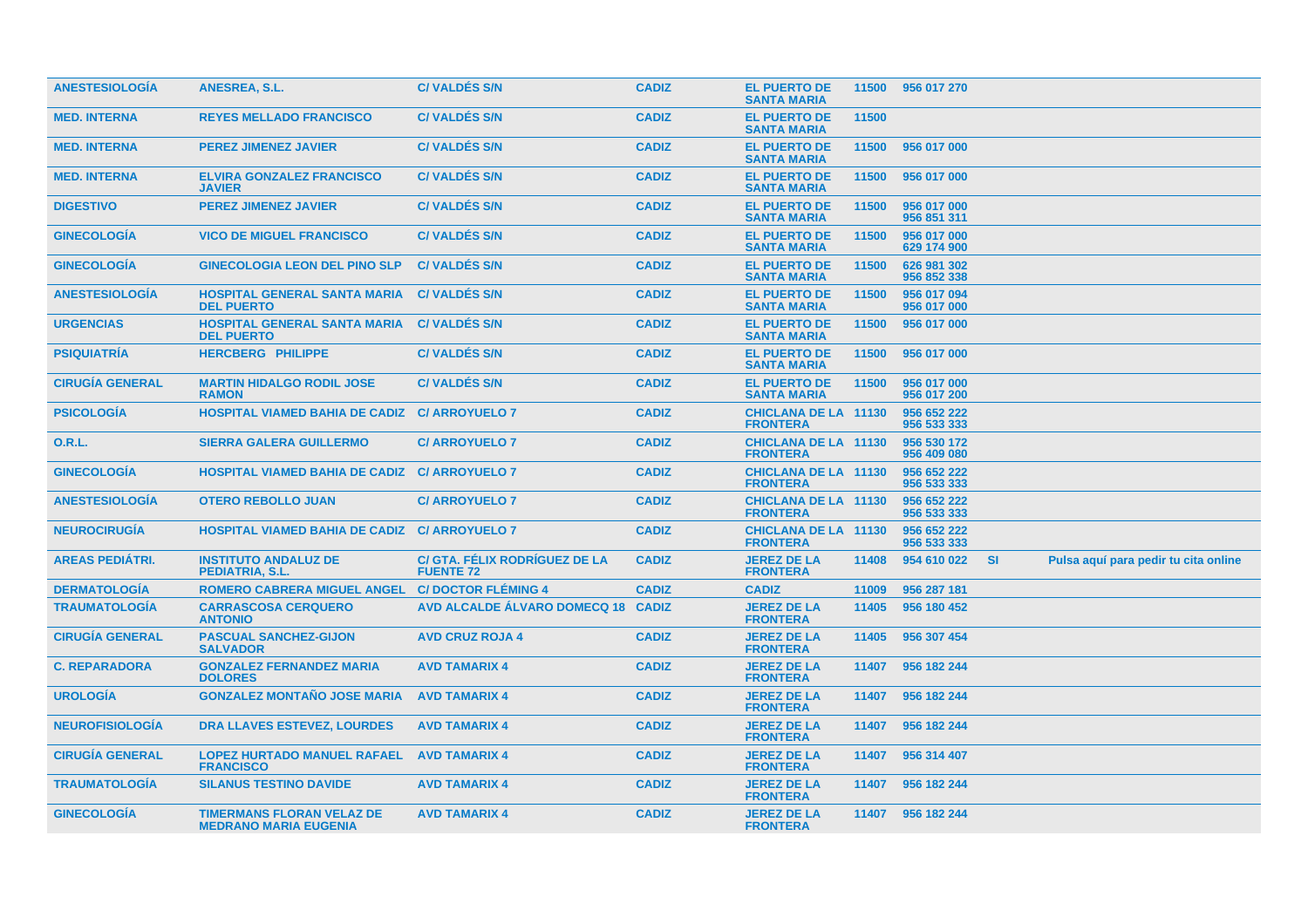| | | | | | | | | |
|---|---|---|---|---|---|---|---|---|
| ANESTESIOLOGÍA | ANESREA, S.L. | C/ VALDÉS S/N | CADIZ | EL PUERTO DE SANTA MARIA | 11500 | 956 017 270 | | |
| MED. INTERNA | REYES MELLADO FRANCISCO | C/ VALDÉS S/N | CADIZ | EL PUERTO DE SANTA MARIA | 11500 | | | |
| MED. INTERNA | PEREZ JIMENEZ JAVIER | C/ VALDÉS S/N | CADIZ | EL PUERTO DE SANTA MARIA | 11500 | 956 017 000 | | |
| MED. INTERNA | ELVIRA GONZALEZ FRANCISCO JAVIER | C/ VALDÉS S/N | CADIZ | EL PUERTO DE SANTA MARIA | 11500 | 956 017 000 | | |
| DIGESTIVO | PEREZ JIMENEZ JAVIER | C/ VALDÉS S/N | CADIZ | EL PUERTO DE SANTA MARIA | 11500 | 956 017 000<br>956 851 311 | | |
| GINECOLOGÍA | VICO DE MIGUEL FRANCISCO | C/ VALDÉS S/N | CADIZ | EL PUERTO DE SANTA MARIA | 11500 | 956 017 000<br>629 174 900 | | |
| GINECOLOGÍA | GINECOLOGIA LEON DEL PINO SLP | C/ VALDÉS S/N | CADIZ | EL PUERTO DE SANTA MARIA | 11500 | 626 981 302<br>956 852 338 | | |
| ANESTESIOLOGÍA | HOSPITAL GENERAL SANTA MARIA DEL PUERTO | C/ VALDÉS S/N | CADIZ | EL PUERTO DE SANTA MARIA | 11500 | 956 017 094<br>956 017 000 | | |
| URGENCIAS | HOSPITAL GENERAL SANTA MARIA DEL PUERTO | C/ VALDÉS S/N | CADIZ | EL PUERTO DE SANTA MARIA | 11500 | 956 017 000 | | |
| PSIQUIATRÍA | HERCBERG PHILIPPE | C/ VALDÉS S/N | CADIZ | EL PUERTO DE SANTA MARIA | 11500 | 956 017 000 | | |
| CIRUGÍA GENERAL | MARTIN HIDALGO RODIL JOSE RAMON | C/ VALDÉS S/N | CADIZ | EL PUERTO DE SANTA MARIA | 11500 | 956 017 000<br>956 017 200 | | |
| PSICOLOGÍA | HOSPITAL VIAMED BAHIA DE CADIZ | C/ ARROYUELO 7 | CADIZ | CHICLANA DE LA FRONTERA | 11130 | 956 652 222<br>956 533 333 | | |
| O.R.L. | SIERRA GALERA GUILLERMO | C/ ARROYUELO 7 | CADIZ | CHICLANA DE LA FRONTERA | 11130 | 956 530 172<br>956 409 080 | | |
| GINECOLOGÍA | HOSPITAL VIAMED BAHIA DE CADIZ | C/ ARROYUELO 7 | CADIZ | CHICLANA DE LA FRONTERA | 11130 | 956 652 222<br>956 533 333 | | |
| ANESTESIOLOGÍA | OTERO REBOLLO JUAN | C/ ARROYUELO 7 | CADIZ | CHICLANA DE LA FRONTERA | 11130 | 956 652 222<br>956 533 333 | | |
| NEUROCIRUGÍA | HOSPITAL VIAMED BAHIA DE CADIZ | C/ ARROYUELO 7 | CADIZ | CHICLANA DE LA FRONTERA | 11130 | 956 652 222<br>956 533 333 | | |
| AREAS PEDIÁTRI. | INSTITUTO ANDALUZ DE PEDIATRIA, S.L. | C/ GTA. FÉLIX RODRÍGUEZ DE LA FUENTE 72 | CADIZ | JEREZ DE LA FRONTERA | 11408 | 954 610 022 | SI | Pulsa aquí para pedir tu cita online |
| DERMATOLOGÍA | ROMERO CABRERA MIGUEL ANGEL | C/ DOCTOR FLÉMING 4 | CADIZ | CADIZ | 11009 | 956 287 181 | | |
| TRAUMATOLOGÍA | CARRASCOSA CERQUERO ANTONIO | AVD ALCALDE ÁLVARO DOMECQ 18 | CADIZ | JEREZ DE LA FRONTERA | 11405 | 956 180 452 | | |
| CIRUGÍA GENERAL | PASCUAL SANCHEZ-GIJON SALVADOR | AVD CRUZ ROJA 4 | CADIZ | JEREZ DE LA FRONTERA | 11405 | 956 307 454 | | |
| C. REPARADORA | GONZALEZ FERNANDEZ MARIA DOLORES | AVD TAMARIX 4 | CADIZ | JEREZ DE LA FRONTERA | 11407 | 956 182 244 | | |
| UROLOGÍA | GONZALEZ MONTAÑO JOSE MARIA | AVD TAMARIX 4 | CADIZ | JEREZ DE LA FRONTERA | 11407 | 956 182 244 | | |
| NEUROFISIOLOGÍA | DRA LLAVES ESTEVEZ, LOURDES | AVD TAMARIX 4 | CADIZ | JEREZ DE LA FRONTERA | 11407 | 956 182 244 | | |
| CIRUGÍA GENERAL | LOPEZ HURTADO MANUEL RAFAEL FRANCISCO | AVD TAMARIX 4 | CADIZ | JEREZ DE LA FRONTERA | 11407 | 956 314 407 | | |
| TRAUMATOLOGÍA | SILANUS TESTINO DAVIDE | AVD TAMARIX 4 | CADIZ | JEREZ DE LA FRONTERA | 11407 | 956 182 244 | | |
| GINECOLOGÍA | TIMERMANS FLORAN VELAZ DE MEDRANO MARIA EUGENIA | AVD TAMARIX 4 | CADIZ | JEREZ DE LA FRONTERA | 11407 | 956 182 244 | | |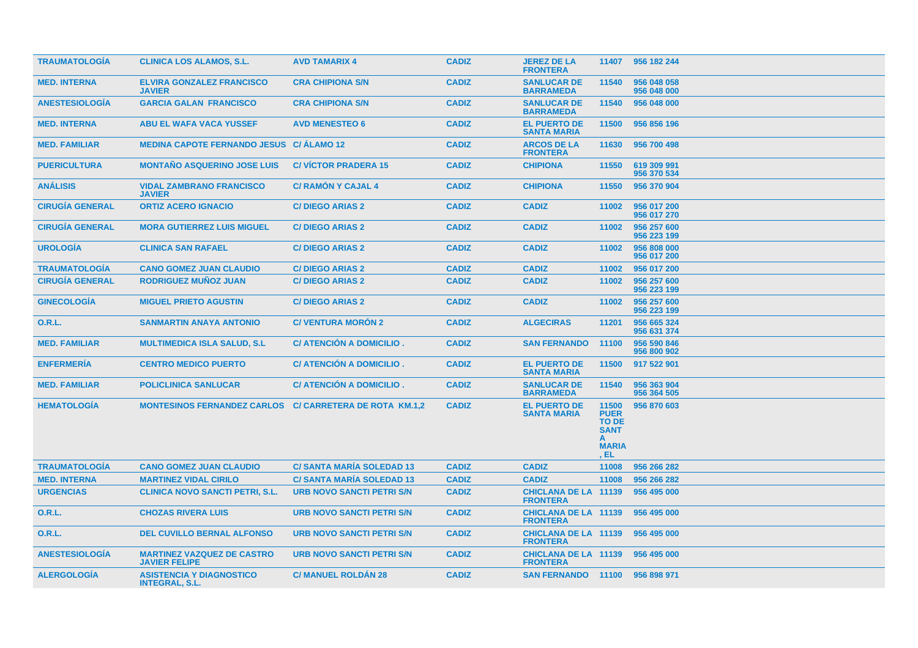| TRAUMATOLOGÍA | CLINICA LOS ALAMOS, S.L. | AVD TAMARIX 4 | CADIZ | JEREZ DE LA FRONTERA | 11407 | 956 182 244 |
|---|---|---|---|---|---|---|
| MED. INTERNA | ELVIRA GONZALEZ FRANCISCO JAVIER | CRA CHIPIONA S/N | CADIZ | SANLUCAR DE BARRAMEDA | 11540 | 956 048 058 956 048 000 |
| ANESTESIOLOGÍA | GARCIA GALAN FRANCISCO | CRA CHIPIONA S/N | CADIZ | SANLUCAR DE BARRAMEDA | 11540 | 956 048 000 |
| MED. INTERNA | ABU EL WAFA VACA YUSSEF | AVD MENESTEO 6 | CADIZ | EL PUERTO DE SANTA MARIA | 11500 | 956 856 196 |
| MED. FAMILIAR | MEDINA CAPOTE FERNANDO JESUS | C/ ÁLAMO 12 | CADIZ | ARCOS DE LA FRONTERA | 11630 | 956 700 498 |
| PUERICULTURA | MONTAÑO ASQUERINO JOSE LUIS | C/ VÍCTOR PRADERA 15 | CADIZ | CHIPIONA | 11550 | 619 309 991 956 370 534 |
| ANÁLISIS | VIDAL ZAMBRANO FRANCISCO JAVIER | C/ RAMÓN Y CAJAL 4 | CADIZ | CHIPIONA | 11550 | 956 370 904 |
| CIRUGÍA GENERAL | ORTIZ ACERO IGNACIO | C/ DIEGO ARIAS 2 | CADIZ | CADIZ | 11002 | 956 017 200 956 017 270 |
| CIRUGÍA GENERAL | MORA GUTIERREZ LUIS MIGUEL | C/ DIEGO ARIAS 2 | CADIZ | CADIZ | 11002 | 956 257 600 956 223 199 |
| UROLOGÍA | CLINICA SAN RAFAEL | C/ DIEGO ARIAS 2 | CADIZ | CADIZ | 11002 | 956 808 000 956 017 200 |
| TRAUMATOLOGÍA | CANO GOMEZ JUAN CLAUDIO | C/ DIEGO ARIAS 2 | CADIZ | CADIZ | 11002 | 956 017 200 |
| CIRUGÍA GENERAL | RODRIGUEZ MUÑOZ JUAN | C/ DIEGO ARIAS 2 | CADIZ | CADIZ | 11002 | 956 257 600 956 223 199 |
| GINECOLOGÍA | MIGUEL PRIETO AGUSTIN | C/ DIEGO ARIAS 2 | CADIZ | CADIZ | 11002 | 956 257 600 956 223 199 |
| O.R.L. | SANMARTIN ANAYA ANTONIO | C/ VENTURA MORÓN 2 | CADIZ | ALGECIRAS | 11201 | 956 665 324 956 631 374 |
| MED. FAMILIAR | MULTIMEDICA ISLA SALUD, S.L | C/ ATENCIÓN A DOMICILIO . | CADIZ | SAN FERNANDO | 11100 | 956 590 846 956 800 902 |
| ENFERMERÍA | CENTRO MEDICO PUERTO | C/ ATENCIÓN A DOMICILIO . | CADIZ | EL PUERTO DE SANTA MARIA | 11500 | 917 522 901 |
| MED. FAMILIAR | POLICLINICA SANLUCAR | C/ ATENCIÓN A DOMICILIO . | CADIZ | SANLUCAR DE BARRAMEDA | 11540 | 956 363 904 956 364 505 |
| HEMATOLOGÍA | MONTESINOS FERNANDEZ CARLOS | C/ CARRETERA DE ROTA KM.1,2 | CADIZ | EL PUERTO DE SANTA MARIA | 11500 PUERTO DE SANTA MARIA , EL | 956 870 603 |
| TRAUMATOLOGÍA | CANO GOMEZ JUAN CLAUDIO | C/ SANTA MARÍA SOLEDAD 13 | CADIZ | CADIZ | 11008 | 956 266 282 |
| MED. INTERNA | MARTINEZ VIDAL CIRILO | C/ SANTA MARÍA SOLEDAD 13 | CADIZ | CADIZ | 11008 | 956 266 282 |
| URGENCIAS | CLINICA NOVO SANCTI PETRI, S.L. | URB NOVO SANCTI PETRI S/N | CADIZ | CHICLANA DE LA FRONTERA | 11139 | 956 495 000 |
| O.R.L. | CHOZAS RIVERA LUIS | URB NOVO SANCTI PETRI S/N | CADIZ | CHICLANA DE LA FRONTERA | 11139 | 956 495 000 |
| O.R.L. | DEL CUVILLO BERNAL ALFONSO | URB NOVO SANCTI PETRI S/N | CADIZ | CHICLANA DE LA FRONTERA | 11139 | 956 495 000 |
| ANESTESIOLOGÍA | MARTINEZ VAZQUEZ DE CASTRO JAVIER FELIPE | URB NOVO SANCTI PETRI S/N | CADIZ | CHICLANA DE LA FRONTERA | 11139 | 956 495 000 |
| ALERGOLOGÍA | ASISTENCIA Y DIAGNOSTICO INTEGRAL, S.L. | C/ MANUEL ROLDÁN 28 | CADIZ | SAN FERNANDO | 11100 | 956 898 971 |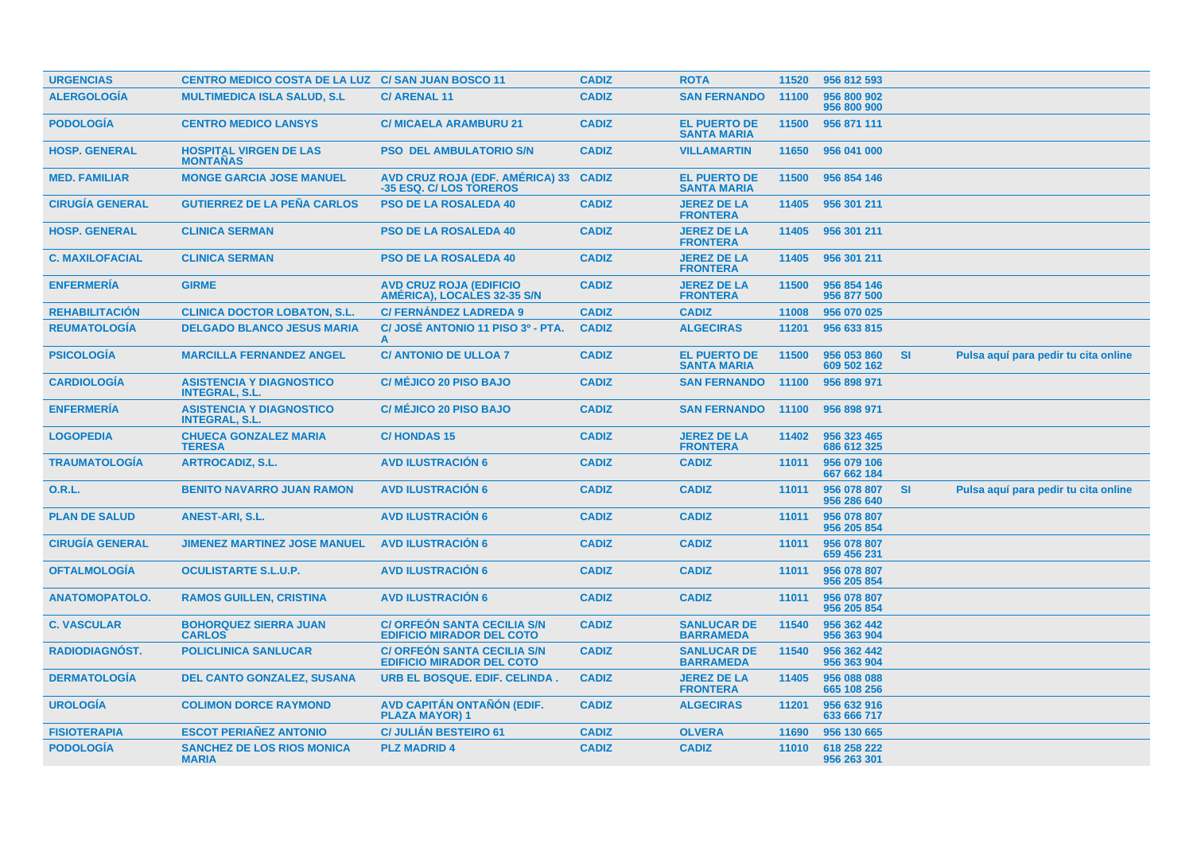| URGENCIAS | CENTRO MEDICO COSTA DE LA LUZ | C/ SAN JUAN BOSCO 11 | CADIZ | ROTA | 11520 | 956 812 593 | | |
|---|---|---|---|---|---|---|---|---|
| ALERGOLOGÍA | MULTIMEDICA ISLA SALUD, S.L | C/ ARENAL 11 | CADIZ | SAN FERNANDO | 11100 | 956 800 902<br>956 800 900 | | |
| PODOLOGÍA | CENTRO MEDICO LANSYS | C/ MICAELA ARAMBURU 21 | CADIZ | EL PUERTO DE SANTA MARIA | 11500 | 956 871 111 | | |
| HOSP. GENERAL | HOSPITAL VIRGEN DE LAS MONTAÑAS | PSO DEL AMBULATORIO S/N | CADIZ | VILLAMARTIN | 11650 | 956 041 000 | | |
| MED. FAMILIAR | MONGE GARCIA JOSE MANUEL | AVD CRUZ ROJA (EDF. AMÉRICA) 33 -35 ESQ. C/ LOS TOREROS | CADIZ | EL PUERTO DE SANTA MARIA | 11500 | 956 854 146 | | |
| CIRUGÍA GENERAL | GUTIERREZ DE LA PEÑA CARLOS | PSO DE LA ROSALEDA 40 | CADIZ | JEREZ DE LA FRONTERA | 11405 | 956 301 211 | | |
| HOSP. GENERAL | CLINICA SERMAN | PSO DE LA ROSALEDA 40 | CADIZ | JEREZ DE LA FRONTERA | 11405 | 956 301 211 | | |
| C. MAXILOFACIAL | CLINICA SERMAN | PSO DE LA ROSALEDA 40 | CADIZ | JEREZ DE LA FRONTERA | 11405 | 956 301 211 | | |
| ENFERMERÍA | GIRME | AVD CRUZ ROJA (EDIFICIO AMÉRICA), LOCALES 32-35 S/N | CADIZ | JEREZ DE LA FRONTERA | 11500 | 956 854 146<br>956 877 500 | | |
| REHABILITACIÓN | CLINICA DOCTOR LOBATON, S.L. | C/ FERNÁNDEZ LADREDA 9 | CADIZ | CADIZ | 11008 | 956 070 025 | | |
| REUMATOLOGÍA | DELGADO BLANCO JESUS MARIA | C/ JOSÉ ANTONIO 11 PISO 3º - PTA. A | CADIZ | ALGECIRAS | 11201 | 956 633 815 | | |
| PSICOLOGÍA | MARCILLA FERNANDEZ ANGEL | C/ ANTONIO DE ULLOA 7 | CADIZ | EL PUERTO DE SANTA MARIA | 11500 | 956 053 860<br>609 502 162 | SI | Pulsa aquí para pedir tu cita online |
| CARDIOLOGÍA | ASISTENCIA Y DIAGNOSTICO INTEGRAL, S.L. | C/ MÉJICO 20 PISO BAJO | CADIZ | SAN FERNANDO | 11100 | 956 898 971 | | |
| ENFERMERÍA | ASISTENCIA Y DIAGNOSTICO INTEGRAL, S.L. | C/ MÉJICO 20 PISO BAJO | CADIZ | SAN FERNANDO | 11100 | 956 898 971 | | |
| LOGOPEDIA | CHUECA GONZALEZ MARIA TERESA | C/ HONDAS 15 | CADIZ | JEREZ DE LA FRONTERA | 11402 | 956 323 465<br>686 612 325 | | |
| TRAUMATOLOGÍA | ARTROCADIZ, S.L. | AVD ILUSTRACIÓN 6 | CADIZ | CADIZ | 11011 | 956 079 106<br>667 662 184 | | |
| O.R.L. | BENITO NAVARRO JUAN RAMON | AVD ILUSTRACIÓN 6 | CADIZ | CADIZ | 11011 | 956 078 807<br>956 286 640 | SI | Pulsa aquí para pedir tu cita online |
| PLAN DE SALUD | ANEST-ARI, S.L. | AVD ILUSTRACIÓN 6 | CADIZ | CADIZ | 11011 | 956 078 807<br>956 205 854 | | |
| CIRUGÍA GENERAL | JIMENEZ MARTINEZ JOSE MANUEL | AVD ILUSTRACIÓN 6 | CADIZ | CADIZ | 11011 | 956 078 807<br>659 456 231 | | |
| OFTALMOLOGÍA | OCULISTARTE S.L.U.P. | AVD ILUSTRACIÓN 6 | CADIZ | CADIZ | 11011 | 956 078 807<br>956 205 854 | | |
| ANATOMOPATOLO. | RAMOS GUILLEN, CRISTINA | AVD ILUSTRACIÓN 6 | CADIZ | CADIZ | 11011 | 956 078 807<br>956 205 854 | | |
| C. VASCULAR | BOHORQUEZ SIERRA JUAN CARLOS | C/ ORFEÓN SANTA CECILIA S/N EDIFICIO MIRADOR DEL COTO | CADIZ | SANLUCAR DE BARRAMEDA | 11540 | 956 362 442<br>956 363 904 | | |
| RADIODIAGNÓST. | POLICLINICA SANLUCAR | C/ ORFEÓN SANTA CECILIA S/N EDIFICIO MIRADOR DEL COTO | CADIZ | SANLUCAR DE BARRAMEDA | 11540 | 956 362 442<br>956 363 904 | | |
| DERMATOLOGÍA | DEL CANTO GONZALEZ, SUSANA | URB EL BOSQUE. EDIF. CELINDA . | CADIZ | JEREZ DE LA FRONTERA | 11405 | 956 088 088<br>665 108 256 | | |
| UROLOGÍA | COLIMON DORCE RAYMOND | AVD CAPITÁN ONTAÑÓN (EDIF. PLAZA MAYOR) 1 | CADIZ | ALGECIRAS | 11201 | 956 632 916<br>633 666 717 | | |
| FISIOTERAPIA | ESCOT PERIAÑEZ ANTONIO | C/ JULIÁN BESTEIRO 61 | CADIZ | OLVERA | 11690 | 956 130 665 | | |
| PODOLOGÍA | SANCHEZ DE LOS RIOS MONICA MARIA | PLZ MADRID 4 | CADIZ | CADIZ | 11010 | 618 258 222<br>956 263 301 | | |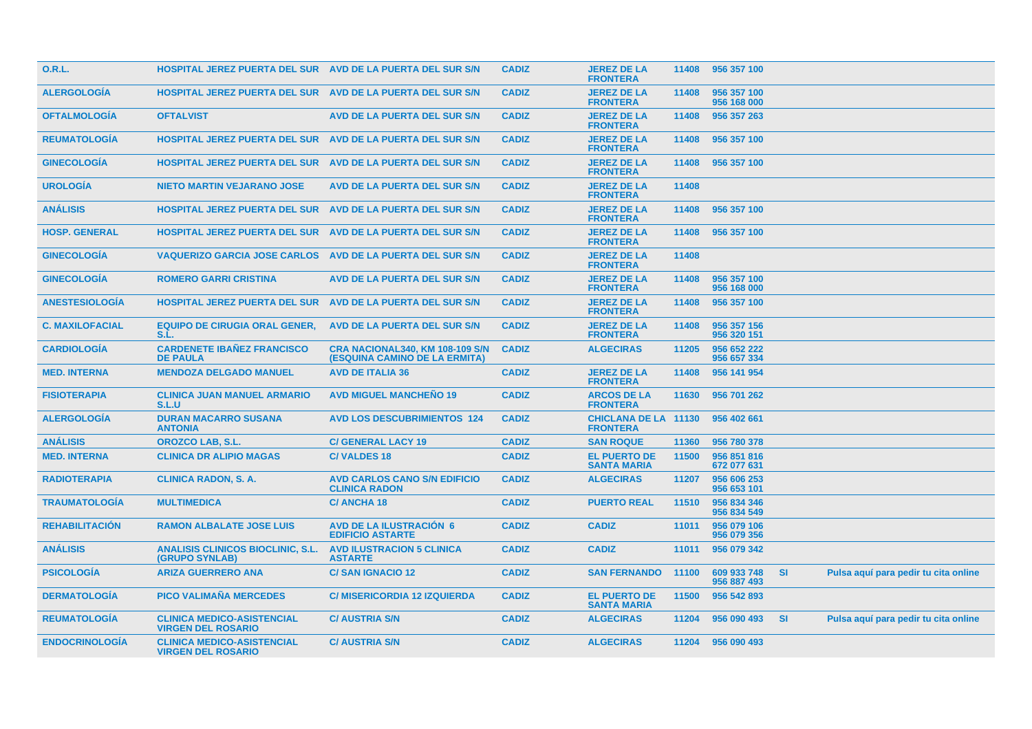| | | | | | | | | |
|---|---|---|---|---|---|---|---|---|
| O.R.L. | HOSPITAL JEREZ PUERTA DEL SUR | AVD DE LA PUERTA DEL SUR S/N | CADIZ | JEREZ DE LA FRONTERA | 11408 | 956 357 100 | | |
| ALERGOLOGÍA | HOSPITAL JEREZ PUERTA DEL SUR | AVD DE LA PUERTA DEL SUR S/N | CADIZ | JEREZ DE LA FRONTERA | 11408 | 956 357 100 956 168 000 | | |
| OFTALMOLOGÍA | OFTALVIST | AVD DE LA PUERTA DEL SUR S/N | CADIZ | JEREZ DE LA FRONTERA | 11408 | 956 357 263 | | |
| REUMATOLOGÍA | HOSPITAL JEREZ PUERTA DEL SUR | AVD DE LA PUERTA DEL SUR S/N | CADIZ | JEREZ DE LA FRONTERA | 11408 | 956 357 100 | | |
| GINECOLOGÍA | HOSPITAL JEREZ PUERTA DEL SUR | AVD DE LA PUERTA DEL SUR S/N | CADIZ | JEREZ DE LA FRONTERA | 11408 | 956 357 100 | | |
| UROLOGÍA | NIETO MARTIN VEJARANO JOSE | AVD DE LA PUERTA DEL SUR S/N | CADIZ | JEREZ DE LA FRONTERA | 11408 | | | |
| ANÁLISIS | HOSPITAL JEREZ PUERTA DEL SUR | AVD DE LA PUERTA DEL SUR S/N | CADIZ | JEREZ DE LA FRONTERA | 11408 | 956 357 100 | | |
| HOSP. GENERAL | HOSPITAL JEREZ PUERTA DEL SUR | AVD DE LA PUERTA DEL SUR S/N | CADIZ | JEREZ DE LA FRONTERA | 11408 | 956 357 100 | | |
| GINECOLOGÍA | VAQUERIZO GARCIA JOSE CARLOS | AVD DE LA PUERTA DEL SUR S/N | CADIZ | JEREZ DE LA FRONTERA | 11408 | | | |
| GINECOLOGÍA | ROMERO GARRI CRISTINA | AVD DE LA PUERTA DEL SUR S/N | CADIZ | JEREZ DE LA FRONTERA | 11408 | 956 357 100 956 168 000 | | |
| ANESTESIOLOGÍA | HOSPITAL JEREZ PUERTA DEL SUR | AVD DE LA PUERTA DEL SUR S/N | CADIZ | JEREZ DE LA FRONTERA | 11408 | 956 357 100 | | |
| C. MAXILOFACIAL | EQUIPO DE CIRUGIA ORAL GENER, S.L. | AVD DE LA PUERTA DEL SUR S/N | CADIZ | JEREZ DE LA FRONTERA | 11408 | 956 357 156 956 320 151 | | |
| CARDIOLOGÍA | CARDENETE IBAÑEZ FRANCISCO DE PAULA | CRA NACIONAL340, KM 108-109 S/N (ESQUINA CAMINO DE LA ERMITA) | CADIZ | ALGECIRAS | 11205 | 956 652 222 956 657 334 | | |
| MED. INTERNA | MENDOZA DELGADO MANUEL | AVD DE ITALIA 36 | CADIZ | JEREZ DE LA FRONTERA | 11408 | 956 141 954 | | |
| FISIOTERAPIA | CLINICA JUAN MANUEL ARMARIO S.L.U | AVD MIGUEL MANCHEÑO 19 | CADIZ | ARCOS DE LA FRONTERA | 11630 | 956 701 262 | | |
| ALERGOLOGÍA | DURAN MACARRO SUSANA ANTONIA | AVD LOS DESCUBRIMIENTOS 124 | CADIZ | CHICLANA DE LA FRONTERA | 11130 | 956 402 661 | | |
| ANÁLISIS | OROZCO LAB, S.L. | C/ GENERAL LACY 19 | CADIZ | SAN ROQUE | 11360 | 956 780 378 | | |
| MED. INTERNA | CLINICA DR ALIPIO MAGAS | C/ VALDES 18 | CADIZ | EL PUERTO DE SANTA MARIA | 11500 | 956 851 816 672 077 631 | | |
| RADIOTERAPIA | CLINICA RADON, S. A. | AVD CARLOS CANO S/N EDIFICIO CLINICA RADON | CADIZ | ALGECIRAS | 11207 | 956 606 253 956 653 101 | | |
| TRAUMATOLOGÍA | MULTIMEDICA | C/ ANCHA 18 | CADIZ | PUERTO REAL | 11510 | 956 834 346 956 834 549 | | |
| REHABILITACIÓN | RAMON ALBALATE JOSE LUIS | AVD DE LA ILUSTRACIÓN 6 EDIFICIO ASTARTE | CADIZ | CADIZ | 11011 | 956 079 106 956 079 356 | | |
| ANÁLISIS | ANALISIS CLINICOS BIOCLINIC, S.L. (GRUPO SYNLAB) | AVD ILUSTRACION 5 CLINICA ASTARTE | CADIZ | CADIZ | 11011 | 956 079 342 | | |
| PSICOLOGÍA | ARIZA GUERRERO ANA | C/ SAN IGNACIO 12 | CADIZ | SAN FERNANDO | 11100 | 609 933 748 956 887 493 | SI | Pulsa aquí para pedir tu cita online |
| DERMATOLOGÍA | PICO VALIMAÑA MERCEDES | C/ MISERICORDIA 12 IZQUIERDA | CADIZ | EL PUERTO DE SANTA MARIA | 11500 | 956 542 893 | | |
| REUMATOLOGÍA | CLINICA MEDICO-ASISTENCIAL VIRGEN DEL ROSARIO | C/ AUSTRIA S/N | CADIZ | ALGECIRAS | 11204 | 956 090 493 | SI | Pulsa aquí para pedir tu cita online |
| ENDOCRINOLOGÍA | CLINICA MEDICO-ASISTENCIAL VIRGEN DEL ROSARIO | C/ AUSTRIA S/N | CADIZ | ALGECIRAS | 11204 | 956 090 493 | | |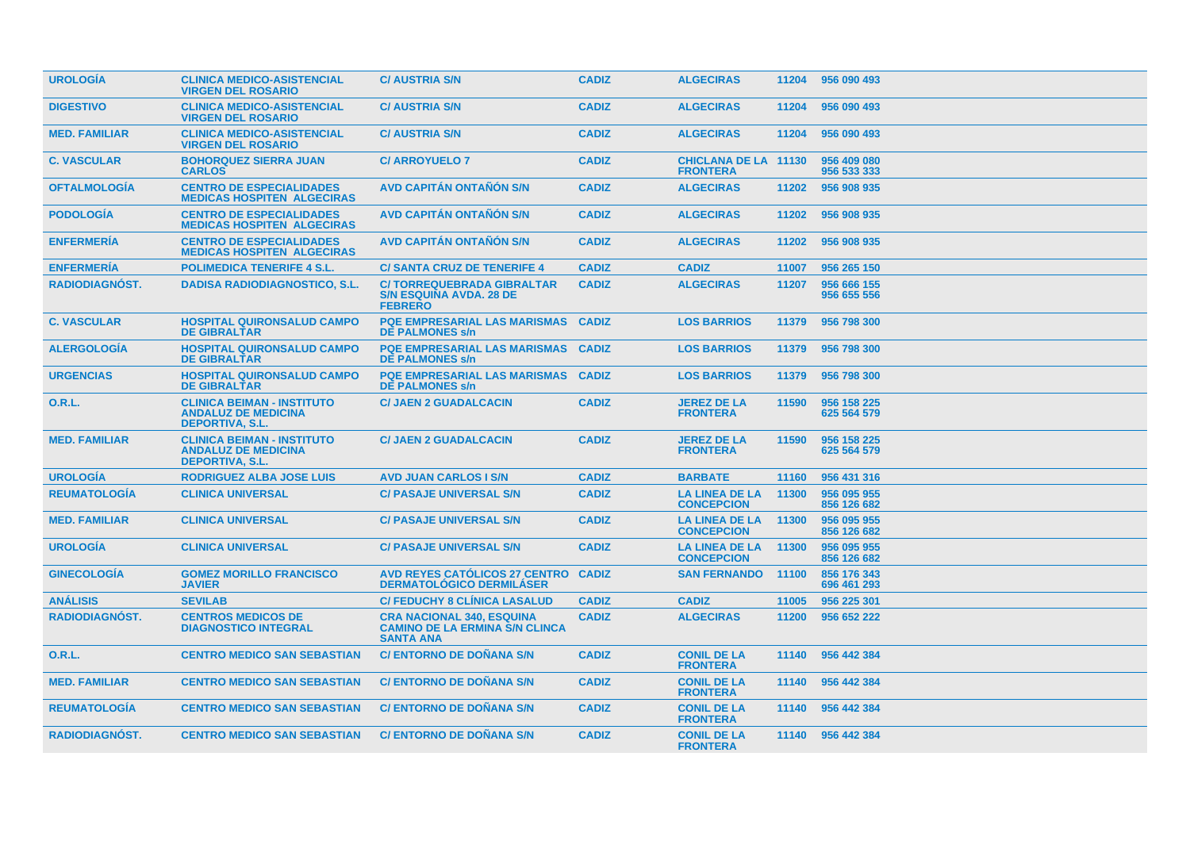| | | | | | | |
|---|---|---|---|---|---|---|
| UROLOGÍA | CLINICA MEDICO-ASISTENCIAL VIRGEN DEL ROSARIO | C/ AUSTRIA S/N | CADIZ | ALGECIRAS | 11204 | 956 090 493 |
| DIGESTIVO | CLINICA MEDICO-ASISTENCIAL VIRGEN DEL ROSARIO | C/ AUSTRIA S/N | CADIZ | ALGECIRAS | 11204 | 956 090 493 |
| MED. FAMILIAR | CLINICA MEDICO-ASISTENCIAL VIRGEN DEL ROSARIO | C/ AUSTRIA S/N | CADIZ | ALGECIRAS | 11204 | 956 090 493 |
| C. VASCULAR | BOHORQUEZ SIERRA JUAN CARLOS | C/ ARROYUELO 7 | CADIZ | CHICLANA DE LA FRONTERA | 11130 | 956 409 080 956 533 333 |
| OFTALMOLOGÍA | CENTRO DE ESPECIALIDADES MEDICAS HOSPITEN ALGECIRAS | AVD CAPITÁN ONTAÑÓN S/N | CADIZ | ALGECIRAS | 11202 | 956 908 935 |
| PODOLOGÍA | CENTRO DE ESPECIALIDADES MEDICAS HOSPITEN ALGECIRAS | AVD CAPITÁN ONTAÑÓN S/N | CADIZ | ALGECIRAS | 11202 | 956 908 935 |
| ENFERMERÍA | CENTRO DE ESPECIALIDADES MEDICAS HOSPITEN ALGECIRAS | AVD CAPITÁN ONTAÑÓN S/N | CADIZ | ALGECIRAS | 11202 | 956 908 935 |
| ENFERMERÍA | POLIMEDICA TENERIFE 4 S.L. | C/ SANTA CRUZ DE TENERIFE 4 | CADIZ | CADIZ | 11007 | 956 265 150 |
| RADIODIAGNÓST. | DADISA RADIODIAGNOSTICO, S.L. | C/ TORREQUEBRADA GIBRALTAR S/N ESQUINA AVDA. 28 DE FEBRERO | CADIZ | ALGECIRAS | 11207 | 956 666 155 956 655 556 |
| C. VASCULAR | HOSPITAL QUIRONSALUD CAMPO DE GIBRALTAR | PQE EMPRESARIAL LAS MARISMAS DE PALMONES s/n | CADIZ | LOS BARRIOS | 11379 | 956 798 300 |
| ALERGOLOGÍA | HOSPITAL QUIRONSALUD CAMPO DE GIBRALTAR | PQE EMPRESARIAL LAS MARISMAS DE PALMONES s/n | CADIZ | LOS BARRIOS | 11379 | 956 798 300 |
| URGENCIAS | HOSPITAL QUIRONSALUD CAMPO DE GIBRALTAR | PQE EMPRESARIAL LAS MARISMAS DE PALMONES s/n | CADIZ | LOS BARRIOS | 11379 | 956 798 300 |
| O.R.L. | CLINICA BEIMAN - INSTITUTO ANDALUZ DE MEDICINA DEPORTIVA, S.L. | C/ JAEN 2 GUADALCACIN | CADIZ | JEREZ DE LA FRONTERA | 11590 | 956 158 225 625 564 579 |
| MED. FAMILIAR | CLINICA BEIMAN - INSTITUTO ANDALUZ DE MEDICINA DEPORTIVA, S.L. | C/ JAEN 2 GUADALCACIN | CADIZ | JEREZ DE LA FRONTERA | 11590 | 956 158 225 625 564 579 |
| UROLOGÍA | RODRIGUEZ ALBA JOSE LUIS | AVD JUAN CARLOS I S/N | CADIZ | BARBATE | 11160 | 956 431 316 |
| REUMATOLOGÍA | CLINICA UNIVERSAL | C/ PASAJE UNIVERSAL S/N | CADIZ | LA LINEA DE LA CONCEPCION | 11300 | 956 095 955 856 126 682 |
| MED. FAMILIAR | CLINICA UNIVERSAL | C/ PASAJE UNIVERSAL S/N | CADIZ | LA LINEA DE LA CONCEPCION | 11300 | 956 095 955 856 126 682 |
| UROLOGÍA | CLINICA UNIVERSAL | C/ PASAJE UNIVERSAL S/N | CADIZ | LA LINEA DE LA CONCEPCION | 11300 | 956 095 955 856 126 682 |
| GINECOLOGÍA | GOMEZ MORILLO FRANCISCO JAVIER | AVD REYES CATÓLICOS 27 CENTRO DERMATOLÓGICO DERMILÁSER | CADIZ | SAN FERNANDO | 11100 | 856 176 343 696 461 293 |
| ANÁLISIS | SEVILAB | C/ FEDUCHY 8 CLÍNICA LASALUD | CADIZ | CADIZ | 11005 | 956 225 301 |
| RADIODIAGNÓST. | CENTROS MEDICOS DE DIAGNOSTICO INTEGRAL | CRA NACIONAL 340, ESQUINA CAMINO DE LA ERMINA S/N CLINCA SANTA ANA | CADIZ | ALGECIRAS | 11200 | 956 652 222 |
| O.R.L. | CENTRO MEDICO SAN SEBASTIAN | C/ ENTORNO DE DOÑANA S/N | CADIZ | CONIL DE LA FRONTERA | 11140 | 956 442 384 |
| MED. FAMILIAR | CENTRO MEDICO SAN SEBASTIAN | C/ ENTORNO DE DOÑANA S/N | CADIZ | CONIL DE LA FRONTERA | 11140 | 956 442 384 |
| REUMATOLOGÍA | CENTRO MEDICO SAN SEBASTIAN | C/ ENTORNO DE DOÑANA S/N | CADIZ | CONIL DE LA FRONTERA | 11140 | 956 442 384 |
| RADIODIAGNÓST. | CENTRO MEDICO SAN SEBASTIAN | C/ ENTORNO DE DOÑANA S/N | CADIZ | CONIL DE LA FRONTERA | 11140 | 956 442 384 |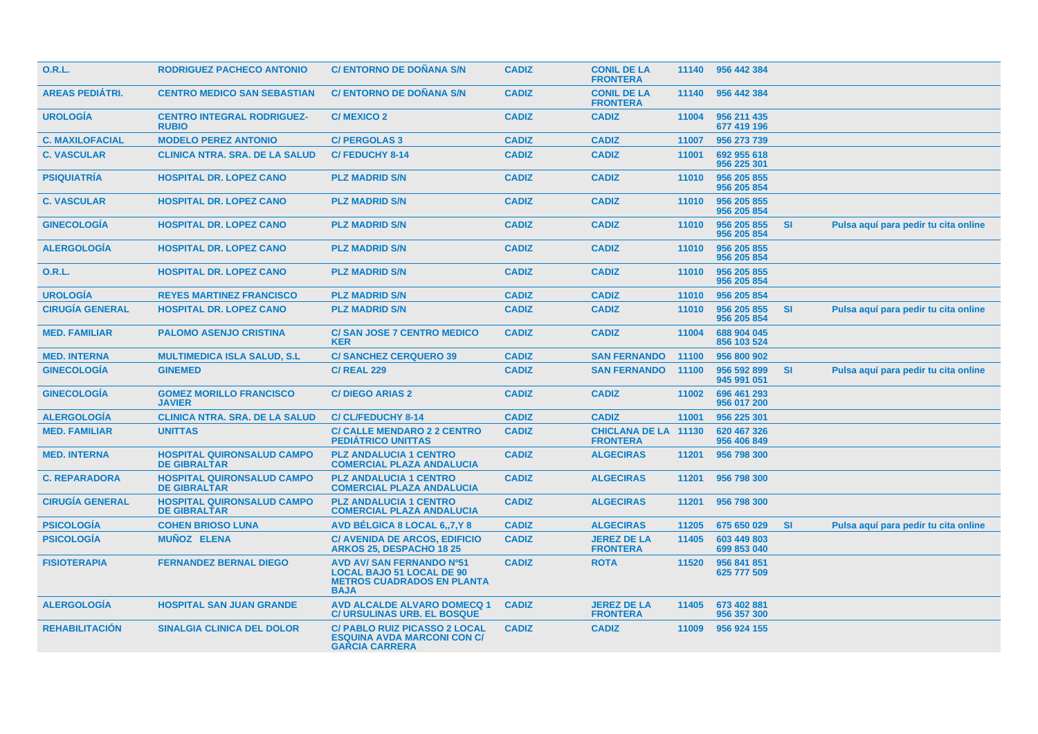| | | | | | | | | |
|---|---|---|---|---|---|---|---|---|
| O.R.L. | RODRIGUEZ PACHECO ANTONIO | C/ ENTORNO DE DOÑANA S/N | CADIZ | CONIL DE LA FRONTERA | 11140 | 956 442 384 | | |
| AREAS PEDIÁTRI. | CENTRO MEDICO SAN SEBASTIAN | C/ ENTORNO DE DOÑANA S/N | CADIZ | CONIL DE LA FRONTERA | 11140 | 956 442 384 | | |
| UROLOGÍA | CENTRO INTEGRAL RODRIGUEZ-RUBIO | C/ MEXICO 2 | CADIZ | CADIZ | 11004 | 956 211 435 677 419 196 | | |
| C. MAXILOFACIAL | MODELO PEREZ ANTONIO | C/ PERGOLAS 3 | CADIZ | CADIZ | 11007 | 956 273 739 | | |
| C. VASCULAR | CLINICA NTRA. SRA. DE LA SALUD | C/ FEDUCHY 8-14 | CADIZ | CADIZ | 11001 | 692 955 618 956 225 301 | | |
| PSIQUIATRÍA | HOSPITAL DR. LOPEZ CANO | PLZ MADRID S/N | CADIZ | CADIZ | 11010 | 956 205 855 956 205 854 | | |
| C. VASCULAR | HOSPITAL DR. LOPEZ CANO | PLZ MADRID S/N | CADIZ | CADIZ | 11010 | 956 205 855 956 205 854 | | |
| GINECOLOGÍA | HOSPITAL DR. LOPEZ CANO | PLZ MADRID S/N | CADIZ | CADIZ | 11010 | 956 205 855 956 205 854 | SI | Pulsa aquí para pedir tu cita online |
| ALERGOLOGÍA | HOSPITAL DR. LOPEZ CANO | PLZ MADRID S/N | CADIZ | CADIZ | 11010 | 956 205 855 956 205 854 | | |
| O.R.L. | HOSPITAL DR. LOPEZ CANO | PLZ MADRID S/N | CADIZ | CADIZ | 11010 | 956 205 855 956 205 854 | | |
| UROLOGÍA | REYES MARTINEZ FRANCISCO | PLZ MADRID S/N | CADIZ | CADIZ | 11010 | 956 205 854 | | |
| CIRUGÍA GENERAL | HOSPITAL DR. LOPEZ CANO | PLZ MADRID S/N | CADIZ | CADIZ | 11010 | 956 205 855 956 205 854 | SI | Pulsa aquí para pedir tu cita online |
| MED. FAMILIAR | PALOMO ASENJO CRISTINA | C/ SAN JOSE 7 CENTRO MEDICO KER | CADIZ | CADIZ | 11004 | 688 904 045 856 103 524 | | |
| MED. INTERNA | MULTIMEDICA ISLA SALUD, S.L | C/ SANCHEZ CERQUERO 39 | CADIZ | SAN FERNANDO | 11100 | 956 800 902 | | |
| GINECOLOGÍA | GINEMED | C/ REAL 229 | CADIZ | SAN FERNANDO | 11100 | 956 592 899 945 991 051 | SI | Pulsa aquí para pedir tu cita online |
| GINECOLOGÍA | GOMEZ MORILLO FRANCISCO JAVIER | C/ DIEGO ARIAS 2 | CADIZ | CADIZ | 11002 | 696 461 293 956 017 200 | | |
| ALERGOLOGÍA | CLINICA NTRA. SRA. DE LA SALUD | C/ CL/FEDUCHY 8-14 | CADIZ | CADIZ | 11001 | 956 225 301 | | |
| MED. FAMILIAR | UNITTAS | C/ CALLE MENDARO 2 2 CENTRO PEDIÁTRICO UNITTAS | CADIZ | CHICLANA DE LA FRONTERA | 11130 | 620 467 326 956 406 849 | | |
| MED. INTERNA | HOSPITAL QUIRONSALUD CAMPO DE GIBRALTAR | PLZ ANDALUCIA 1 CENTRO COMERCIAL PLAZA ANDALUCIA | CADIZ | ALGECIRAS | 11201 | 956 798 300 | | |
| C. REPARADORA | HOSPITAL QUIRONSALUD CAMPO DE GIBRALTAR | PLZ ANDALUCIA 1 CENTRO COMERCIAL PLAZA ANDALUCIA | CADIZ | ALGECIRAS | 11201 | 956 798 300 | | |
| CIRUGÍA GENERAL | HOSPITAL QUIRONSALUD CAMPO DE GIBRALTAR | PLZ ANDALUCIA 1 CENTRO COMERCIAL PLAZA ANDALUCIA | CADIZ | ALGECIRAS | 11201 | 956 798 300 | | |
| PSICOLOGÍA | COHEN BRIOSO LUNA | AVD BÉLGICA 8 LOCAL 6,,7,Y 8 | CADIZ | ALGECIRAS | 11205 | 675 650 029 | SI | Pulsa aquí para pedir tu cita online |
| PSICOLOGÍA | MUÑOZ ELENA | C/ AVENIDA DE ARCOS, EDIFICIO ARKOS 25, DESPACHO 18 25 | CADIZ | JEREZ DE LA FRONTERA | 11405 | 603 449 803 699 853 040 | | |
| FISIOTERAPIA | FERNANDEZ BERNAL DIEGO | AVD AV/ SAN FERNANDO Nº51 LOCAL BAJO 51 LOCAL DE 90 METROS CUADRADOS EN PLANTA BAJA | CADIZ | ROTA | 11520 | 956 841 851 625 777 509 | | |
| ALERGOLOGÍA | HOSPITAL SAN JUAN GRANDE | AVD ALCALDE ALVARO DOMECQ 1 C/ URSULINAS URB. EL BOSQUE | CADIZ | JEREZ DE LA FRONTERA | 11405 | 673 402 881 956 357 300 | | |
| REHABILITACIÓN | SINALGIA CLINICA DEL DOLOR | C/ PABLO RUIZ PICASSO 2 LOCAL ESQUINA AVDA MARCONI CON C/ GARCIA CARRERA | CADIZ | CADIZ | 11009 | 956 924 155 | | |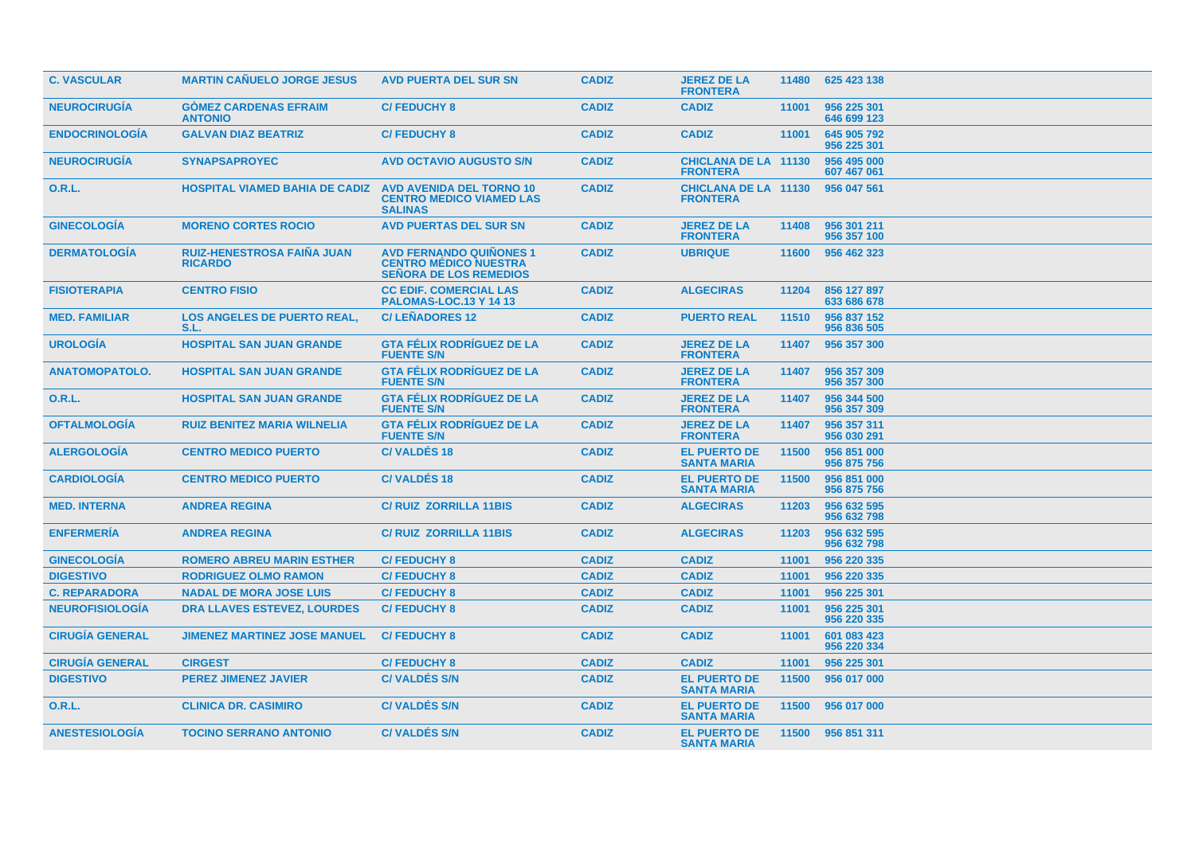| | | | | | | |
|---|---|---|---|---|---|---|
| C. VASCULAR | MARTIN CAÑUELO JORGE JESUS | AVD PUERTA DEL SUR SN | CADIZ | JEREZ DE LA FRONTERA | 11480 | 625 423 138 |
| NEUROCIRUGÍA | GÒMEZ CARDENAS EFRAIM ANTONIO | C/ FEDUCHY 8 | CADIZ | CADIZ | 11001 | 956 225 301<br>646 699 123 |
| ENDOCRINOLOGÍA | GALVAN DIAZ BEATRIZ | C/ FEDUCHY 8 | CADIZ | CADIZ | 11001 | 645 905 792<br>956 225 301 |
| NEUROCIRUGÍA | SYNAPSAPROYEC | AVD OCTAVIO AUGUSTO S/N | CADIZ | CHICLANA DE LA FRONTERA | 11130 | 956 495 000<br>607 467 061 |
| O.R.L. | HOSPITAL VIAMED BAHIA DE CADIZ | AVD AVENIDA DEL TORNO 10 CENTRO MEDICO VIAMED LAS SALINAS | CADIZ | CHICLANA DE LA FRONTERA | 11130 | 956 047 561 |
| GINECOLOGÍA | MORENO CORTES ROCIO | AVD PUERTAS DEL SUR SN | CADIZ | JEREZ DE LA FRONTERA | 11408 | 956 301 211<br>956 357 100 |
| DERMATOLOGÍA | RUIZ-HENESTROSA FAIÑA JUAN RICARDO | AVD FERNANDO QUIÑONES 1 CENTRO MÉDICO NUESTRA SEÑORA DE LOS REMEDIOS | CADIZ | UBRIQUE | 11600 | 956 462 323 |
| FISIOTERAPIA | CENTRO FISIO | CC EDIF. COMERCIAL LAS PALOMAS-LOC.13 Y 14 13 | CADIZ | ALGECIRAS | 11204 | 856 127 897<br>633 686 678 |
| MED. FAMILIAR | LOS ANGELES DE PUERTO REAL, S.L. | C/ LEÑADORES 12 | CADIZ | PUERTO REAL | 11510 | 956 837 152<br>956 836 505 |
| UROLOGÍA | HOSPITAL SAN JUAN GRANDE | GTA FÉLIX RODRÍGUEZ DE LA FUENTE S/N | CADIZ | JEREZ DE LA FRONTERA | 11407 | 956 357 300 |
| ANATOMOPATOLO. | HOSPITAL SAN JUAN GRANDE | GTA FÉLIX RODRÍGUEZ DE LA FUENTE S/N | CADIZ | JEREZ DE LA FRONTERA | 11407 | 956 357 309<br>956 357 300 |
| O.R.L. | HOSPITAL SAN JUAN GRANDE | GTA FÉLIX RODRÍGUEZ DE LA FUENTE S/N | CADIZ | JEREZ DE LA FRONTERA | 11407 | 956 344 500<br>956 357 309 |
| OFTALMOLOGÍA | RUIZ BENITEZ MARIA WILNELIA | GTA FÉLIX RODRÍGUEZ DE LA FUENTE S/N | CADIZ | JEREZ DE LA FRONTERA | 11407 | 956 357 311<br>956 030 291 |
| ALERGOLOGÍA | CENTRO MEDICO PUERTO | C/ VALDÉS 18 | CADIZ | EL PUERTO DE SANTA MARIA | 11500 | 956 851 000<br>956 875 756 |
| CARDIOLOGÍA | CENTRO MEDICO PUERTO | C/ VALDÉS 18 | CADIZ | EL PUERTO DE SANTA MARIA | 11500 | 956 851 000<br>956 875 756 |
| MED. INTERNA | ANDREA REGINA | C/ RUIZ ZORRILLA 11BIS | CADIZ | ALGECIRAS | 11203 | 956 632 595<br>956 632 798 |
| ENFERMERÍA | ANDREA REGINA | C/ RUIZ ZORRILLA 11BIS | CADIZ | ALGECIRAS | 11203 | 956 632 595<br>956 632 798 |
| GINECOLOGÍA | ROMERO ABREU MARIN ESTHER | C/ FEDUCHY 8 | CADIZ | CADIZ | 11001 | 956 220 335 |
| DIGESTIVO | RODRIGUEZ OLMO RAMON | C/ FEDUCHY 8 | CADIZ | CADIZ | 11001 | 956 220 335 |
| C. REPARADORA | NADAL DE MORA JOSE LUIS | C/ FEDUCHY 8 | CADIZ | CADIZ | 11001 | 956 225 301 |
| NEUROFISIOLOGÍA | DRA LLAVES ESTEVEZ, LOURDES | C/ FEDUCHY 8 | CADIZ | CADIZ | 11001 | 956 225 301<br>956 220 335 |
| CIRUGÍA GENERAL | JIMENEZ MARTINEZ JOSE MANUEL | C/ FEDUCHY 8 | CADIZ | CADIZ | 11001 | 601 083 423<br>956 220 334 |
| CIRUGÍA GENERAL | CIRGEST | C/ FEDUCHY 8 | CADIZ | CADIZ | 11001 | 956 225 301 |
| DIGESTIVO | PEREZ JIMENEZ JAVIER | C/ VALDÉS S/N | CADIZ | EL PUERTO DE SANTA MARIA | 11500 | 956 017 000 |
| O.R.L. | CLINICA DR. CASIMIRO | C/ VALDÉS S/N | CADIZ | EL PUERTO DE SANTA MARIA | 11500 | 956 017 000 |
| ANESTESIOLOGÍA | TOCINO SERRANO ANTONIO | C/ VALDÉS S/N | CADIZ | EL PUERTO DE SANTA MARIA | 11500 | 956 851 311 |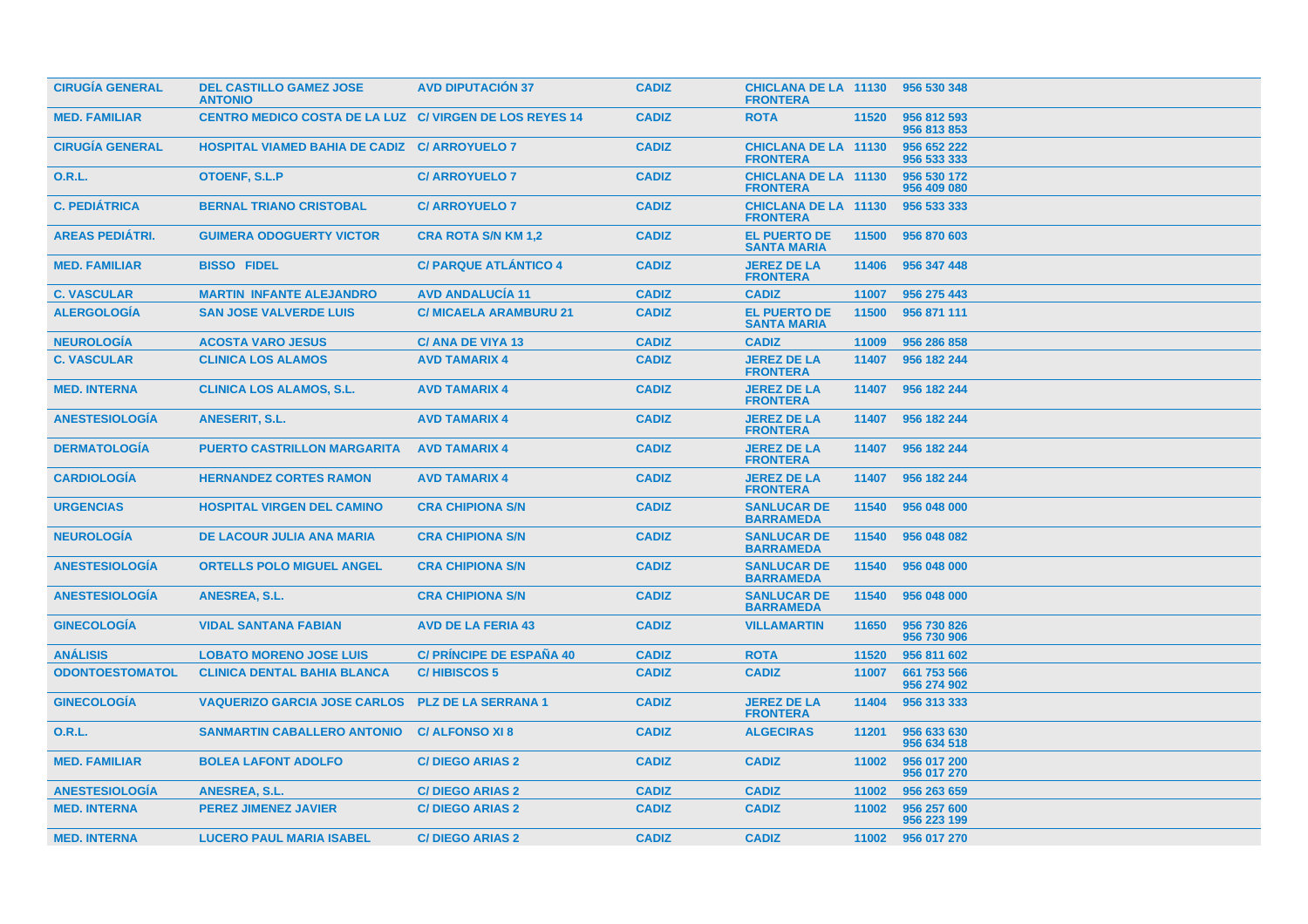| | | | | | | |
|---|---|---|---|---|---|---|
| **CIRUGÍA GENERAL** | **DEL CASTILLO GAMEZ JOSE ANTONIO** | **AVD DIPUTACIÓN 37** | **CADIZ** | **CHICLANA DE LA FRONTERA** | **11130** | **956 530 348** |
| **MED. FAMILIAR** | **CENTRO MEDICO COSTA DE LA LUZ** | **C/ VIRGEN DE LOS REYES 14** | **CADIZ** | **ROTA** | **11520** | **956 812 593 956 813 853** |
| **CIRUGÍA GENERAL** | **HOSPITAL VIAMED BAHIA DE CADIZ** | **C/ ARROYUELO 7** | **CADIZ** | **CHICLANA DE LA FRONTERA** | **11130** | **956 652 222 956 533 333** |
| **O.R.L.** | **OTOENF, S.L.P** | **C/ ARROYUELO 7** | **CADIZ** | **CHICLANA DE LA FRONTERA** | **11130** | **956 530 172 956 409 080** |
| **C. PEDIÁTRICA** | **BERNAL TRIANO CRISTOBAL** | **C/ ARROYUELO 7** | **CADIZ** | **CHICLANA DE LA FRONTERA** | **11130** | **956 533 333** |
| **AREAS PEDIÁTRI.** | **GUIMERA ODOGUERTY VICTOR** | **CRA ROTA S/N KM 1,2** | **CADIZ** | **EL PUERTO DE SANTA MARIA** | **11500** | **956 870 603** |
| **MED. FAMILIAR** | **BISSO FIDEL** | **C/ PARQUE ATLÁNTICO 4** | **CADIZ** | **JEREZ DE LA FRONTERA** | **11406** | **956 347 448** |
| **C. VASCULAR** | **MARTIN INFANTE ALEJANDRO** | **AVD ANDALUCÍA 11** | **CADIZ** | **CADIZ** | **11007** | **956 275 443** |
| **ALERGOLOGÍA** | **SAN JOSE VALVERDE LUIS** | **C/ MICAELA ARAMBURU 21** | **CADIZ** | **EL PUERTO DE SANTA MARIA** | **11500** | **956 871 111** |
| **NEUROLOGÍA** | **ACOSTA VARO JESUS** | **C/ ANA DE VIYA 13** | **CADIZ** | **CADIZ** | **11009** | **956 286 858** |
| **C. VASCULAR** | **CLINICA LOS ALAMOS** | **AVD TAMARIX 4** | **CADIZ** | **JEREZ DE LA FRONTERA** | **11407** | **956 182 244** |
| **MED. INTERNA** | **CLINICA LOS ALAMOS, S.L.** | **AVD TAMARIX 4** | **CADIZ** | **JEREZ DE LA FRONTERA** | **11407** | **956 182 244** |
| **ANESTESIOLOGÍA** | **ANESERIT, S.L.** | **AVD TAMARIX 4** | **CADIZ** | **JEREZ DE LA FRONTERA** | **11407** | **956 182 244** |
| **DERMATOLOGÍA** | **PUERTO CASTRILLON MARGARITA** | **AVD TAMARIX 4** | **CADIZ** | **JEREZ DE LA FRONTERA** | **11407** | **956 182 244** |
| **CARDIOLOGÍA** | **HERNANDEZ CORTES RAMON** | **AVD TAMARIX 4** | **CADIZ** | **JEREZ DE LA FRONTERA** | **11407** | **956 182 244** |
| **URGENCIAS** | **HOSPITAL VIRGEN DEL CAMINO** | **CRA CHIPIONA S/N** | **CADIZ** | **SANLUCAR DE BARRAMEDA** | **11540** | **956 048 000** |
| **NEUROLOGÍA** | **DE LACOUR JULIA ANA MARIA** | **CRA CHIPIONA S/N** | **CADIZ** | **SANLUCAR DE BARRAMEDA** | **11540** | **956 048 082** |
| **ANESTESIOLOGÍA** | **ORTELLS POLO MIGUEL ANGEL** | **CRA CHIPIONA S/N** | **CADIZ** | **SANLUCAR DE BARRAMEDA** | **11540** | **956 048 000** |
| **ANESTESIOLOGÍA** | **ANESREA, S.L.** | **CRA CHIPIONA S/N** | **CADIZ** | **SANLUCAR DE BARRAMEDA** | **11540** | **956 048 000** |
| **GINECOLOGÍA** | **VIDAL SANTANA FABIAN** | **AVD DE LA FERIA 43** | **CADIZ** | **VILLAMARTIN** | **11650** | **956 730 826 956 730 906** |
| **ANÁLISIS** | **LOBATO MORENO JOSE LUIS** | **C/ PRÍNCIPE DE ESPAÑA 40** | **CADIZ** | **ROTA** | **11520** | **956 811 602** |
| **ODONTOESTOMATOL** | **CLINICA DENTAL BAHIA BLANCA** | **C/ HIBISCOS 5** | **CADIZ** | **CADIZ** | **11007** | **661 753 566 956 274 902** |
| **GINECOLOGÍA** | **VAQUERIZO GARCIA JOSE CARLOS** | **PLZ DE LA SERRANA 1** | **CADIZ** | **JEREZ DE LA FRONTERA** | **11404** | **956 313 333** |
| **O.R.L.** | **SANMARTIN CABALLERO ANTONIO** | **C/ ALFONSO XI 8** | **CADIZ** | **ALGECIRAS** | **11201** | **956 633 630 956 634 518** |
| **MED. FAMILIAR** | **BOLEA LAFONT ADOLFO** | **C/ DIEGO ARIAS 2** | **CADIZ** | **CADIZ** | **11002** | **956 017 200 956 017 270** |
| **ANESTESIOLOGÍA** | **ANESREA, S.L.** | **C/ DIEGO ARIAS 2** | **CADIZ** | **CADIZ** | **11002** | **956 263 659** |
| **MED. INTERNA** | **PEREZ JIMENEZ JAVIER** | **C/ DIEGO ARIAS 2** | **CADIZ** | **CADIZ** | **11002** | **956 257 600 956 223 199** |
| **MED. INTERNA** | **LUCERO PAUL MARIA ISABEL** | **C/ DIEGO ARIAS 2** | **CADIZ** | **CADIZ** | **11002** | **956 017 270** |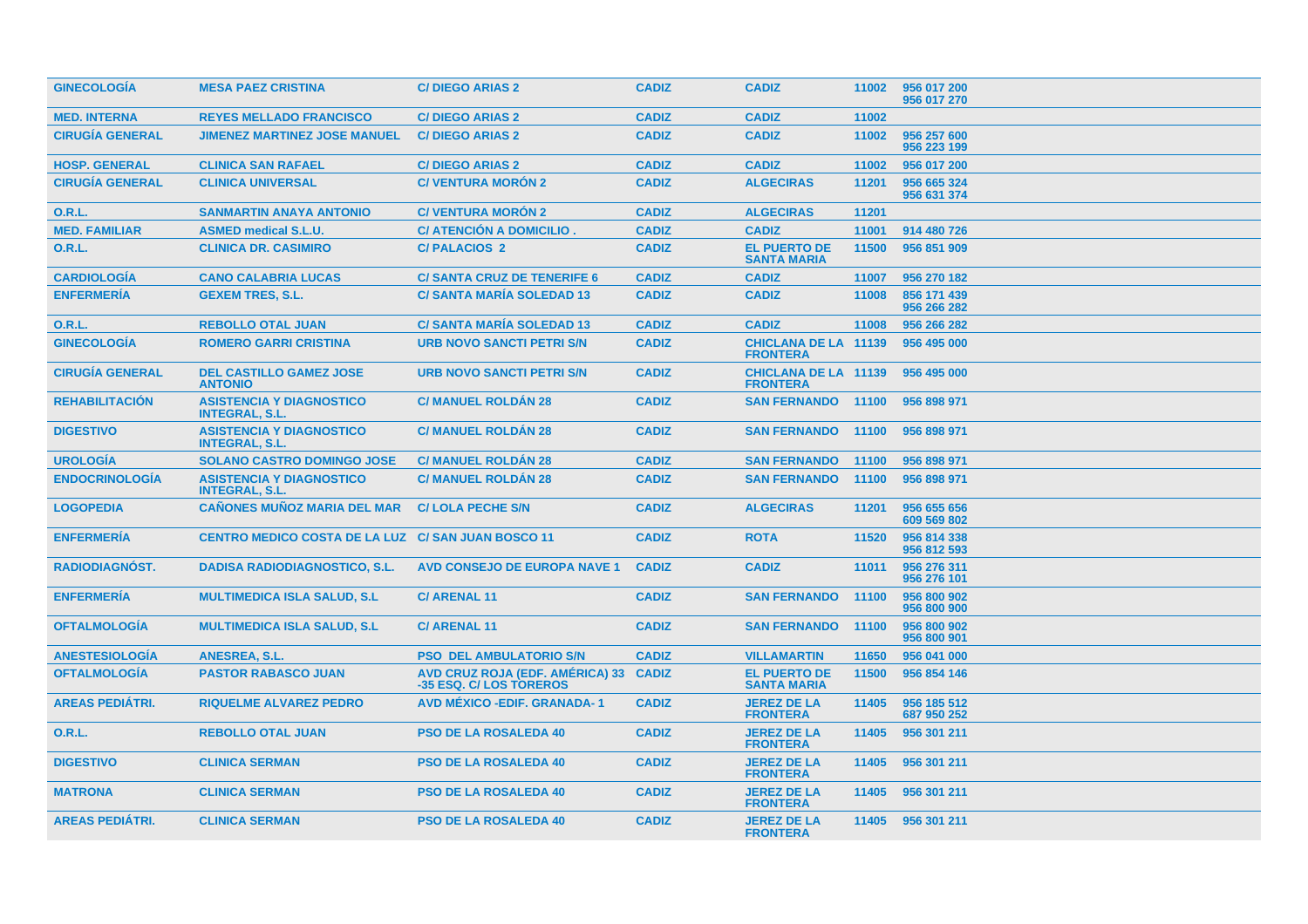| GINECOLOGÍA | MESA PAEZ CRISTINA | C/ DIEGO ARIAS 2 | CADIZ | CADIZ | 11002 | 956 017 200<br>956 017 270 |
|---|---|---|---|---|---|---|
| MED. INTERNA | REYES MELLADO FRANCISCO | C/ DIEGO ARIAS 2 | CADIZ | CADIZ | 11002 | |
| CIRUGÍA GENERAL | JIMENEZ MARTINEZ JOSE MANUEL | C/ DIEGO ARIAS 2 | CADIZ | CADIZ | 11002 | 956 257 600<br>956 223 199 |
| HOSP. GENERAL | CLINICA SAN RAFAEL | C/ DIEGO ARIAS 2 | CADIZ | CADIZ | 11002 | 956 017 200 |
| CIRUGÍA GENERAL | CLINICA UNIVERSAL | C/ VENTURA MORÓN 2 | CADIZ | ALGECIRAS | 11201 | 956 665 324<br>956 631 374 |
| O.R.L. | SANMARTIN ANAYA ANTONIO | C/ VENTURA MORÓN 2 | CADIZ | ALGECIRAS | 11201 | |
| MED. FAMILIAR | ASMED medical S.L.U. | C/ ATENCIÓN A DOMICILIO . | CADIZ | CADIZ | 11001 | 914 480 726 |
| O.R.L. | CLINICA DR. CASIMIRO | C/ PALACIOS 2 | CADIZ | EL PUERTO DE SANTA MARIA | 11500 | 956 851 909 |
| CARDIOLOGÍA | CANO CALABRIA LUCAS | C/ SANTA CRUZ DE TENERIFE 6 | CADIZ | CADIZ | 11007 | 956 270 182 |
| ENFERMERÍA | GEXEM TRES, S.L. | C/ SANTA MARÍA SOLEDAD 13 | CADIZ | CADIZ | 11008 | 856 171 439<br>956 266 282 |
| O.R.L. | REBOLLO OTAL JUAN | C/ SANTA MARÍA SOLEDAD 13 | CADIZ | CADIZ | 11008 | 956 266 282 |
| GINECOLOGÍA | ROMERO GARRI CRISTINA | URB NOVO SANCTI PETRI S/N | CADIZ | CHICLANA DE LA FRONTERA | 11139 | 956 495 000 |
| CIRUGÍA GENERAL | DEL CASTILLO GAMEZ JOSE ANTONIO | URB NOVO SANCTI PETRI S/N | CADIZ | CHICLANA DE LA FRONTERA | 11139 | 956 495 000 |
| REHABILITACIÓN | ASISTENCIA Y DIAGNOSTICO INTEGRAL, S.L. | C/ MANUEL ROLDÁN 28 | CADIZ | SAN FERNANDO | 11100 | 956 898 971 |
| DIGESTIVO | ASISTENCIA Y DIAGNOSTICO INTEGRAL, S.L. | C/ MANUEL ROLDÁN 28 | CADIZ | SAN FERNANDO | 11100 | 956 898 971 |
| UROLOGÍA | SOLANO CASTRO DOMINGO JOSE | C/ MANUEL ROLDÁN 28 | CADIZ | SAN FERNANDO | 11100 | 956 898 971 |
| ENDOCRINOLOGÍA | ASISTENCIA Y DIAGNOSTICO INTEGRAL, S.L. | C/ MANUEL ROLDÁN 28 | CADIZ | SAN FERNANDO | 11100 | 956 898 971 |
| LOGOPEDIA | CAÑONES MUÑOZ MARIA DEL MAR | C/ LOLA PECHE S/N | CADIZ | ALGECIRAS | 11201 | 956 655 656<br>609 569 802 |
| ENFERMERÍA | CENTRO MEDICO COSTA DE LA LUZ | C/ SAN JUAN BOSCO 11 | CADIZ | ROTA | 11520 | 956 814 338<br>956 812 593 |
| RADIODIAGNÓST. | DADISA RADIODIAGNOSTICO, S.L. | AVD CONSEJO DE EUROPA NAVE 1 | CADIZ | CADIZ | 11011 | 956 276 311<br>956 276 101 |
| ENFERMERÍA | MULTIMEDICA ISLA SALUD, S.L | C/ ARENAL 11 | CADIZ | SAN FERNANDO | 11100 | 956 800 902<br>956 800 900 |
| OFTALMOLOGÍA | MULTIMEDICA ISLA SALUD, S.L | C/ ARENAL 11 | CADIZ | SAN FERNANDO | 11100 | 956 800 902<br>956 800 901 |
| ANESTESIOLOGÍA | ANESREA, S.L. | PSO DEL AMBULATORIO S/N | CADIZ | VILLAMARTIN | 11650 | 956 041 000 |
| OFTALMOLOGÍA | PASTOR RABASCO JUAN | AVD CRUZ ROJA (EDF. AMÉRICA) 33 -35 ESQ. C/ LOS TOREROS | CADIZ | EL PUERTO DE SANTA MARIA | 11500 | 956 854 146 |
| AREAS PEDIÁTRI. | RIQUELME ALVAREZ PEDRO | AVD MÉXICO -EDIF. GRANADA- 1 | CADIZ | JEREZ DE LA FRONTERA | 11405 | 956 185 512<br>687 950 252 |
| O.R.L. | REBOLLO OTAL JUAN | PSO DE LA ROSALEDA 40 | CADIZ | JEREZ DE LA FRONTERA | 11405 | 956 301 211 |
| DIGESTIVO | CLINICA SERMAN | PSO DE LA ROSALEDA 40 | CADIZ | JEREZ DE LA FRONTERA | 11405 | 956 301 211 |
| MATRONA | CLINICA SERMAN | PSO DE LA ROSALEDA 40 | CADIZ | JEREZ DE LA FRONTERA | 11405 | 956 301 211 |
| AREAS PEDIÁTRI. | CLINICA SERMAN | PSO DE LA ROSALEDA 40 | CADIZ | JEREZ DE LA FRONTERA | 11405 | 956 301 211 |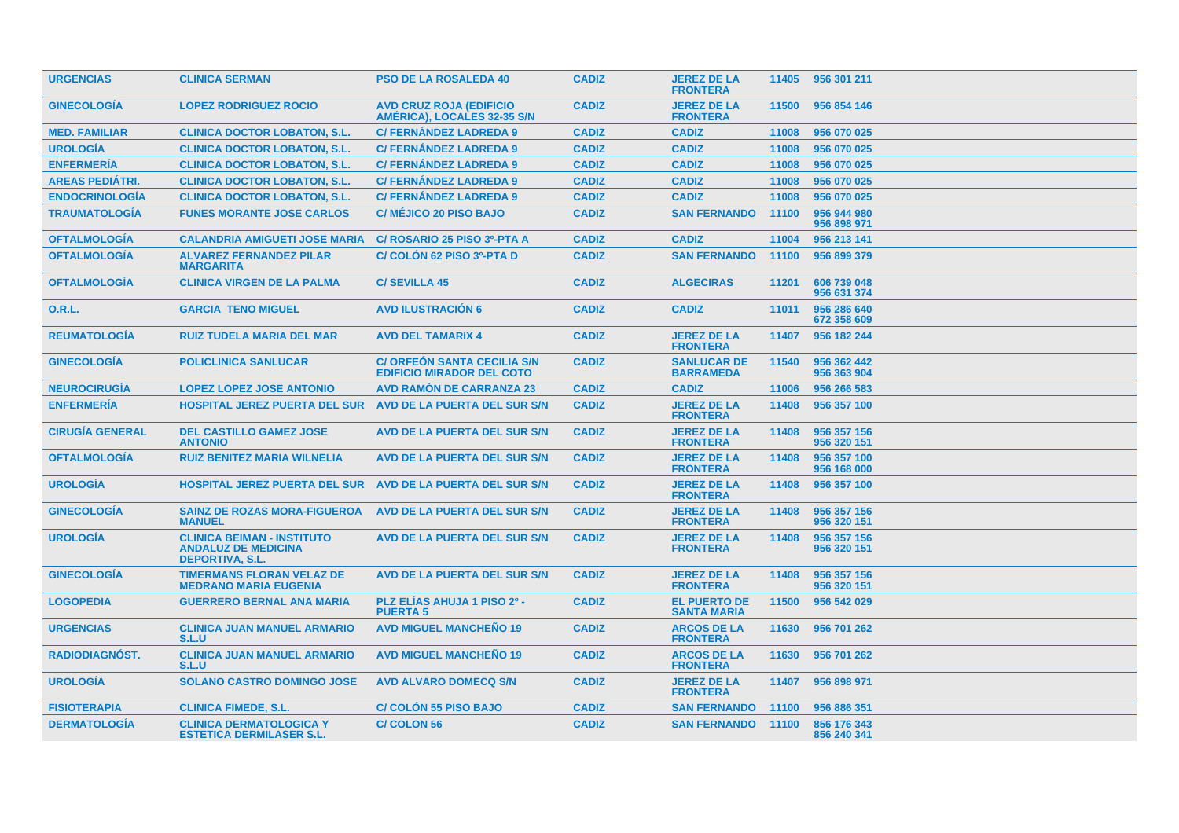| | | | | | | |
|---|---|---|---|---|---|---|
| URGENCIAS | CLINICA SERMAN | PSO DE LA ROSALEDA 40 | CADIZ | JEREZ DE LA FRONTERA | 11405 | 956 301 211 |
| GINECOLOGÍA | LOPEZ RODRIGUEZ ROCIO | AVD CRUZ ROJA (EDIFICIO AMÉRICA), LOCALES 32-35 S/N | CADIZ | JEREZ DE LA FRONTERA | 11500 | 956 854 146 |
| MED. FAMILIAR | CLINICA DOCTOR LOBATON, S.L. | C/ FERNÁNDEZ LADREDA 9 | CADIZ | CADIZ | 11008 | 956 070 025 |
| UROLOGÍA | CLINICA DOCTOR LOBATON, S.L. | C/ FERNÁNDEZ LADREDA 9 | CADIZ | CADIZ | 11008 | 956 070 025 |
| ENFERMERÍA | CLINICA DOCTOR LOBATON, S.L. | C/ FERNÁNDEZ LADREDA 9 | CADIZ | CADIZ | 11008 | 956 070 025 |
| AREAS PEDIÁTRI. | CLINICA DOCTOR LOBATON, S.L. | C/ FERNÁNDEZ LADREDA 9 | CADIZ | CADIZ | 11008 | 956 070 025 |
| ENDOCRINOLOGÍA | CLINICA DOCTOR LOBATON, S.L. | C/ FERNÁNDEZ LADREDA 9 | CADIZ | CADIZ | 11008 | 956 070 025 |
| TRAUMATOLOGÍA | FUNES MORANTE JOSE CARLOS | C/ MÉJICO 20 PISO BAJO | CADIZ | SAN FERNANDO | 11100 | 956 944 980<br>956 898 971 |
| OFTALMOLOGÍA | CALANDRIA AMIGUETI JOSE MARIA | C/ ROSARIO 25 PISO 3º-PTA A | CADIZ | CADIZ | 11004 | 956 213 141 |
| OFTALMOLOGÍA | ALVAREZ FERNANDEZ PILAR MARGARITA | C/ COLÓN 62 PISO 3º-PTA D | CADIZ | SAN FERNANDO | 11100 | 956 899 379 |
| OFTALMOLOGÍA | CLINICA VIRGEN DE LA PALMA | C/ SEVILLA 45 | CADIZ | ALGECIRAS | 11201 | 606 739 048<br>956 631 374 |
| O.R.L. | GARCIA TENO MIGUEL | AVD ILUSTRACIÓN 6 | CADIZ | CADIZ | 11011 | 956 286 640<br>672 358 609 |
| REUMATOLOGÍA | RUIZ TUDELA MARIA DEL MAR | AVD DEL TAMARIX 4 | CADIZ | JEREZ DE LA FRONTERA | 11407 | 956 182 244 |
| GINECOLOGÍA | POLICLINICA SANLUCAR | C/ ORFEÓN SANTA CECILIA S/N EDIFICIO MIRADOR DEL COTO | CADIZ | SANLUCAR DE BARRAMEDA | 11540 | 956 362 442<br>956 363 904 |
| NEUROCIRUGÍA | LOPEZ LOPEZ JOSE ANTONIO | AVD RAMÓN DE CARRANZA 23 | CADIZ | CADIZ | 11006 | 956 266 583 |
| ENFERMERÍA | HOSPITAL JEREZ PUERTA DEL SUR | AVD DE LA PUERTA DEL SUR S/N | CADIZ | JEREZ DE LA FRONTERA | 11408 | 956 357 100 |
| CIRUGÍA GENERAL | DEL CASTILLO GAMEZ JOSE ANTONIO | AVD DE LA PUERTA DEL SUR S/N | CADIZ | JEREZ DE LA FRONTERA | 11408 | 956 357 156<br>956 320 151 |
| OFTALMOLOGÍA | RUIZ BENITEZ MARIA WILNELIA | AVD DE LA PUERTA DEL SUR S/N | CADIZ | JEREZ DE LA FRONTERA | 11408 | 956 357 100<br>956 168 000 |
| UROLOGÍA | HOSPITAL JEREZ PUERTA DEL SUR | AVD DE LA PUERTA DEL SUR S/N | CADIZ | JEREZ DE LA FRONTERA | 11408 | 956 357 100 |
| GINECOLOGÍA | SAINZ DE ROZAS MORA-FIGUEROA MANUEL | AVD DE LA PUERTA DEL SUR S/N | CADIZ | JEREZ DE LA FRONTERA | 11408 | 956 357 156<br>956 320 151 |
| UROLOGÍA | CLINICA BEIMAN - INSTITUTO ANDALUZ DE MEDICINA DEPORTIVA, S.L. | AVD DE LA PUERTA DEL SUR S/N | CADIZ | JEREZ DE LA FRONTERA | 11408 | 956 357 156<br>956 320 151 |
| GINECOLOGÍA | TIMERMANS FLORAN VELAZ DE MEDRANO MARIA EUGENIA | AVD DE LA PUERTA DEL SUR S/N | CADIZ | JEREZ DE LA FRONTERA | 11408 | 956 357 156<br>956 320 151 |
| LOGOPEDIA | GUERRERO BERNAL ANA MARIA | PLZ ELÍAS AHUJA 1 PISO 2º - PUERTA 5 | CADIZ | EL PUERTO DE SANTA MARIA | 11500 | 956 542 029 |
| URGENCIAS | CLINICA JUAN MANUEL ARMARIO S.L.U | AVD MIGUEL MANCHEÑO 19 | CADIZ | ARCOS DE LA FRONTERA | 11630 | 956 701 262 |
| RADIODIAGNÓST. | CLINICA JUAN MANUEL ARMARIO S.L.U | AVD MIGUEL MANCHEÑO 19 | CADIZ | ARCOS DE LA FRONTERA | 11630 | 956 701 262 |
| UROLOGÍA | SOLANO CASTRO DOMINGO JOSE | AVD ALVARO DOMECQ S/N | CADIZ | JEREZ DE LA FRONTERA | 11407 | 956 898 971 |
| FISIOTERAPIA | CLINICA FIMEDE, S.L. | C/ COLÓN 55 PISO BAJO | CADIZ | SAN FERNANDO | 11100 | 956 886 351 |
| DERMATOLOGÍA | CLINICA DERMATOLOGICA Y ESTETICA DERMILASER S.L. | C/ COLON 56 | CADIZ | SAN FERNANDO | 11100 | 856 176 343<br>856 240 341 |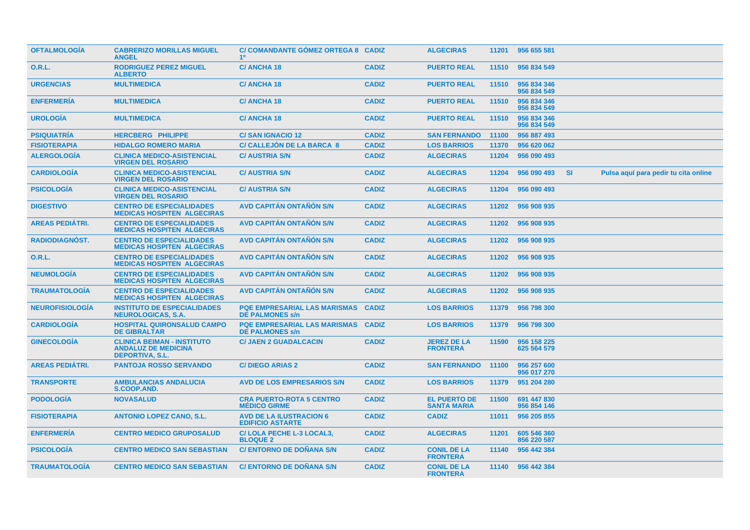| | | | | | | | | |
|---|---|---|---|---|---|---|---|---|
| OFTALMOLOGÍA | CABRERIZO MORILLAS MIGUEL ANGEL | C/ COMANDANTE GÓMEZ ORTEGA 8 1º | CADIZ | ALGECIRAS | 11201 | 956 655 581 | | |
| O.R.L. | RODRIGUEZ PEREZ MIGUEL ALBERTO | C/ ANCHA 18 | CADIZ | PUERTO REAL | 11510 | 956 834 549 | | |
| URGENCIAS | MULTIMEDICA | C/ ANCHA 18 | CADIZ | PUERTO REAL | 11510 | 956 834 346<br>956 834 549 | | |
| ENFERMERÍA | MULTIMEDICA | C/ ANCHA 18 | CADIZ | PUERTO REAL | 11510 | 956 834 346<br>956 834 549 | | |
| UROLOGÍA | MULTIMEDICA | C/ ANCHA 18 | CADIZ | PUERTO REAL | 11510 | 956 834 346<br>956 834 549 | | |
| PSIQUIATRÍA | HERCBERG PHILIPPE | C/ SAN IGNACIO 12 | CADIZ | SAN FERNANDO | 11100 | 956 887 493 | | |
| FISIOTERAPIA | HIDALGO ROMERO MARIA | C/ CALLEJÓN DE LA BARCA 8 | CADIZ | LOS BARRIOS | 11370 | 956 620 062 | | |
| ALERGOLOGÍA | CLINICA MEDICO-ASISTENCIAL VIRGEN DEL ROSARIO | C/ AUSTRIA S/N | CADIZ | ALGECIRAS | 11204 | 956 090 493 | | |
| CARDIOLOGÍA | CLINICA MEDICO-ASISTENCIAL VIRGEN DEL ROSARIO | C/ AUSTRIA S/N | CADIZ | ALGECIRAS | 11204 | 956 090 493 | SI | Pulsa aquí para pedir tu cita online |
| PSICOLOGÍA | CLINICA MEDICO-ASISTENCIAL VIRGEN DEL ROSARIO | C/ AUSTRIA S/N | CADIZ | ALGECIRAS | 11204 | 956 090 493 | | |
| DIGESTIVO | CENTRO DE ESPECIALIDADES MEDICAS HOSPITEN ALGECIRAS | AVD CAPITÁN ONTAÑÓN S/N | CADIZ | ALGECIRAS | 11202 | 956 908 935 | | |
| AREAS PEDIÁTRI. | CENTRO DE ESPECIALIDADES MEDICAS HOSPITEN ALGECIRAS | AVD CAPITÁN ONTAÑÓN S/N | CADIZ | ALGECIRAS | 11202 | 956 908 935 | | |
| RADIODIAGNÓST. | CENTRO DE ESPECIALIDADES MEDICAS HOSPITEN ALGECIRAS | AVD CAPITÁN ONTAÑÓN S/N | CADIZ | ALGECIRAS | 11202 | 956 908 935 | | |
| O.R.L. | CENTRO DE ESPECIALIDADES MEDICAS HOSPITEN ALGECIRAS | AVD CAPITÁN ONTAÑÓN S/N | CADIZ | ALGECIRAS | 11202 | 956 908 935 | | |
| NEUMOLOGÍA | CENTRO DE ESPECIALIDADES MEDICAS HOSPITEN ALGECIRAS | AVD CAPITÁN ONTAÑÓN S/N | CADIZ | ALGECIRAS | 11202 | 956 908 935 | | |
| TRAUMATOLOGÍA | CENTRO DE ESPECIALIDADES MEDICAS HOSPITEN ALGECIRAS | AVD CAPITÁN ONTAÑÓN S/N | CADIZ | ALGECIRAS | 11202 | 956 908 935 | | |
| NEUROFISIOLOGÍA | INSTITUTO DE ESPECIALIDADES NEUROLOGICAS, S.A. | PQE EMPRESARIAL LAS MARISMAS DE PALMONES s/n | CADIZ | LOS BARRIOS | 11379 | 956 798 300 | | |
| CARDIOLOGÍA | HOSPITAL QUIRONSALUD CAMPO DE GIBRALTAR | PQE EMPRESARIAL LAS MARISMAS DE PALMONES s/n | CADIZ | LOS BARRIOS | 11379 | 956 798 300 | | |
| GINECOLOGÍA | CLINICA BEIMAN - INSTITUTO ANDALUZ DE MEDICINA DEPORTIVA, S.L. | C/ JAEN 2 GUADALCACIN | CADIZ | JEREZ DE LA FRONTERA | 11590 | 956 158 225<br>625 564 579 | | |
| AREAS PEDIÁTRI. | PANTOJA ROSSO SERVANDO | C/ DIEGO ARIAS 2 | CADIZ | SAN FERNANDO | 11100 | 956 257 600<br>956 017 270 | | |
| TRANSPORTE | AMBULANCIAS ANDALUCIA S.COOP.AND. | AVD DE LOS EMPRESARIOS S/N | CADIZ | LOS BARRIOS | 11379 | 951 204 280 | | |
| PODOLOGÍA | NOVASALUD | CRA PUERTO-ROTA 5 CENTRO MÉDICO GIRME | CADIZ | EL PUERTO DE SANTA MARIA | 11500 | 691 447 830<br>956 854 146 | | |
| FISIOTERAPIA | ANTONIO LOPEZ CANO, S.L. | AVD DE LA ILUSTRACION 6 EDIFICIO ASTARTE | CADIZ | CADIZ | 11011 | 956 205 855 | | |
| ENFERMERÍA | CENTRO MEDICO GRUPOSALUD | C/ LOLA PECHE L-3 LOCAL3, BLOQUE 2 | CADIZ | ALGECIRAS | 11201 | 605 546 360<br>856 220 587 | | |
| PSICOLOGÍA | CENTRO MEDICO SAN SEBASTIAN | C/ ENTORNO DE DOÑANA S/N | CADIZ | CONIL DE LA FRONTERA | 11140 | 956 442 384 | | |
| TRAUMATOLOGÍA | CENTRO MEDICO SAN SEBASTIAN | C/ ENTORNO DE DOÑANA S/N | CADIZ | CONIL DE LA FRONTERA | 11140 | 956 442 384 | | |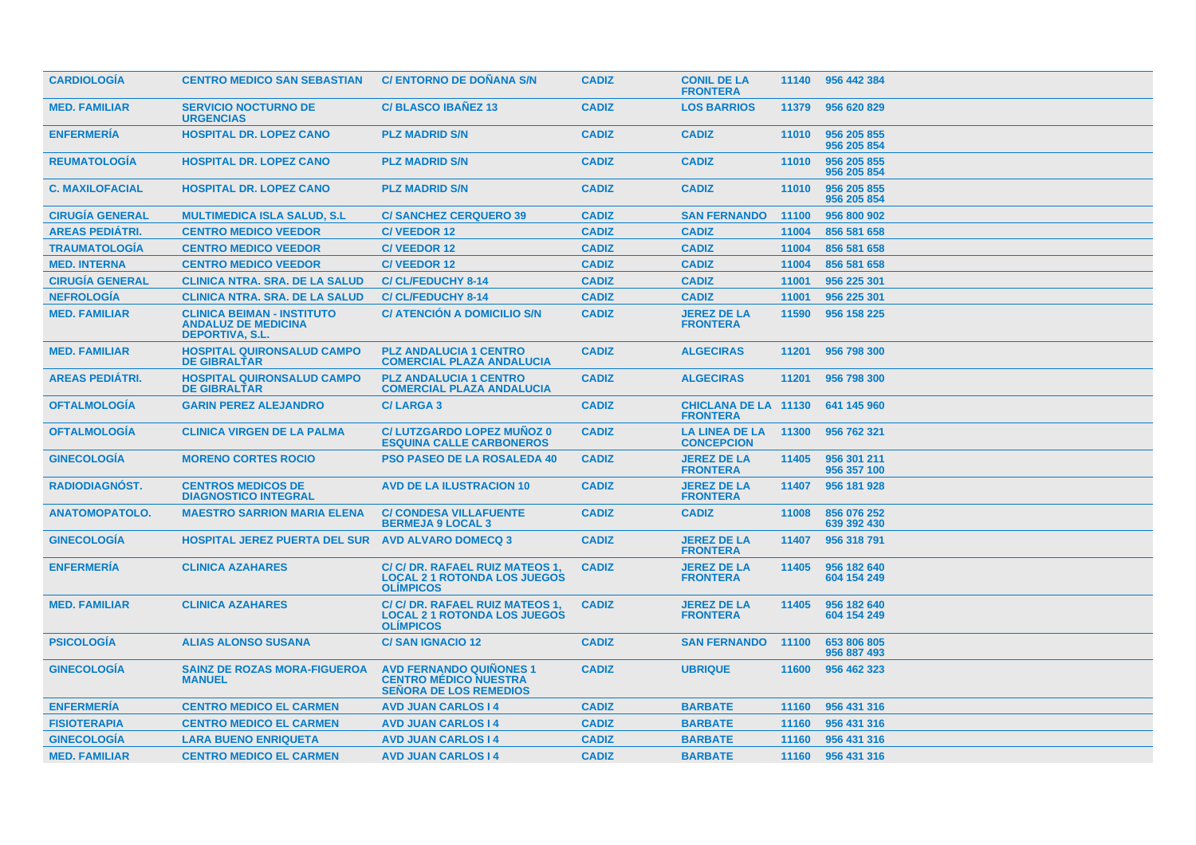| | | | | | | |
|---|---|---|---|---|---|---|
| CARDIOLOGÍA | CENTRO MEDICO SAN SEBASTIAN | C/ ENTORNO DE DOÑANA S/N | CADIZ | CONIL DE LA FRONTERA | 11140 | 956 442 384 |
| MED. FAMILIAR | SERVICIO NOCTURNO DE URGENCIAS | C/ BLASCO IBAÑEZ 13 | CADIZ | LOS BARRIOS | 11379 | 956 620 829 |
| ENFERMERÍA | HOSPITAL DR. LOPEZ CANO | PLZ MADRID S/N | CADIZ | CADIZ | 11010 | 956 205 855<br>956 205 854 |
| REUMATOLOGÍA | HOSPITAL DR. LOPEZ CANO | PLZ MADRID S/N | CADIZ | CADIZ | 11010 | 956 205 855<br>956 205 854 |
| C. MAXILOFACIAL | HOSPITAL DR. LOPEZ CANO | PLZ MADRID S/N | CADIZ | CADIZ | 11010 | 956 205 855<br>956 205 854 |
| CIRUGÍA GENERAL | MULTIMEDICA ISLA SALUD, S.L | C/ SANCHEZ CERQUERO 39 | CADIZ | SAN FERNANDO | 11100 | 956 800 902 |
| AREAS PEDIÁTRI. | CENTRO MEDICO VEEDOR | C/ VEEDOR 12 | CADIZ | CADIZ | 11004 | 856 581 658 |
| TRAUMATOLOGÍA | CENTRO MEDICO VEEDOR | C/ VEEDOR 12 | CADIZ | CADIZ | 11004 | 856 581 658 |
| MED. INTERNA | CENTRO MEDICO VEEDOR | C/ VEEDOR 12 | CADIZ | CADIZ | 11004 | 856 581 658 |
| CIRUGÍA GENERAL | CLINICA NTRA. SRA. DE LA SALUD | C/ CL/FEDUCHY 8-14 | CADIZ | CADIZ | 11001 | 956 225 301 |
| NEFROLOGÍA | CLINICA NTRA. SRA. DE LA SALUD | C/ CL/FEDUCHY 8-14 | CADIZ | CADIZ | 11001 | 956 225 301 |
| MED. FAMILIAR | CLINICA BEIMAN - INSTITUTO ANDALUZ DE MEDICINA DEPORTIVA, S.L. | C/ ATENCIÓN A DOMICILIO S/N | CADIZ | JEREZ DE LA FRONTERA | 11590 | 956 158 225 |
| MED. FAMILIAR | HOSPITAL QUIRONSALUD CAMPO DE GIBRALTAR | PLZ ANDALUCIA 1 CENTRO COMERCIAL PLAZA ANDALUCIA | CADIZ | ALGECIRAS | 11201 | 956 798 300 |
| AREAS PEDIÁTRI. | HOSPITAL QUIRONSALUD CAMPO DE GIBRALTAR | PLZ ANDALUCIA 1 CENTRO COMERCIAL PLAZA ANDALUCIA | CADIZ | ALGECIRAS | 11201 | 956 798 300 |
| OFTALMOLOGÍA | GARIN PEREZ ALEJANDRO | C/ LARGA 3 | CADIZ | CHICLANA DE LA FRONTERA | 11130 | 641 145 960 |
| OFTALMOLOGÍA | CLINICA VIRGEN DE LA PALMA | C/ LUTZGARDO LOPEZ MUÑOZ 0 ESQUINA CALLE CARBONEROS | CADIZ | LA LINEA DE LA CONCEPCION | 11300 | 956 762 321 |
| GINECOLOGÍA | MORENO CORTES ROCIO | PSO PASEO DE LA ROSALEDA 40 | CADIZ | JEREZ DE LA FRONTERA | 11405 | 956 301 211<br>956 357 100 |
| RADIODIAGNÓST. | CENTROS MEDICOS DE DIAGNOSTICO INTEGRAL | AVD DE LA ILUSTRACION 10 | CADIZ | JEREZ DE LA FRONTERA | 11407 | 956 181 928 |
| ANATOMOPATOLO. | MAESTRO SARRION MARIA ELENA | C/ CONDESA VILLAFUENTE BERMEJA 9 LOCAL 3 | CADIZ | CADIZ | 11008 | 856 076 252<br>639 392 430 |
| GINECOLOGÍA | HOSPITAL JEREZ PUERTA DEL SUR | AVD ALVARO DOMECQ 3 | CADIZ | JEREZ DE LA FRONTERA | 11407 | 956 318 791 |
| ENFERMERÍA | CLINICA AZAHARES | C/ C/ DR. RAFAEL RUIZ MATEOS 1, LOCAL 2 1 ROTONDA LOS JUEGOS OLÍMPICOS | CADIZ | JEREZ DE LA FRONTERA | 11405 | 956 182 640<br>604 154 249 |
| MED. FAMILIAR | CLINICA AZAHARES | C/ C/ DR. RAFAEL RUIZ MATEOS 1, LOCAL 2 1 ROTONDA LOS JUEGOS OLÍMPICOS | CADIZ | JEREZ DE LA FRONTERA | 11405 | 956 182 640<br>604 154 249 |
| PSICOLOGÍA | ALIAS ALONSO SUSANA | C/ SAN IGNACIO 12 | CADIZ | SAN FERNANDO | 11100 | 653 806 805<br>956 887 493 |
| GINECOLOGÍA | SAINZ DE ROZAS MORA-FIGUEROA MANUEL | AVD FERNANDO QUIÑONES 1 CENTRO MÉDICO NUESTRA SEÑORA DE LOS REMEDIOS | CADIZ | UBRIQUE | 11600 | 956 462 323 |
| ENFERMERÍA | CENTRO MEDICO EL CARMEN | AVD JUAN CARLOS I 4 | CADIZ | BARBATE | 11160 | 956 431 316 |
| FISIOTERAPIA | CENTRO MEDICO EL CARMEN | AVD JUAN CARLOS I 4 | CADIZ | BARBATE | 11160 | 956 431 316 |
| GINECOLOGÍA | LARA BUENO ENRIQUETA | AVD JUAN CARLOS I 4 | CADIZ | BARBATE | 11160 | 956 431 316 |
| MED. FAMILIAR | CENTRO MEDICO EL CARMEN | AVD JUAN CARLOS I 4 | CADIZ | BARBATE | 11160 | 956 431 316 |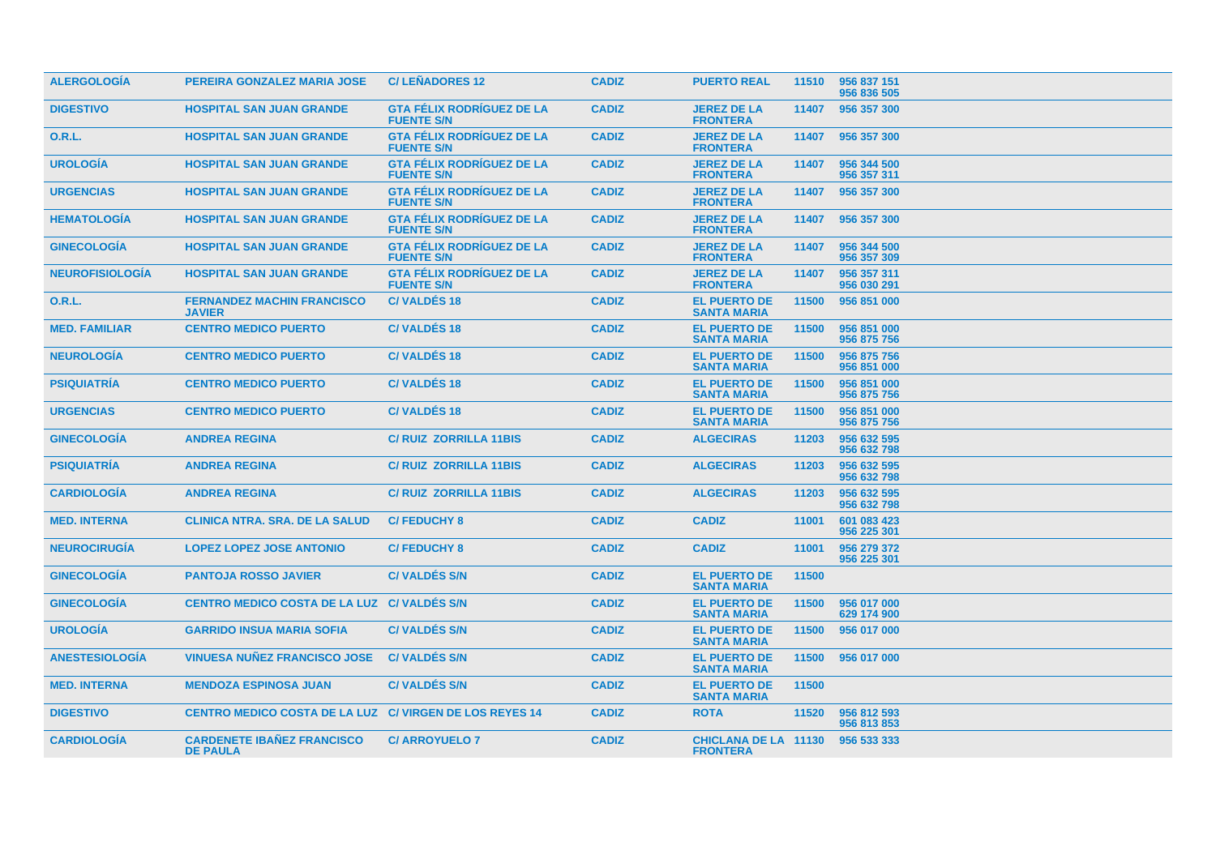| | | | | | | |
|---|---|---|---|---|---|---|
| **ALERGOLOGÍA** | **PEREIRA GONZALEZ MARIA JOSE** | **C/ LEÑADORES 12** | **CADIZ** | **PUERTO REAL** | **11510** | **956 837 151 956 836 505** |
| **DIGESTIVO** | **HOSPITAL SAN JUAN GRANDE** | **GTA FÉLIX RODRÍGUEZ DE LA FUENTE S/N** | **CADIZ** | **JEREZ DE LA FRONTERA** | **11407** | **956 357 300** |
| **O.R.L.** | **HOSPITAL SAN JUAN GRANDE** | **GTA FÉLIX RODRÍGUEZ DE LA FUENTE S/N** | **CADIZ** | **JEREZ DE LA FRONTERA** | **11407** | **956 357 300** |
| **UROLOGÍA** | **HOSPITAL SAN JUAN GRANDE** | **GTA FÉLIX RODRÍGUEZ DE LA FUENTE S/N** | **CADIZ** | **JEREZ DE LA FRONTERA** | **11407** | **956 344 500 956 357 311** |
| **URGENCIAS** | **HOSPITAL SAN JUAN GRANDE** | **GTA FÉLIX RODRÍGUEZ DE LA FUENTE S/N** | **CADIZ** | **JEREZ DE LA FRONTERA** | **11407** | **956 357 300** |
| **HEMATOLOGÍA** | **HOSPITAL SAN JUAN GRANDE** | **GTA FÉLIX RODRÍGUEZ DE LA FUENTE S/N** | **CADIZ** | **JEREZ DE LA FRONTERA** | **11407** | **956 357 300** |
| **GINECOLOGÍA** | **HOSPITAL SAN JUAN GRANDE** | **GTA FÉLIX RODRÍGUEZ DE LA FUENTE S/N** | **CADIZ** | **JEREZ DE LA FRONTERA** | **11407** | **956 344 500 956 357 309** |
| **NEUROFISIOLOGÍA** | **HOSPITAL SAN JUAN GRANDE** | **GTA FÉLIX RODRÍGUEZ DE LA FUENTE S/N** | **CADIZ** | **JEREZ DE LA FRONTERA** | **11407** | **956 357 311 956 030 291** |
| **O.R.L.** | **FERNANDEZ MACHIN FRANCISCO JAVIER** | **C/ VALDÉS 18** | **CADIZ** | **EL PUERTO DE SANTA MARIA** | **11500** | **956 851 000** |
| **MED. FAMILIAR** | **CENTRO MEDICO PUERTO** | **C/ VALDÉS 18** | **CADIZ** | **EL PUERTO DE SANTA MARIA** | **11500** | **956 851 000 956 875 756** |
| **NEUROLOGÍA** | **CENTRO MEDICO PUERTO** | **C/ VALDÉS 18** | **CADIZ** | **EL PUERTO DE SANTA MARIA** | **11500** | **956 875 756 956 851 000** |
| **PSIQUIATRÍA** | **CENTRO MEDICO PUERTO** | **C/ VALDÉS 18** | **CADIZ** | **EL PUERTO DE SANTA MARIA** | **11500** | **956 851 000 956 875 756** |
| **URGENCIAS** | **CENTRO MEDICO PUERTO** | **C/ VALDÉS 18** | **CADIZ** | **EL PUERTO DE SANTA MARIA** | **11500** | **956 851 000 956 875 756** |
| **GINECOLOGÍA** | **ANDREA REGINA** | **C/ RUIZ ZORRILLA 11BIS** | **CADIZ** | **ALGECIRAS** | **11203** | **956 632 595 956 632 798** |
| **PSIQUIATRÍA** | **ANDREA REGINA** | **C/ RUIZ ZORRILLA 11BIS** | **CADIZ** | **ALGECIRAS** | **11203** | **956 632 595 956 632 798** |
| **CARDIOLOGÍA** | **ANDREA REGINA** | **C/ RUIZ ZORRILLA 11BIS** | **CADIZ** | **ALGECIRAS** | **11203** | **956 632 595 956 632 798** |
| **MED. INTERNA** | **CLINICA NTRA. SRA. DE LA SALUD** | **C/ FEDUCHY 8** | **CADIZ** | **CADIZ** | **11001** | **601 083 423 956 225 301** |
| **NEUROCIRUGÍA** | **LOPEZ LOPEZ JOSE ANTONIO** | **C/ FEDUCHY 8** | **CADIZ** | **CADIZ** | **11001** | **956 279 372 956 225 301** |
| **GINECOLOGÍA** | **PANTOJA ROSSO JAVIER** | **C/ VALDÉS S/N** | **CADIZ** | **EL PUERTO DE SANTA MARIA** | **11500** | |
| **GINECOLOGÍA** | **CENTRO MEDICO COSTA DE LA LUZ** | **C/ VALDÉS S/N** | **CADIZ** | **EL PUERTO DE SANTA MARIA** | **11500** | **956 017 000 629 174 900** |
| **UROLOGÍA** | **GARRIDO INSUA MARIA SOFIA** | **C/ VALDÉS S/N** | **CADIZ** | **EL PUERTO DE SANTA MARIA** | **11500** | **956 017 000** |
| **ANESTESIOLOGÍA** | **VINUESA NUÑEZ FRANCISCO JOSE** | **C/ VALDÉS S/N** | **CADIZ** | **EL PUERTO DE SANTA MARIA** | **11500** | **956 017 000** |
| **MED. INTERNA** | **MENDOZA ESPINOSA JUAN** | **C/ VALDÉS S/N** | **CADIZ** | **EL PUERTO DE SANTA MARIA** | **11500** | |
| **DIGESTIVO** | **CENTRO MEDICO COSTA DE LA LUZ** | **C/ VIRGEN DE LOS REYES 14** | **CADIZ** | **ROTA** | **11520** | **956 812 593 956 813 853** |
| **CARDIOLOGÍA** | **CARDENETE IBAÑEZ FRANCISCO DE PAULA** | **C/ ARROYUELO 7** | **CADIZ** | **CHICLANA DE LA FRONTERA** | **11130** | **956 533 333** |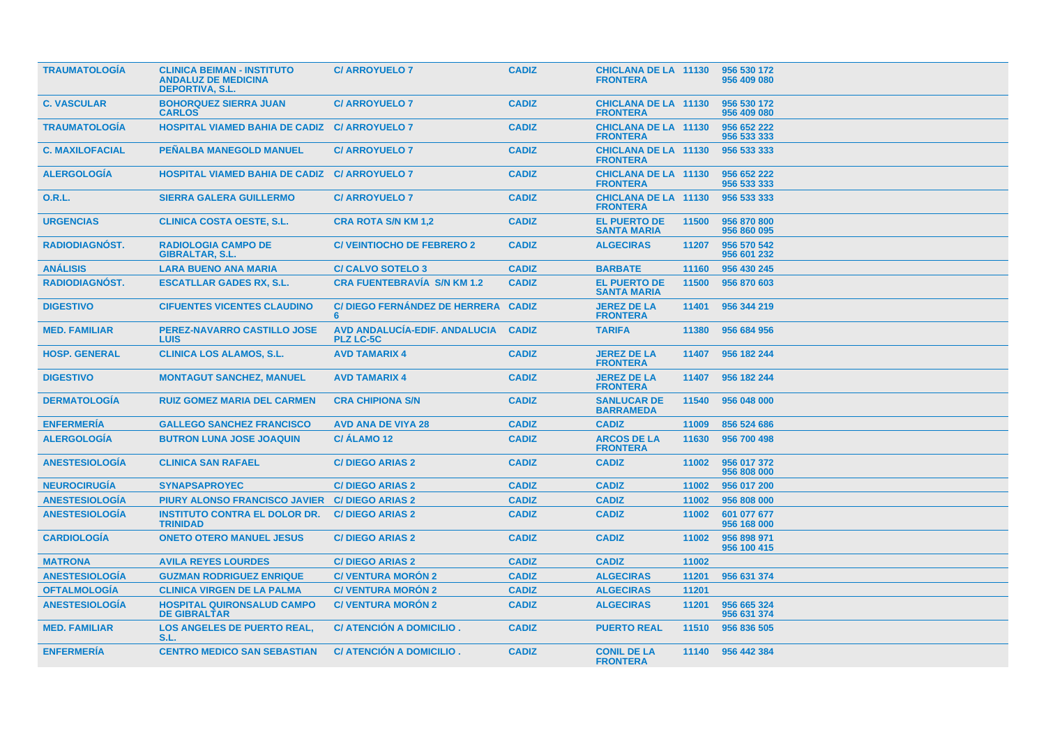| | | | | | | |
|---|---|---|---|---|---|---|
| TRAUMATOLOGÍA | CLINICA BEIMAN - INSTITUTO ANDALUZ DE MEDICINA DEPORTIVA, S.L. | C/ ARROYUELO 7 | CADIZ | CHICLANA DE LA FRONTERA | 11130 | 956 530 172 956 409 080 |
| C. VASCULAR | BOHORQUEZ SIERRA JUAN CARLOS | C/ ARROYUELO 7 | CADIZ | CHICLANA DE LA FRONTERA | 11130 | 956 530 172 956 409 080 |
| TRAUMATOLOGÍA | HOSPITAL VIAMED BAHIA DE CADIZ | C/ ARROYUELO 7 | CADIZ | CHICLANA DE LA FRONTERA | 11130 | 956 652 222 956 533 333 |
| C. MAXILOFACIAL | PEÑALBA MANEGOLD MANUEL | C/ ARROYUELO 7 | CADIZ | CHICLANA DE LA FRONTERA | 11130 | 956 533 333 |
| ALERGOLOGÍA | HOSPITAL VIAMED BAHIA DE CADIZ | C/ ARROYUELO 7 | CADIZ | CHICLANA DE LA FRONTERA | 11130 | 956 652 222 956 533 333 |
| O.R.L. | SIERRA GALERA GUILLERMO | C/ ARROYUELO 7 | CADIZ | CHICLANA DE LA FRONTERA | 11130 | 956 533 333 |
| URGENCIAS | CLINICA COSTA OESTE, S.L. | CRA ROTA S/N KM 1,2 | CADIZ | EL PUERTO DE SANTA MARIA | 11500 | 956 870 800 956 860 095 |
| RADIODIAGNÓST. | RADIOLOGIA CAMPO DE GIBRALTAR, S.L. | C/ VEINTIOCHO DE FEBRERO 2 | CADIZ | ALGECIRAS | 11207 | 956 570 542 956 601 232 |
| ANÁLISIS | LARA BUENO ANA MARIA | C/ CALVO SOTELO 3 | CADIZ | BARBATE | 11160 | 956 430 245 |
| RADIODIAGNÓST. | ESCATLLAR GADES RX, S.L. | CRA FUENTEBRAVÍA S/N KM 1.2 | CADIZ | EL PUERTO DE SANTA MARIA | 11500 | 956 870 603 |
| DIGESTIVO | CIFUENTES VICENTES CLAUDINO | C/ DIEGO FERNÁNDEZ DE HERRERA 6 | CADIZ | JEREZ DE LA FRONTERA | 11401 | 956 344 219 |
| MED. FAMILIAR | PEREZ-NAVARRO CASTILLO JOSE LUIS | AVD ANDALUCÍA-EDIF. ANDALUCIA PLZ LC-5C | CADIZ | TARIFA | 11380 | 956 684 956 |
| HOSP. GENERAL | CLINICA LOS ALAMOS, S.L. | AVD TAMARIX 4 | CADIZ | JEREZ DE LA FRONTERA | 11407 | 956 182 244 |
| DIGESTIVO | MONTAGUT SANCHEZ, MANUEL | AVD TAMARIX 4 | CADIZ | JEREZ DE LA FRONTERA | 11407 | 956 182 244 |
| DERMATOLOGÍA | RUIZ GOMEZ MARIA DEL CARMEN | CRA CHIPIONA S/N | CADIZ | SANLUCAR DE BARRAMEDA | 11540 | 956 048 000 |
| ENFERMERÍA | GALLEGO SANCHEZ FRANCISCO | AVD ANA DE VIYA 28 | CADIZ | CADIZ | 11009 | 856 524 686 |
| ALERGOLOGÍA | BUTRON LUNA JOSE JOAQUIN | C/ ÁLAMO 12 | CADIZ | ARCOS DE LA FRONTERA | 11630 | 956 700 498 |
| ANESTESIOLOGÍA | CLINICA SAN RAFAEL | C/ DIEGO ARIAS 2 | CADIZ | CADIZ | 11002 | 956 017 372 956 808 000 |
| NEUROCIRUGÍA | SYNAPSAPROYEC | C/ DIEGO ARIAS 2 | CADIZ | CADIZ | 11002 | 956 017 200 |
| ANESTESIOLOGÍA | PIURY ALONSO FRANCISCO JAVIER | C/ DIEGO ARIAS 2 | CADIZ | CADIZ | 11002 | 956 808 000 |
| ANESTESIOLOGÍA | INSTITUTO CONTRA EL DOLOR DR. TRINIDAD | C/ DIEGO ARIAS 2 | CADIZ | CADIZ | 11002 | 601 077 677 956 168 000 |
| CARDIOLOGÍA | ONETO OTERO MANUEL JESUS | C/ DIEGO ARIAS 2 | CADIZ | CADIZ | 11002 | 956 898 971 956 100 415 |
| MATRONA | AVILA REYES LOURDES | C/ DIEGO ARIAS 2 | CADIZ | CADIZ | 11002 | |
| ANESTESIOLOGÍA | GUZMAN RODRIGUEZ ENRIQUE | C/ VENTURA MORÓN 2 | CADIZ | ALGECIRAS | 11201 | 956 631 374 |
| OFTALMOLOGÍA | CLINICA VIRGEN DE LA PALMA | C/ VENTURA MORÓN 2 | CADIZ | ALGECIRAS | 11201 | |
| ANESTESIOLOGÍA | HOSPITAL QUIRONSALUD CAMPO DE GIBRALTAR | C/ VENTURA MORÓN 2 | CADIZ | ALGECIRAS | 11201 | 956 665 324 956 631 374 |
| MED. FAMILIAR | LOS ANGELES DE PUERTO REAL, S.L. | C/ ATENCIÓN A DOMICILIO . | CADIZ | PUERTO REAL | 11510 | 956 836 505 |
| ENFERMERÍA | CENTRO MEDICO SAN SEBASTIAN | C/ ATENCIÓN A DOMICILIO . | CADIZ | CONIL DE LA FRONTERA | 11140 | 956 442 384 |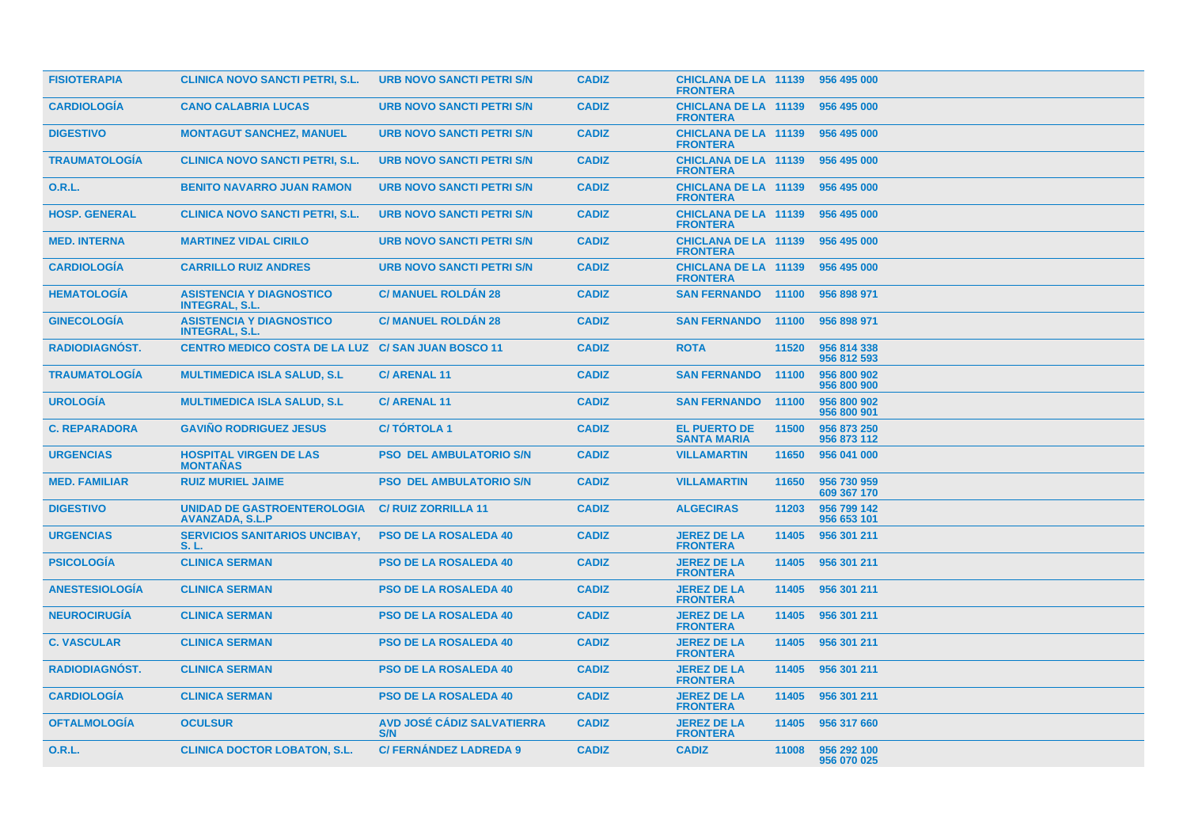| | | | | | | |
|---|---|---|---|---|---|---|
| FISIOTERAPIA | CLINICA NOVO SANCTI PETRI, S.L. | URB NOVO SANCTI PETRI S/N | CADIZ | CHICLANA DE LA FRONTERA | 11139 | 956 495 000 |
| CARDIOLOGÍA | CANO CALABRIA LUCAS | URB NOVO SANCTI PETRI S/N | CADIZ | CHICLANA DE LA FRONTERA | 11139 | 956 495 000 |
| DIGESTIVO | MONTAGUT SANCHEZ, MANUEL | URB NOVO SANCTI PETRI S/N | CADIZ | CHICLANA DE LA FRONTERA | 11139 | 956 495 000 |
| TRAUMATOLOGÍA | CLINICA NOVO SANCTI PETRI, S.L. | URB NOVO SANCTI PETRI S/N | CADIZ | CHICLANA DE LA FRONTERA | 11139 | 956 495 000 |
| O.R.L. | BENITO NAVARRO JUAN RAMON | URB NOVO SANCTI PETRI S/N | CADIZ | CHICLANA DE LA FRONTERA | 11139 | 956 495 000 |
| HOSP. GENERAL | CLINICA NOVO SANCTI PETRI, S.L. | URB NOVO SANCTI PETRI S/N | CADIZ | CHICLANA DE LA FRONTERA | 11139 | 956 495 000 |
| MED. INTERNA | MARTINEZ VIDAL CIRILO | URB NOVO SANCTI PETRI S/N | CADIZ | CHICLANA DE LA FRONTERA | 11139 | 956 495 000 |
| CARDIOLOGÍA | CARRILLO RUIZ ANDRES | URB NOVO SANCTI PETRI S/N | CADIZ | CHICLANA DE LA FRONTERA | 11139 | 956 495 000 |
| HEMATOLOGÍA | ASISTENCIA Y DIAGNOSTICO INTEGRAL, S.L. | C/ MANUEL ROLDÁN 28 | CADIZ | SAN FERNANDO | 11100 | 956 898 971 |
| GINECOLOGÍA | ASISTENCIA Y DIAGNOSTICO INTEGRAL, S.L. | C/ MANUEL ROLDÁN 28 | CADIZ | SAN FERNANDO | 11100 | 956 898 971 |
| RADIODIAGNÓST. | CENTRO MEDICO COSTA DE LA LUZ | C/ SAN JUAN BOSCO 11 | CADIZ | ROTA | 11520 | 956 814 338<br>956 812 593 |
| TRAUMATOLOGÍA | MULTIMEDICA ISLA SALUD, S.L | C/ ARENAL 11 | CADIZ | SAN FERNANDO | 11100 | 956 800 902<br>956 800 900 |
| UROLOGÍA | MULTIMEDICA ISLA SALUD, S.L | C/ ARENAL 11 | CADIZ | SAN FERNANDO | 11100 | 956 800 902<br>956 800 901 |
| C. REPARADORA | GAVIÑO RODRIGUEZ JESUS | C/ TÓRTOLA 1 | CADIZ | EL PUERTO DE SANTA MARIA | 11500 | 956 873 250<br>956 873 112 |
| URGENCIAS | HOSPITAL VIRGEN DE LAS MONTAÑAS | PSO DEL AMBULATORIO S/N | CADIZ | VILLAMARTIN | 11650 | 956 041 000 |
| MED. FAMILIAR | RUIZ MURIEL JAIME | PSO DEL AMBULATORIO S/N | CADIZ | VILLAMARTIN | 11650 | 956 730 959<br>609 367 170 |
| DIGESTIVO | UNIDAD DE GASTROENTEROLOGIA AVANZADA, S.L.P | C/ RUIZ ZORRILLA 11 | CADIZ | ALGECIRAS | 11203 | 956 799 142<br>956 653 101 |
| URGENCIAS | SERVICIOS SANITARIOS UNCIBAY, S. L. | PSO DE LA ROSALEDA 40 | CADIZ | JEREZ DE LA FRONTERA | 11405 | 956 301 211 |
| PSICOLOGÍA | CLINICA SERMAN | PSO DE LA ROSALEDA 40 | CADIZ | JEREZ DE LA FRONTERA | 11405 | 956 301 211 |
| ANESTESIOLOGÍA | CLINICA SERMAN | PSO DE LA ROSALEDA 40 | CADIZ | JEREZ DE LA FRONTERA | 11405 | 956 301 211 |
| NEUROCIRUGÍA | CLINICA SERMAN | PSO DE LA ROSALEDA 40 | CADIZ | JEREZ DE LA FRONTERA | 11405 | 956 301 211 |
| C. VASCULAR | CLINICA SERMAN | PSO DE LA ROSALEDA 40 | CADIZ | JEREZ DE LA FRONTERA | 11405 | 956 301 211 |
| RADIODIAGNÓST. | CLINICA SERMAN | PSO DE LA ROSALEDA 40 | CADIZ | JEREZ DE LA FRONTERA | 11405 | 956 301 211 |
| CARDIOLOGÍA | CLINICA SERMAN | PSO DE LA ROSALEDA 40 | CADIZ | JEREZ DE LA FRONTERA | 11405 | 956 301 211 |
| OFTALMOLOGÍA | OCULSUR | AVD JOSÉ CÁDIZ SALVATIERRA S/N | CADIZ | JEREZ DE LA FRONTERA | 11405 | 956 317 660 |
| O.R.L. | CLINICA DOCTOR LOBATON, S.L. | C/ FERNÁNDEZ LADREDA 9 | CADIZ | CADIZ | 11008 | 956 292 100<br>956 070 025 |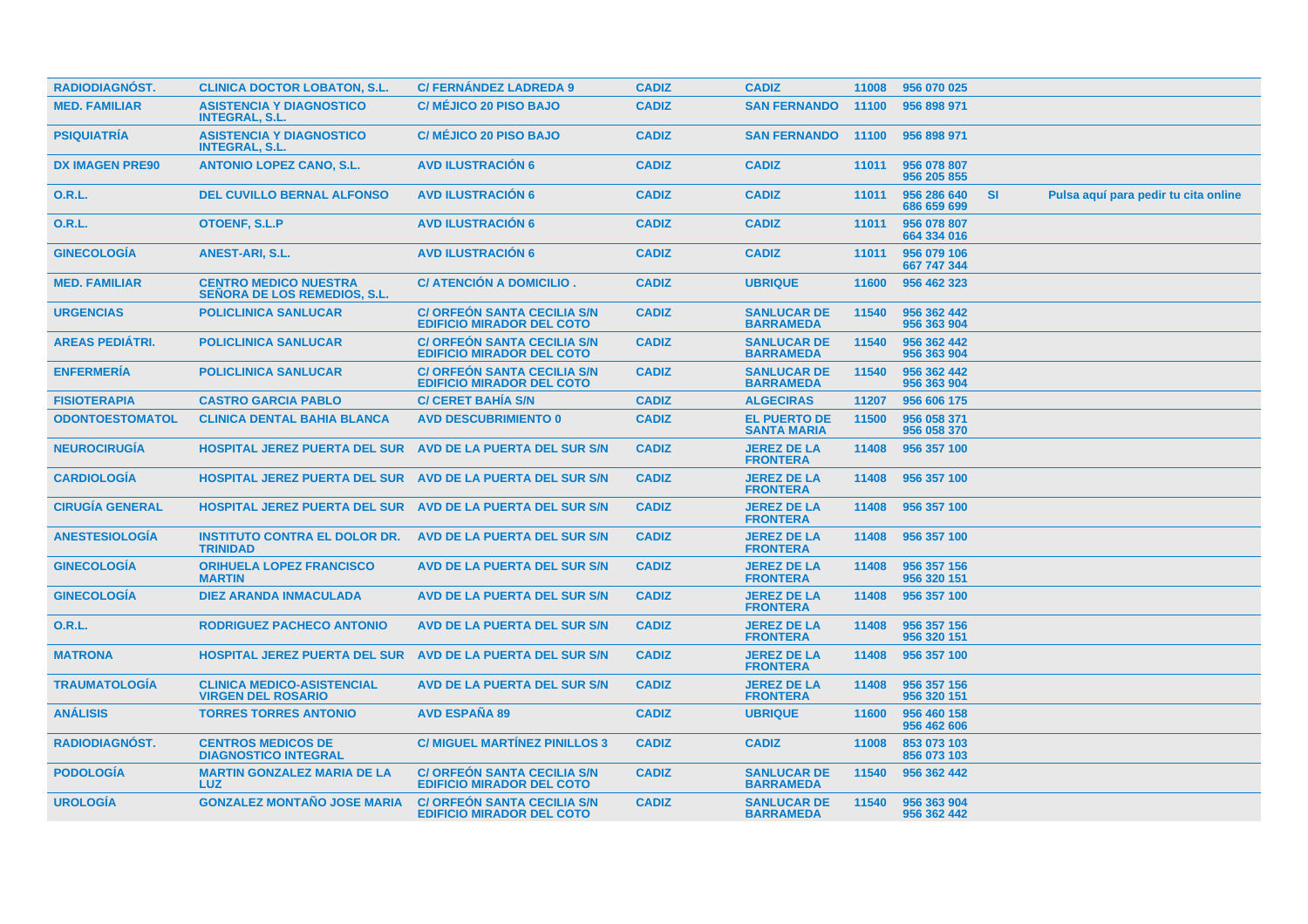| | | | | | | | | |
|---|---|---|---|---|---|---|---|---|
| RADIODIAGNÓST. | CLINICA DOCTOR LOBATON, S.L. | C/ FERNÁNDEZ LADREDA 9 | CADIZ | CADIZ | 11008 | 956 070 025 | | |
| MED. FAMILIAR | ASISTENCIA Y DIAGNOSTICO INTEGRAL, S.L. | C/ MÉJICO 20 PISO BAJO | CADIZ | SAN FERNANDO | 11100 | 956 898 971 | | |
| PSIQUIATRÍA | ASISTENCIA Y DIAGNOSTICO INTEGRAL, S.L. | C/ MÉJICO 20 PISO BAJO | CADIZ | SAN FERNANDO | 11100 | 956 898 971 | | |
| DX IMAGEN PRE90 | ANTONIO LOPEZ CANO, S.L. | AVD ILUSTRACIÓN 6 | CADIZ | CADIZ | 11011 | 956 078 807<br>956 205 855 | | |
| O.R.L. | DEL CUVILLO BERNAL ALFONSO | AVD ILUSTRACIÓN 6 | CADIZ | CADIZ | 11011 | 956 286 640<br>686 659 699 | SI | Pulsa aquí para pedir tu cita online |
| O.R.L. | OTOENF, S.L.P | AVD ILUSTRACIÓN 6 | CADIZ | CADIZ | 11011 | 956 078 807<br>664 334 016 | | |
| GINECOLOGÍA | ANEST-ARI, S.L. | AVD ILUSTRACIÓN 6 | CADIZ | CADIZ | 11011 | 956 079 106<br>667 747 344 | | |
| MED. FAMILIAR | CENTRO MEDICO NUESTRA SEÑORA DE LOS REMEDIOS, S.L. | C/ ATENCIÓN A DOMICILIO . | CADIZ | UBRIQUE | 11600 | 956 462 323 | | |
| URGENCIAS | POLICLINICA SANLUCAR | C/ ORFEÓN SANTA CECILIA S/N EDIFICIO MIRADOR DEL COTO | CADIZ | SANLUCAR DE BARRAMEDA | 11540 | 956 362 442<br>956 363 904 | | |
| AREAS PEDIÁTRI. | POLICLINICA SANLUCAR | C/ ORFEÓN SANTA CECILIA S/N EDIFICIO MIRADOR DEL COTO | CADIZ | SANLUCAR DE BARRAMEDA | 11540 | 956 362 442<br>956 363 904 | | |
| ENFERMERÍA | POLICLINICA SANLUCAR | C/ ORFEÓN SANTA CECILIA S/N EDIFICIO MIRADOR DEL COTO | CADIZ | SANLUCAR DE BARRAMEDA | 11540 | 956 362 442<br>956 363 904 | | |
| FISIOTERAPIA | CASTRO GARCIA PABLO | C/ CERET BAHÍA S/N | CADIZ | ALGECIRAS | 11207 | 956 606 175 | | |
| ODONTOESTOMATOL | CLINICA DENTAL BAHIA BLANCA | AVD DESCUBRIMIENTO 0 | CADIZ | EL PUERTO DE SANTA MARIA | 11500 | 956 058 371<br>956 058 370 | | |
| NEUROCIRUGÍA | HOSPITAL JEREZ PUERTA DEL SUR | AVD DE LA PUERTA DEL SUR S/N | CADIZ | JEREZ DE LA FRONTERA | 11408 | 956 357 100 | | |
| CARDIOLOGÍA | HOSPITAL JEREZ PUERTA DEL SUR | AVD DE LA PUERTA DEL SUR S/N | CADIZ | JEREZ DE LA FRONTERA | 11408 | 956 357 100 | | |
| CIRUGÍA GENERAL | HOSPITAL JEREZ PUERTA DEL SUR | AVD DE LA PUERTA DEL SUR S/N | CADIZ | JEREZ DE LA FRONTERA | 11408 | 956 357 100 | | |
| ANESTESIOLOGÍA | INSTITUTO CONTRA EL DOLOR DR. TRINIDAD | AVD DE LA PUERTA DEL SUR S/N | CADIZ | JEREZ DE LA FRONTERA | 11408 | 956 357 100 | | |
| GINECOLOGÍA | ORIHUELA LOPEZ FRANCISCO MARTIN | AVD DE LA PUERTA DEL SUR S/N | CADIZ | JEREZ DE LA FRONTERA | 11408 | 956 357 156<br>956 320 151 | | |
| GINECOLOGÍA | DIEZ ARANDA INMACULADA | AVD DE LA PUERTA DEL SUR S/N | CADIZ | JEREZ DE LA FRONTERA | 11408 | 956 357 100 | | |
| O.R.L. | RODRIGUEZ PACHECO ANTONIO | AVD DE LA PUERTA DEL SUR S/N | CADIZ | JEREZ DE LA FRONTERA | 11408 | 956 357 156<br>956 320 151 | | |
| MATRONA | HOSPITAL JEREZ PUERTA DEL SUR | AVD DE LA PUERTA DEL SUR S/N | CADIZ | JEREZ DE LA FRONTERA | 11408 | 956 357 100 | | |
| TRAUMATOLOGÍA | CLINICA MEDICO-ASISTENCIAL VIRGEN DEL ROSARIO | AVD DE LA PUERTA DEL SUR S/N | CADIZ | JEREZ DE LA FRONTERA | 11408 | 956 357 156<br>956 320 151 | | |
| ANÁLISIS | TORRES TORRES ANTONIO | AVD ESPAÑA 89 | CADIZ | UBRIQUE | 11600 | 956 460 158<br>956 462 606 | | |
| RADIODIAGNÓST. | CENTROS MEDICOS DE DIAGNOSTICO INTEGRAL | C/ MIGUEL MARTÍNEZ PINILLOS 3 | CADIZ | CADIZ | 11008 | 853 073 103<br>856 073 103 | | |
| PODOLOGÍA | MARTIN GONZALEZ MARIA DE LA LUZ | C/ ORFEÓN SANTA CECILIA S/N EDIFICIO MIRADOR DEL COTO | CADIZ | SANLUCAR DE BARRAMEDA | 11540 | 956 362 442 | | |
| UROLOGÍA | GONZALEZ MONTAÑO JOSE MARIA | C/ ORFEÓN SANTA CECILIA S/N EDIFICIO MIRADOR DEL COTO | CADIZ | SANLUCAR DE BARRAMEDA | 11540 | 956 363 904<br>956 362 442 | | |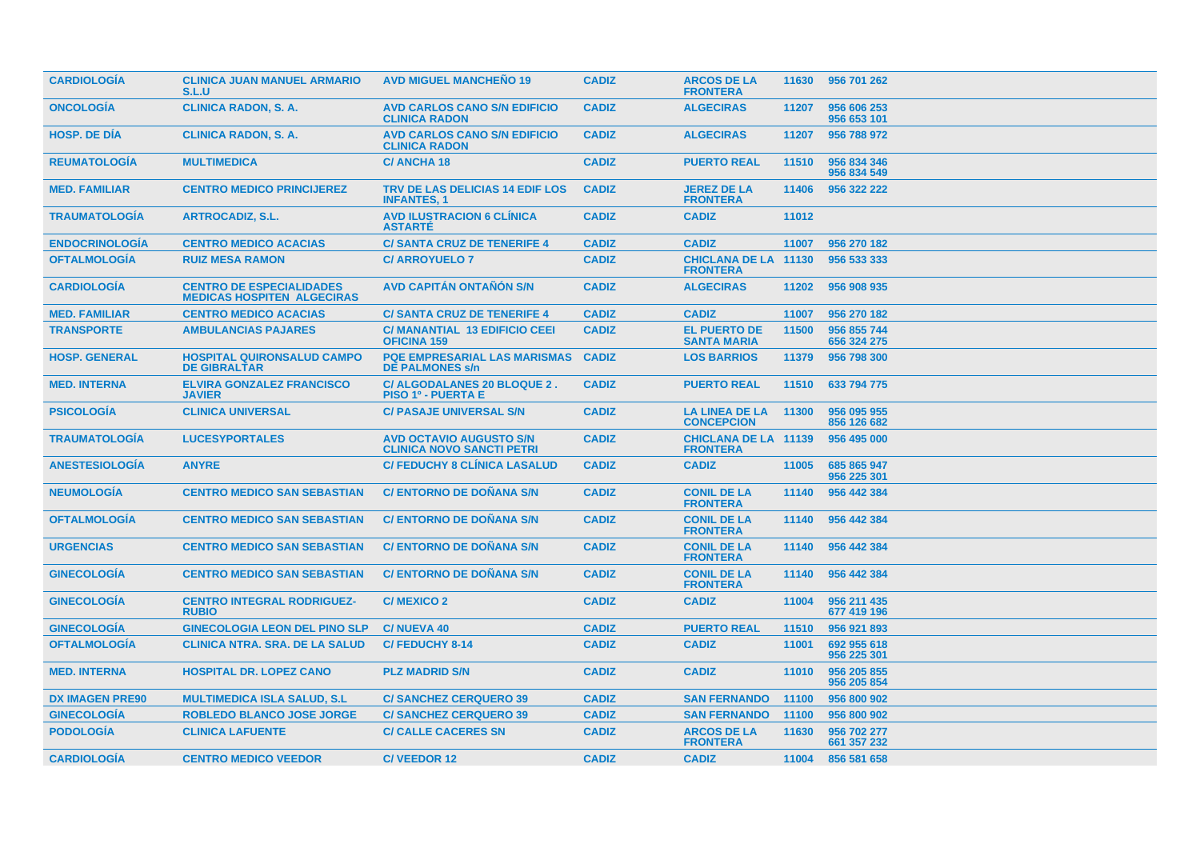| | | | | | | |
|---|---|---|---|---|---|---|
| CARDIOLOGÍA | CLINICA JUAN MANUEL ARMARIO S.L.U | AVD MIGUEL MANCHEÑO 19 | CADIZ | ARCOS DE LA FRONTERA | 11630 | 956 701 262 |
| ONCOLOGÍA | CLINICA RADON, S. A. | AVD CARLOS CANO S/N EDIFICIO CLINICA RADON | CADIZ | ALGECIRAS | 11207 | 956 606 253<br>956 653 101 |
| HOSP. DE DÍA | CLINICA RADON, S. A. | AVD CARLOS CANO S/N EDIFICIO CLINICA RADON | CADIZ | ALGECIRAS | 11207 | 956 788 972 |
| REUMATOLOGÍA | MULTIMEDICA | C/ ANCHA 18 | CADIZ | PUERTO REAL | 11510 | 956 834 346<br>956 834 549 |
| MED. FAMILIAR | CENTRO MEDICO PRINCIJEREZ | TRV DE LAS DELICIAS 14 EDIF LOS INFANTES, 1 | CADIZ | JEREZ DE LA FRONTERA | 11406 | 956 322 222 |
| TRAUMATOLOGÍA | ARTROCADIZ, S.L. | AVD ILUSTRACION 6 CLÍNICA ASTARTÉ | CADIZ | CADIZ | 11012 | |
| ENDOCRINOLOGÍA | CENTRO MEDICO ACACIAS | C/ SANTA CRUZ DE TENERIFE 4 | CADIZ | CADIZ | 11007 | 956 270 182 |
| OFTALMOLOGÍA | RUIZ MESA RAMON | C/ ARROYUELO 7 | CADIZ | CHICLANA DE LA FRONTERA | 11130 | 956 533 333 |
| CARDIOLOGÍA | CENTRO DE ESPECIALIDADES MEDICAS HOSPITEN ALGECIRAS | AVD CAPITÁN ONTAÑÓN S/N | CADIZ | ALGECIRAS | 11202 | 956 908 935 |
| MED. FAMILIAR | CENTRO MEDICO ACACIAS | C/ SANTA CRUZ DE TENERIFE 4 | CADIZ | CADIZ | 11007 | 956 270 182 |
| TRANSPORTE | AMBULANCIAS PAJARES | C/ MANANTIAL 13 EDIFICIO CEEI OFICINA 159 | CADIZ | EL PUERTO DE SANTA MARIA | 11500 | 956 855 744<br>656 324 275 |
| HOSP. GENERAL | HOSPITAL QUIRONSALUD CAMPO DE GIBRALTAR | PQE EMPRESARIAL LAS MARISMAS DE PALMONES s/n | CADIZ | LOS BARRIOS | 11379 | 956 798 300 |
| MED. INTERNA | ELVIRA GONZALEZ FRANCISCO JAVIER | C/ ALGODALANES 20 BLOQUE 2 . PISO 1º - PUERTA E | CADIZ | PUERTO REAL | 11510 | 633 794 775 |
| PSICOLOGÍA | CLINICA UNIVERSAL | C/ PASAJE UNIVERSAL S/N | CADIZ | LA LINEA DE LA CONCEPCION | 11300 | 956 095 955<br>856 126 682 |
| TRAUMATOLOGÍA | LUCESYPORTALES | AVD OCTAVIO AUGUSTO S/N CLINICA NOVO SANCTI PETRI | CADIZ | CHICLANA DE LA FRONTERA | 11139 | 956 495 000 |
| ANESTESIOLOGÍA | ANYRE | C/ FEDUCHY 8 CLÍNICA LASALUD | CADIZ | CADIZ | 11005 | 685 865 947<br>956 225 301 |
| NEUMOLOGÍA | CENTRO MEDICO SAN SEBASTIAN | C/ ENTORNO DE DOÑANA S/N | CADIZ | CONIL DE LA FRONTERA | 11140 | 956 442 384 |
| OFTALMOLOGÍA | CENTRO MEDICO SAN SEBASTIAN | C/ ENTORNO DE DOÑANA S/N | CADIZ | CONIL DE LA FRONTERA | 11140 | 956 442 384 |
| URGENCIAS | CENTRO MEDICO SAN SEBASTIAN | C/ ENTORNO DE DOÑANA S/N | CADIZ | CONIL DE LA FRONTERA | 11140 | 956 442 384 |
| GINECOLOGÍA | CENTRO MEDICO SAN SEBASTIAN | C/ ENTORNO DE DOÑANA S/N | CADIZ | CONIL DE LA FRONTERA | 11140 | 956 442 384 |
| GINECOLOGÍA | CENTRO INTEGRAL RODRIGUEZ-RUBIO | C/ MEXICO 2 | CADIZ | CADIZ | 11004 | 956 211 435<br>677 419 196 |
| GINECOLOGÍA | GINECOLOGIA LEON DEL PINO SLP | C/ NUEVA 40 | CADIZ | PUERTO REAL | 11510 | 956 921 893 |
| OFTALMOLOGÍA | CLINICA NTRA. SRA. DE LA SALUD | C/ FEDUCHY 8-14 | CADIZ | CADIZ | 11001 | 692 955 618<br>956 225 301 |
| MED. INTERNA | HOSPITAL DR. LOPEZ CANO | PLZ MADRID S/N | CADIZ | CADIZ | 11010 | 956 205 855<br>956 205 854 |
| DX IMAGEN PRE90 | MULTIMEDICA ISLA SALUD, S.L | C/ SANCHEZ CERQUERO 39 | CADIZ | SAN FERNANDO | 11100 | 956 800 902 |
| GINECOLOGÍA | ROBLEDO BLANCO JOSE JORGE | C/ SANCHEZ CERQUERO 39 | CADIZ | SAN FERNANDO | 11100 | 956 800 902 |
| PODOLOGÍA | CLINICA LAFUENTE | C/ CALLE CACERES SN | CADIZ | ARCOS DE LA FRONTERA | 11630 | 956 702 277<br>661 357 232 |
| CARDIOLOGÍA | CENTRO MEDICO VEEDOR | C/ VEEDOR 12 | CADIZ | CADIZ | 11004 | 856 581 658 |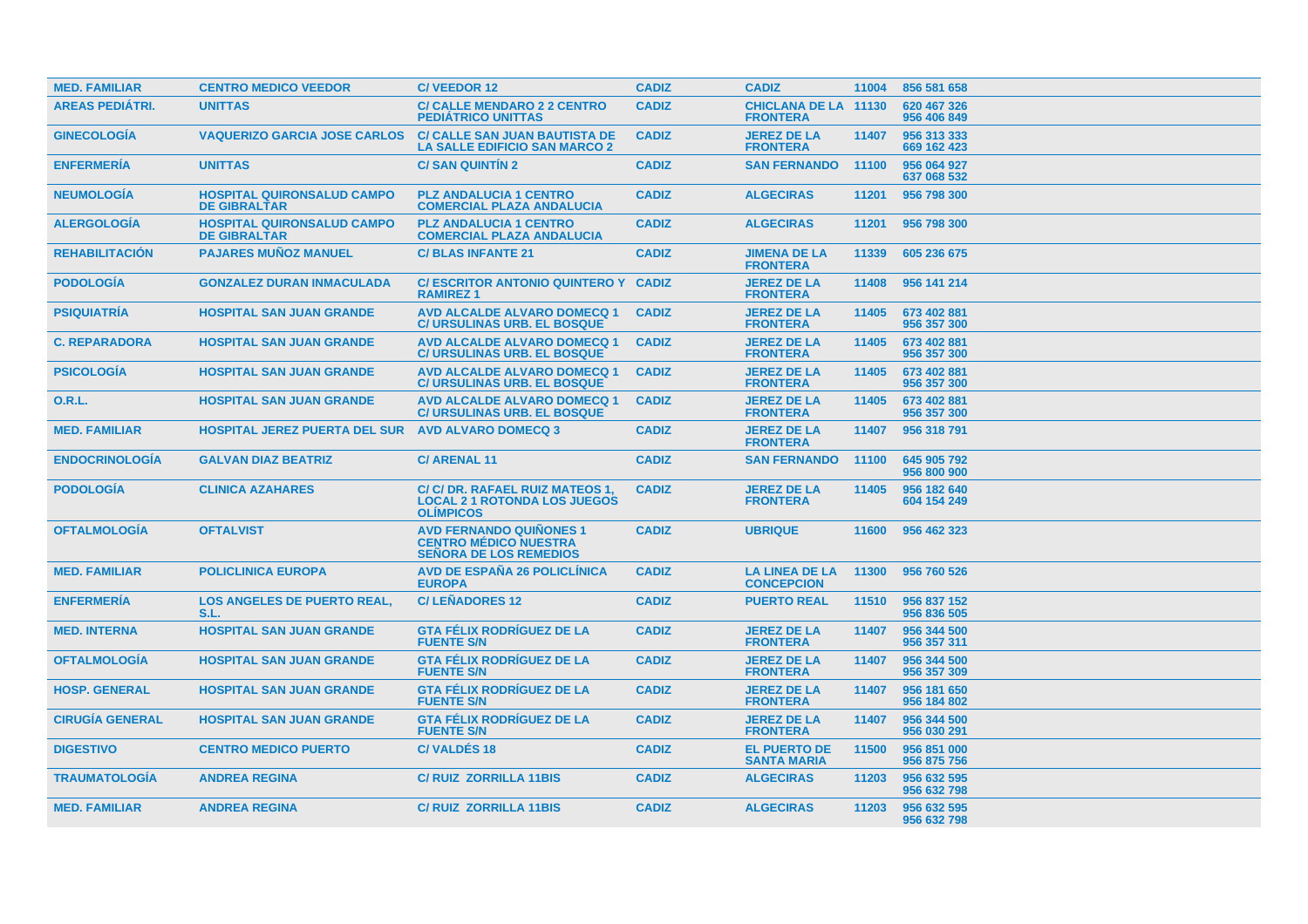| MED. FAMILIAR | CENTRO MEDICO VEEDOR | C/ VEEDOR 12 | CADIZ | CADIZ | 11004 | 856 581 658 |
|---|---|---|---|---|---|---|
| AREAS PEDIÁTRI. | UNITTAS | C/ CALLE MENDARO 2 2 CENTRO PEDIÁTRICO UNITTAS | CADIZ | CHICLANA DE LA FRONTERA | 11130 | 620 467 326 956 406 849 |
| GINECOLOGÍA | VAQUERIZO GARCIA JOSE CARLOS | C/ CALLE SAN JUAN BAUTISTA DE LA SALLE EDIFICIO SAN MARCO 2 | CADIZ | JEREZ DE LA FRONTERA | 11407 | 956 313 333 669 162 423 |
| ENFERMERÍA | UNITTAS | C/ SAN QUINTÍN 2 | CADIZ | SAN FERNANDO | 11100 | 956 064 927 637 068 532 |
| NEUMOLOGÍA | HOSPITAL QUIRONSALUD CAMPO DE GIBRALTAR | PLZ ANDALUCIA 1 CENTRO COMERCIAL PLAZA ANDALUCIA | CADIZ | ALGECIRAS | 11201 | 956 798 300 |
| ALERGOLOGÍA | HOSPITAL QUIRONSALUD CAMPO DE GIBRALTAR | PLZ ANDALUCIA 1 CENTRO COMERCIAL PLAZA ANDALUCIA | CADIZ | ALGECIRAS | 11201 | 956 798 300 |
| REHABILITACIÓN | PAJARES MUÑOZ MANUEL | C/ BLAS INFANTE 21 | CADIZ | JIMENA DE LA FRONTERA | 11339 | 605 236 675 |
| PODOLOGÍA | GONZALEZ DURAN INMACULADA | C/ ESCRITOR ANTONIO QUINTERO Y RAMIREZ 1 | CADIZ | JEREZ DE LA FRONTERA | 11408 | 956 141 214 |
| PSIQUIATRÍA | HOSPITAL SAN JUAN GRANDE | AVD ALCALDE ALVARO DOMECQ 1 C/ URSULINAS URB. EL BOSQUE | CADIZ | JEREZ DE LA FRONTERA | 11405 | 673 402 881 956 357 300 |
| C. REPARADORA | HOSPITAL SAN JUAN GRANDE | AVD ALCALDE ALVARO DOMECQ 1 C/ URSULINAS URB. EL BOSQUE | CADIZ | JEREZ DE LA FRONTERA | 11405 | 673 402 881 956 357 300 |
| PSICOLOGÍA | HOSPITAL SAN JUAN GRANDE | AVD ALCALDE ALVARO DOMECQ 1 C/ URSULINAS URB. EL BOSQUE | CADIZ | JEREZ DE LA FRONTERA | 11405 | 673 402 881 956 357 300 |
| O.R.L. | HOSPITAL SAN JUAN GRANDE | AVD ALCALDE ALVARO DOMECQ 1 C/ URSULINAS URB. EL BOSQUE | CADIZ | JEREZ DE LA FRONTERA | 11405 | 673 402 881 956 357 300 |
| MED. FAMILIAR | HOSPITAL JEREZ PUERTA DEL SUR | AVD ALVARO DOMECQ 3 | CADIZ | JEREZ DE LA FRONTERA | 11407 | 956 318 791 |
| ENDOCRINOLOGÍA | GALVAN DIAZ BEATRIZ | C/ ARENAL 11 | CADIZ | SAN FERNANDO | 11100 | 645 905 792 956 800 900 |
| PODOLOGÍA | CLINICA AZAHARES | C/ C/ DR. RAFAEL RUIZ MATEOS 1, LOCAL 2 1 ROTONDA LOS JUEGOS OLÍMPICOS | CADIZ | JEREZ DE LA FRONTERA | 11405 | 956 182 640 604 154 249 |
| OFTALMOLOGÍA | OFTALVIST | AVD FERNANDO QUIÑONES 1 CENTRO MÉDICO NUESTRA SEÑORA DE LOS REMEDIOS | CADIZ | UBRIQUE | 11600 | 956 462 323 |
| MED. FAMILIAR | POLICLINICA EUROPA | AVD DE ESPAÑA 26 POLICLÍNICA EUROPA | CADIZ | LA LINEA DE LA CONCEPCION | 11300 | 956 760 526 |
| ENFERMERÍA | LOS ANGELES DE PUERTO REAL, S.L. | C/ LEÑADORES 12 | CADIZ | PUERTO REAL | 11510 | 956 837 152 956 836 505 |
| MED. INTERNA | HOSPITAL SAN JUAN GRANDE | GTA FÉLIX RODRÍGUEZ DE LA FUENTE S/N | CADIZ | JEREZ DE LA FRONTERA | 11407 | 956 344 500 956 357 311 |
| OFTALMOLOGÍA | HOSPITAL SAN JUAN GRANDE | GTA FÉLIX RODRÍGUEZ DE LA FUENTE S/N | CADIZ | JEREZ DE LA FRONTERA | 11407 | 956 344 500 956 357 309 |
| HOSP. GENERAL | HOSPITAL SAN JUAN GRANDE | GTA FÉLIX RODRÍGUEZ DE LA FUENTE S/N | CADIZ | JEREZ DE LA FRONTERA | 11407 | 956 181 650 956 184 802 |
| CIRUGÍA GENERAL | HOSPITAL SAN JUAN GRANDE | GTA FÉLIX RODRÍGUEZ DE LA FUENTE S/N | CADIZ | JEREZ DE LA FRONTERA | 11407 | 956 344 500 956 030 291 |
| DIGESTIVO | CENTRO MEDICO PUERTO | C/ VALDÉS 18 | CADIZ | EL PUERTO DE SANTA MARIA | 11500 | 956 851 000 956 875 756 |
| TRAUMATOLOGÍA | ANDREA REGINA | C/ RUIZ ZORRILLA 11BIS | CADIZ | ALGECIRAS | 11203 | 956 632 595 956 632 798 |
| MED. FAMILIAR | ANDREA REGINA | C/ RUIZ ZORRILLA 11BIS | CADIZ | ALGECIRAS | 11203 | 956 632 595 956 632 798 |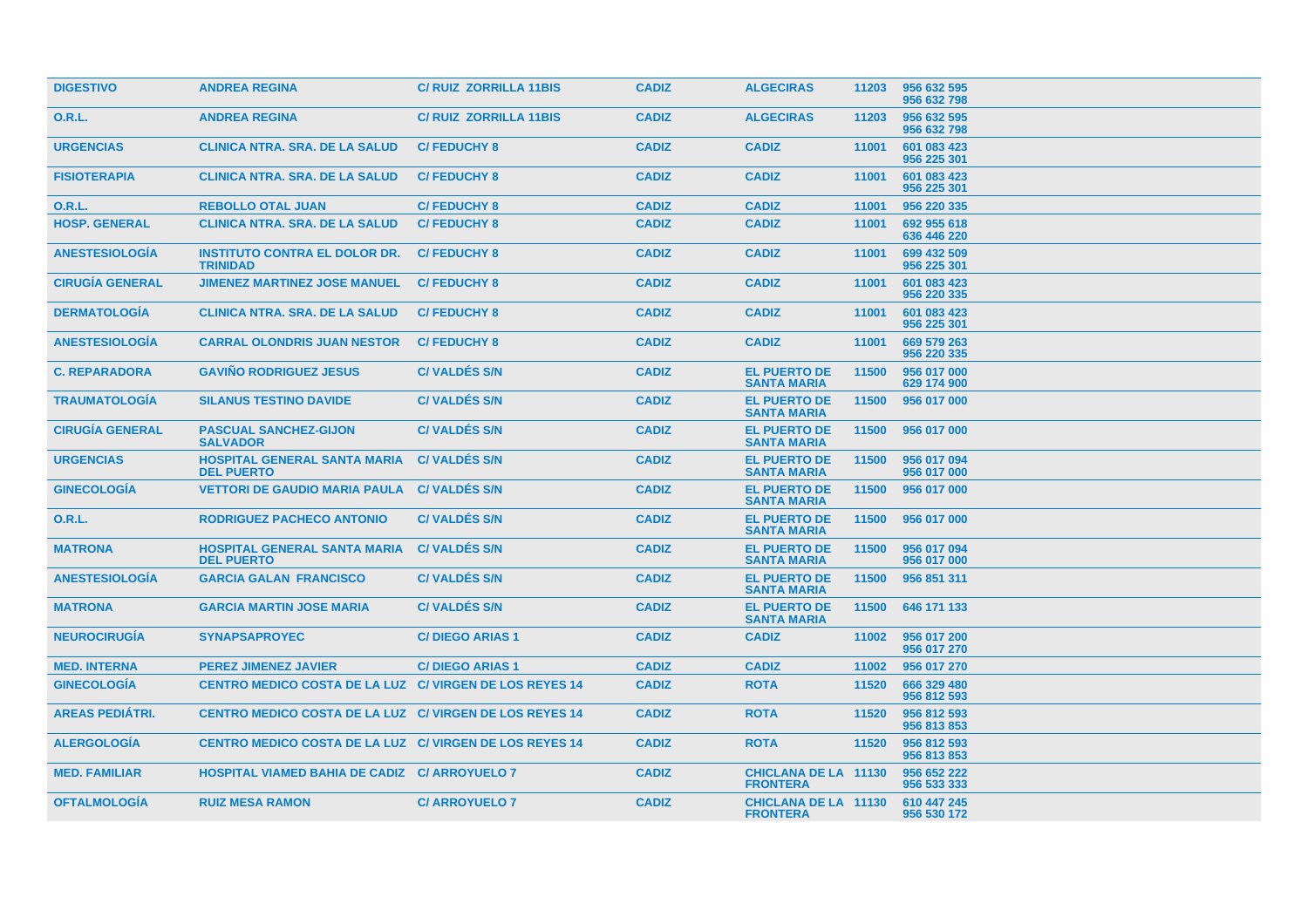| | | | | | | |
|---|---|---|---|---|---|---|
| DIGESTIVO | ANDREA REGINA | C/ RUIZ ZORRILLA 11BIS | CADIZ | ALGECIRAS | 11203 | 956 632 595<br>956 632 798 |
| O.R.L. | ANDREA REGINA | C/ RUIZ ZORRILLA 11BIS | CADIZ | ALGECIRAS | 11203 | 956 632 595<br>956 632 798 |
| URGENCIAS | CLINICA NTRA. SRA. DE LA SALUD | C/ FEDUCHY 8 | CADIZ | CADIZ | 11001 | 601 083 423<br>956 225 301 |
| FISIOTERAPIA | CLINICA NTRA. SRA. DE LA SALUD | C/ FEDUCHY 8 | CADIZ | CADIZ | 11001 | 601 083 423<br>956 225 301 |
| O.R.L. | REBOLLO OTAL JUAN | C/ FEDUCHY 8 | CADIZ | CADIZ | 11001 | 956 220 335 |
| HOSP. GENERAL | CLINICA NTRA. SRA. DE LA SALUD | C/ FEDUCHY 8 | CADIZ | CADIZ | 11001 | 692 955 618<br>636 446 220 |
| ANESTESIOLOGÍA | INSTITUTO CONTRA EL DOLOR DR. TRINIDAD | C/ FEDUCHY 8 | CADIZ | CADIZ | 11001 | 699 432 509<br>956 225 301 |
| CIRUGÍA GENERAL | JIMENEZ MARTINEZ JOSE MANUEL | C/ FEDUCHY 8 | CADIZ | CADIZ | 11001 | 601 083 423<br>956 220 335 |
| DERMATOLOGÍA | CLINICA NTRA. SRA. DE LA SALUD | C/ FEDUCHY 8 | CADIZ | CADIZ | 11001 | 601 083 423<br>956 225 301 |
| ANESTESIOLOGÍA | CARRAL OLONDRIS JUAN NESTOR | C/ FEDUCHY 8 | CADIZ | CADIZ | 11001 | 669 579 263<br>956 220 335 |
| C. REPARADORA | GAVIÑO RODRIGUEZ JESUS | C/ VALDÉS S/N | CADIZ | EL PUERTO DE SANTA MARIA | 11500 | 956 017 000<br>629 174 900 |
| TRAUMATOLOGÍA | SILANUS TESTINO DAVIDE | C/ VALDÉS S/N | CADIZ | EL PUERTO DE SANTA MARIA | 11500 | 956 017 000 |
| CIRUGÍA GENERAL | PASCUAL SANCHEZ-GIJON SALVADOR | C/ VALDÉS S/N | CADIZ | EL PUERTO DE SANTA MARIA | 11500 | 956 017 000 |
| URGENCIAS | HOSPITAL GENERAL SANTA MARIA DEL PUERTO | C/ VALDÉS S/N | CADIZ | EL PUERTO DE SANTA MARIA | 11500 | 956 017 094<br>956 017 000 |
| GINECOLOGÍA | VETTORI DE GAUDIO MARIA PAULA | C/ VALDÉS S/N | CADIZ | EL PUERTO DE SANTA MARIA | 11500 | 956 017 000 |
| O.R.L. | RODRIGUEZ PACHECO ANTONIO | C/ VALDÉS S/N | CADIZ | EL PUERTO DE SANTA MARIA | 11500 | 956 017 000 |
| MATRONA | HOSPITAL GENERAL SANTA MARIA DEL PUERTO | C/ VALDÉS S/N | CADIZ | EL PUERTO DE SANTA MARIA | 11500 | 956 017 094<br>956 017 000 |
| ANESTESIOLOGÍA | GARCIA GALAN FRANCISCO | C/ VALDÉS S/N | CADIZ | EL PUERTO DE SANTA MARIA | 11500 | 956 851 311 |
| MATRONA | GARCIA MARTIN JOSE MARIA | C/ VALDÉS S/N | CADIZ | EL PUERTO DE SANTA MARIA | 11500 | 646 171 133 |
| NEUROCIRUGÍA | SYNAPSAPROYEC | C/ DIEGO ARIAS 1 | CADIZ | CADIZ | 11002 | 956 017 200<br>956 017 270 |
| MED. INTERNA | PEREZ JIMENEZ JAVIER | C/ DIEGO ARIAS 1 | CADIZ | CADIZ | 11002 | 956 017 270 |
| GINECOLOGÍA | CENTRO MEDICO COSTA DE LA LUZ | C/ VIRGEN DE LOS REYES 14 | CADIZ | ROTA | 11520 | 666 329 480<br>956 812 593 |
| AREAS PEDIÁTRI. | CENTRO MEDICO COSTA DE LA LUZ | C/ VIRGEN DE LOS REYES 14 | CADIZ | ROTA | 11520 | 956 812 593<br>956 813 853 |
| ALERGOLOGÍA | CENTRO MEDICO COSTA DE LA LUZ | C/ VIRGEN DE LOS REYES 14 | CADIZ | ROTA | 11520 | 956 812 593<br>956 813 853 |
| MED. FAMILIAR | HOSPITAL VIAMED BAHIA DE CADIZ | C/ ARROYUELO 7 | CADIZ | CHICLANA DE LA FRONTERA | 11130 | 956 652 222<br>956 533 333 |
| OFTALMOLOGÍA | RUIZ MESA RAMON | C/ ARROYUELO 7 | CADIZ | CHICLANA DE LA FRONTERA | 11130 | 610 447 245<br>956 530 172 |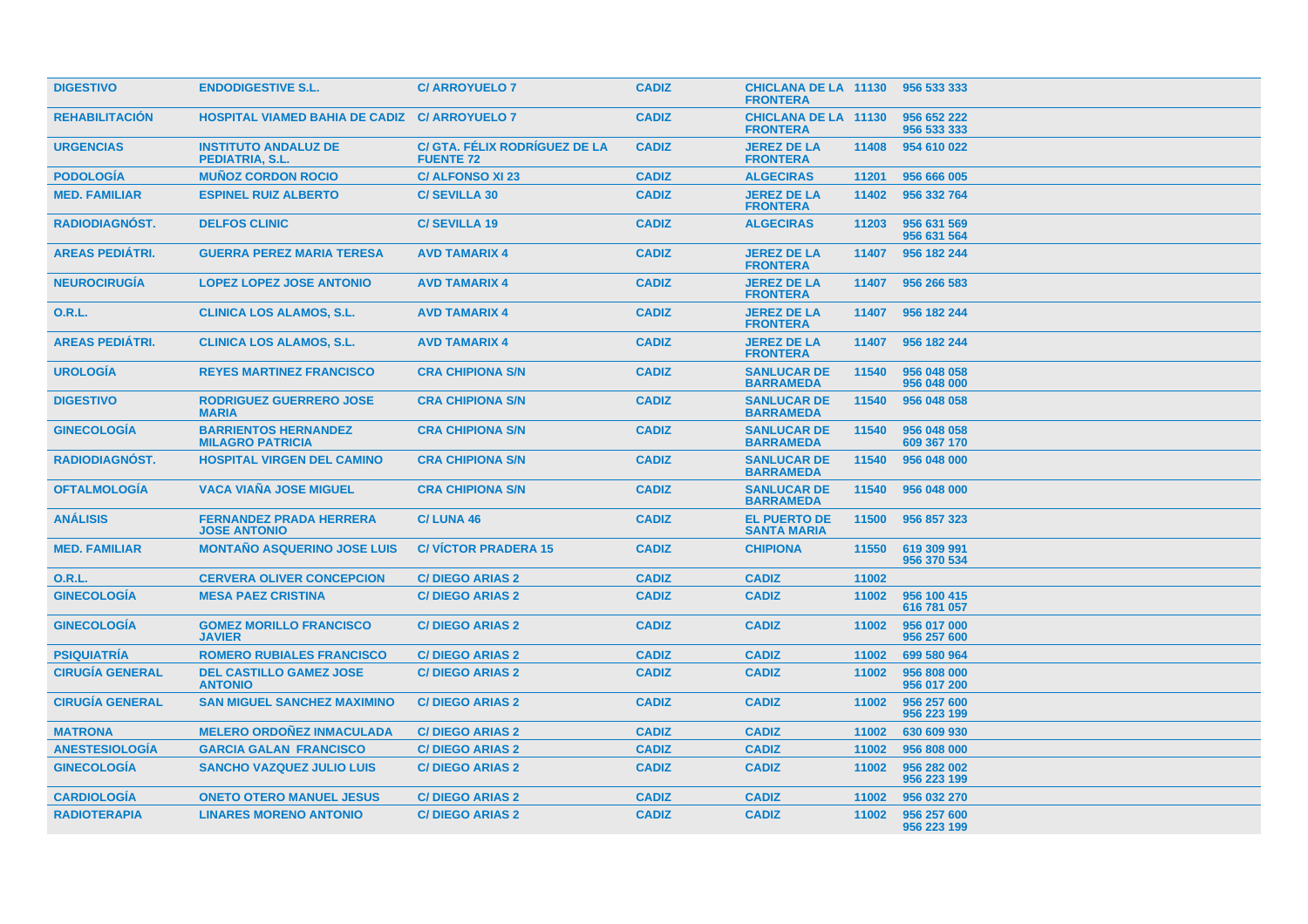| DIGESTIVO | ENDODIGESTIVE S.L. | C/ ARROYUELO 7 | CADIZ | CHICLANA DE LA FRONTERA | 11130 | 956 533 333 |
|---|---|---|---|---|---|---|
| REHABILITACIÓN | HOSPITAL VIAMED BAHIA DE CADIZ | C/ ARROYUELO 7 | CADIZ | CHICLANA DE LA FRONTERA | 11130 | 956 652 222<br>956 533 333 |
| URGENCIAS | INSTITUTO ANDALUZ DE PEDIATRIA, S.L. | C/ GTA. FÉLIX RODRÍGUEZ DE LA FUENTE 72 | CADIZ | JEREZ DE LA FRONTERA | 11408 | 954 610 022 |
| PODOLOGÍA | MUÑOZ CORDON ROCIO | C/ ALFONSO XI 23 | CADIZ | ALGECIRAS | 11201 | 956 666 005 |
| MED. FAMILIAR | ESPINEL RUIZ ALBERTO | C/ SEVILLA 30 | CADIZ | JEREZ DE LA FRONTERA | 11402 | 956 332 764 |
| RADIODIAGNÓST. | DELFOS CLINIC | C/ SEVILLA 19 | CADIZ | ALGECIRAS | 11203 | 956 631 569<br>956 631 564 |
| AREAS PEDIÁTRI. | GUERRA PEREZ MARIA TERESA | AVD TAMARIX 4 | CADIZ | JEREZ DE LA FRONTERA | 11407 | 956 182 244 |
| NEUROCIRUGÍA | LOPEZ LOPEZ JOSE ANTONIO | AVD TAMARIX 4 | CADIZ | JEREZ DE LA FRONTERA | 11407 | 956 266 583 |
| O.R.L. | CLINICA LOS ALAMOS, S.L. | AVD TAMARIX 4 | CADIZ | JEREZ DE LA FRONTERA | 11407 | 956 182 244 |
| AREAS PEDIÁTRI. | CLINICA LOS ALAMOS, S.L. | AVD TAMARIX 4 | CADIZ | JEREZ DE LA FRONTERA | 11407 | 956 182 244 |
| UROLOGÍA | REYES MARTINEZ FRANCISCO | CRA CHIPIONA S/N | CADIZ | SANLUCAR DE BARRAMEDA | 11540 | 956 048 058<br>956 048 000 |
| DIGESTIVO | RODRIGUEZ GUERRERO JOSE MARIA | CRA CHIPIONA S/N | CADIZ | SANLUCAR DE BARRAMEDA | 11540 | 956 048 058 |
| GINECOLOGÍA | BARRIENTOS HERNANDEZ MILAGRO PATRICIA | CRA CHIPIONA S/N | CADIZ | SANLUCAR DE BARRAMEDA | 11540 | 956 048 058<br>609 367 170 |
| RADIODIAGNÓST. | HOSPITAL VIRGEN DEL CAMINO | CRA CHIPIONA S/N | CADIZ | SANLUCAR DE BARRAMEDA | 11540 | 956 048 000 |
| OFTALMOLOGÍA | VACA VIAÑA JOSE MIGUEL | CRA CHIPIONA S/N | CADIZ | SANLUCAR DE BARRAMEDA | 11540 | 956 048 000 |
| ANÁLISIS | FERNANDEZ PRADA HERRERA JOSE ANTONIO | C/ LUNA 46 | CADIZ | EL PUERTO DE SANTA MARIA | 11500 | 956 857 323 |
| MED. FAMILIAR | MONTAÑO ASQUERINO JOSE LUIS | C/ VÍCTOR PRADERA 15 | CADIZ | CHIPIONA | 11550 | 619 309 991<br>956 370 534 |
| O.R.L. | CERVERA OLIVER CONCEPCION | C/ DIEGO ARIAS 2 | CADIZ | CADIZ | 11002 | |
| GINECOLOGÍA | MESA PAEZ CRISTINA | C/ DIEGO ARIAS 2 | CADIZ | CADIZ | 11002 | 956 100 415<br>616 781 057 |
| GINECOLOGÍA | GOMEZ MORILLO FRANCISCO JAVIER | C/ DIEGO ARIAS 2 | CADIZ | CADIZ | 11002 | 956 017 000<br>956 257 600 |
| PSIQUIATRÍA | ROMERO RUBIALES FRANCISCO | C/ DIEGO ARIAS 2 | CADIZ | CADIZ | 11002 | 699 580 964 |
| CIRUGÍA GENERAL | DEL CASTILLO GAMEZ JOSE ANTONIO | C/ DIEGO ARIAS 2 | CADIZ | CADIZ | 11002 | 956 808 000<br>956 017 200 |
| CIRUGÍA GENERAL | SAN MIGUEL SANCHEZ MAXIMINO | C/ DIEGO ARIAS 2 | CADIZ | CADIZ | 11002 | 956 257 600<br>956 223 199 |
| MATRONA | MELERO ORDOÑEZ INMACULADA | C/ DIEGO ARIAS 2 | CADIZ | CADIZ | 11002 | 630 609 930 |
| ANESTESIOLOGÍA | GARCIA GALAN FRANCISCO | C/ DIEGO ARIAS 2 | CADIZ | CADIZ | 11002 | 956 808 000 |
| GINECOLOGÍA | SANCHO VAZQUEZ JULIO LUIS | C/ DIEGO ARIAS 2 | CADIZ | CADIZ | 11002 | 956 282 002<br>956 223 199 |
| CARDIOLOGÍA | ONETO OTERO MANUEL JESUS | C/ DIEGO ARIAS 2 | CADIZ | CADIZ | 11002 | 956 032 270 |
| RADIOTERAPIA | LINARES MORENO ANTONIO | C/ DIEGO ARIAS 2 | CADIZ | CADIZ | 11002 | 956 257 600<br>956 223 199 |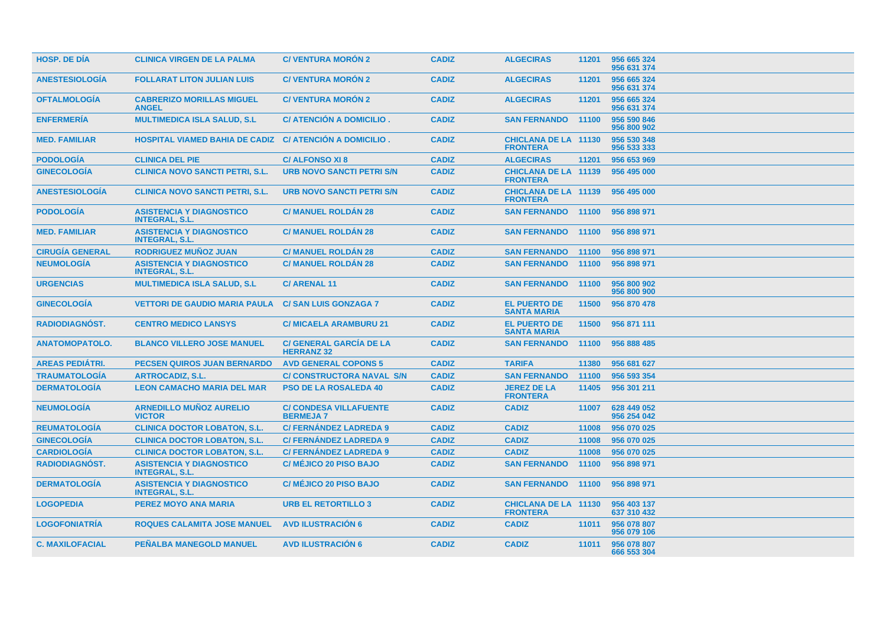| | | | | | | |
|---|---|---|---|---|---|---|
| HOSP. DE DÍA | CLINICA VIRGEN DE LA PALMA | C/ VENTURA MORÓN 2 | CADIZ | ALGECIRAS | 11201 | 956 665 324 956 631 374 |
| ANESTESIOLOGÍA | FOLLARAT LITON JULIAN LUIS | C/ VENTURA MORÓN 2 | CADIZ | ALGECIRAS | 11201 | 956 665 324 956 631 374 |
| OFTALMOLOGÍA | CABRERIZO MORILLAS MIGUEL ANGEL | C/ VENTURA MORÓN 2 | CADIZ | ALGECIRAS | 11201 | 956 665 324 956 631 374 |
| ENFERMERÍA | MULTIMEDICA ISLA SALUD, S.L | C/ ATENCIÓN A DOMICILIO . | CADIZ | SAN FERNANDO | 11100 | 956 590 846 956 800 902 |
| MED. FAMILIAR | HOSPITAL VIAMED BAHIA DE CADIZ | C/ ATENCIÓN A DOMICILIO . | CADIZ | CHICLANA DE LA FRONTERA | 11130 | 956 530 348 956 533 333 |
| PODOLOGÍA | CLINICA DEL PIE | C/ ALFONSO XI 8 | CADIZ | ALGECIRAS | 11201 | 956 653 969 |
| GINECOLOGÍA | CLINICA NOVO SANCTI PETRI, S.L. | URB NOVO SANCTI PETRI S/N | CADIZ | CHICLANA DE LA FRONTERA | 11139 | 956 495 000 |
| ANESTESIOLOGÍA | CLINICA NOVO SANCTI PETRI, S.L. | URB NOVO SANCTI PETRI S/N | CADIZ | CHICLANA DE LA FRONTERA | 11139 | 956 495 000 |
| PODOLOGÍA | ASISTENCIA Y DIAGNOSTICO INTEGRAL, S.L. | C/ MANUEL ROLDÁN 28 | CADIZ | SAN FERNANDO | 11100 | 956 898 971 |
| MED. FAMILIAR | ASISTENCIA Y DIAGNOSTICO INTEGRAL, S.L. | C/ MANUEL ROLDÁN 28 | CADIZ | SAN FERNANDO | 11100 | 956 898 971 |
| CIRUGÍA GENERAL | RODRIGUEZ MUÑOZ JUAN | C/ MANUEL ROLDÁN 28 | CADIZ | SAN FERNANDO | 11100 | 956 898 971 |
| NEUMOLOGÍA | ASISTENCIA Y DIAGNOSTICO INTEGRAL, S.L. | C/ MANUEL ROLDÁN 28 | CADIZ | SAN FERNANDO | 11100 | 956 898 971 |
| URGENCIAS | MULTIMEDICA ISLA SALUD, S.L | C/ ARENAL 11 | CADIZ | SAN FERNANDO | 11100 | 956 800 902 956 800 900 |
| GINECOLOGÍA | VETTORI DE GAUDIO MARIA PAULA | C/ SAN LUIS GONZAGA 7 | CADIZ | EL PUERTO DE SANTA MARIA | 11500 | 956 870 478 |
| RADIODIAGNÓST. | CENTRO MEDICO LANSYS | C/ MICAELA ARAMBURU 21 | CADIZ | EL PUERTO DE SANTA MARIA | 11500 | 956 871 111 |
| ANATOMOPATOLO. | BLANCO VILLERO JOSE MANUEL | C/ GENERAL GARCÍA DE LA HERRANZ 32 | CADIZ | SAN FERNANDO | 11100 | 956 888 485 |
| AREAS PEDIÁTRI. | PECSEN QUIROS JUAN BERNARDO | AVD GENERAL COPONS 5 | CADIZ | TARIFA | 11380 | 956 681 627 |
| TRAUMATOLOGÍA | ARTROCADIZ, S.L. | C/ CONSTRUCTORA NAVAL S/N | CADIZ | SAN FERNANDO | 11100 | 956 593 354 |
| DERMATOLOGÍA | LEON CAMACHO MARIA DEL MAR | PSO DE LA ROSALEDA 40 | CADIZ | JEREZ DE LA FRONTERA | 11405 | 956 301 211 |
| NEUMOLOGÍA | ARNEDILLO MUÑOZ AURELIO VICTOR | C/ CONDESA VILLAFUENTE BERMEJA 7 | CADIZ | CADIZ | 11007 | 628 449 052 956 254 042 |
| REUMATOLOGÍA | CLINICA DOCTOR LOBATON, S.L. | C/ FERNÁNDEZ LADREDA 9 | CADIZ | CADIZ | 11008 | 956 070 025 |
| GINECOLOGÍA | CLINICA DOCTOR LOBATON, S.L. | C/ FERNÁNDEZ LADREDA 9 | CADIZ | CADIZ | 11008 | 956 070 025 |
| CARDIOLOGÍA | CLINICA DOCTOR LOBATON, S.L. | C/ FERNÁNDEZ LADREDA 9 | CADIZ | CADIZ | 11008 | 956 070 025 |
| RADIODIAGNÓST. | ASISTENCIA Y DIAGNOSTICO INTEGRAL, S.L. | C/ MÉJICO 20 PISO BAJO | CADIZ | SAN FERNANDO | 11100 | 956 898 971 |
| DERMATOLOGÍA | ASISTENCIA Y DIAGNOSTICO INTEGRAL, S.L. | C/ MÉJICO 20 PISO BAJO | CADIZ | SAN FERNANDO | 11100 | 956 898 971 |
| LOGOPEDIA | PEREZ MOYO ANA MARIA | URB EL RETORTILLO 3 | CADIZ | CHICLANA DE LA FRONTERA | 11130 | 956 403 137 637 310 432 |
| LOGOFONIATRÍA | ROQUES CALAMITA JOSE MANUEL | AVD ILUSTRACIÓN 6 | CADIZ | CADIZ | 11011 | 956 078 807 956 079 106 |
| C. MAXILOFACIAL | PEÑALBA MANEGOLD MANUEL | AVD ILUSTRACIÓN 6 | CADIZ | CADIZ | 11011 | 956 078 807 666 553 304 |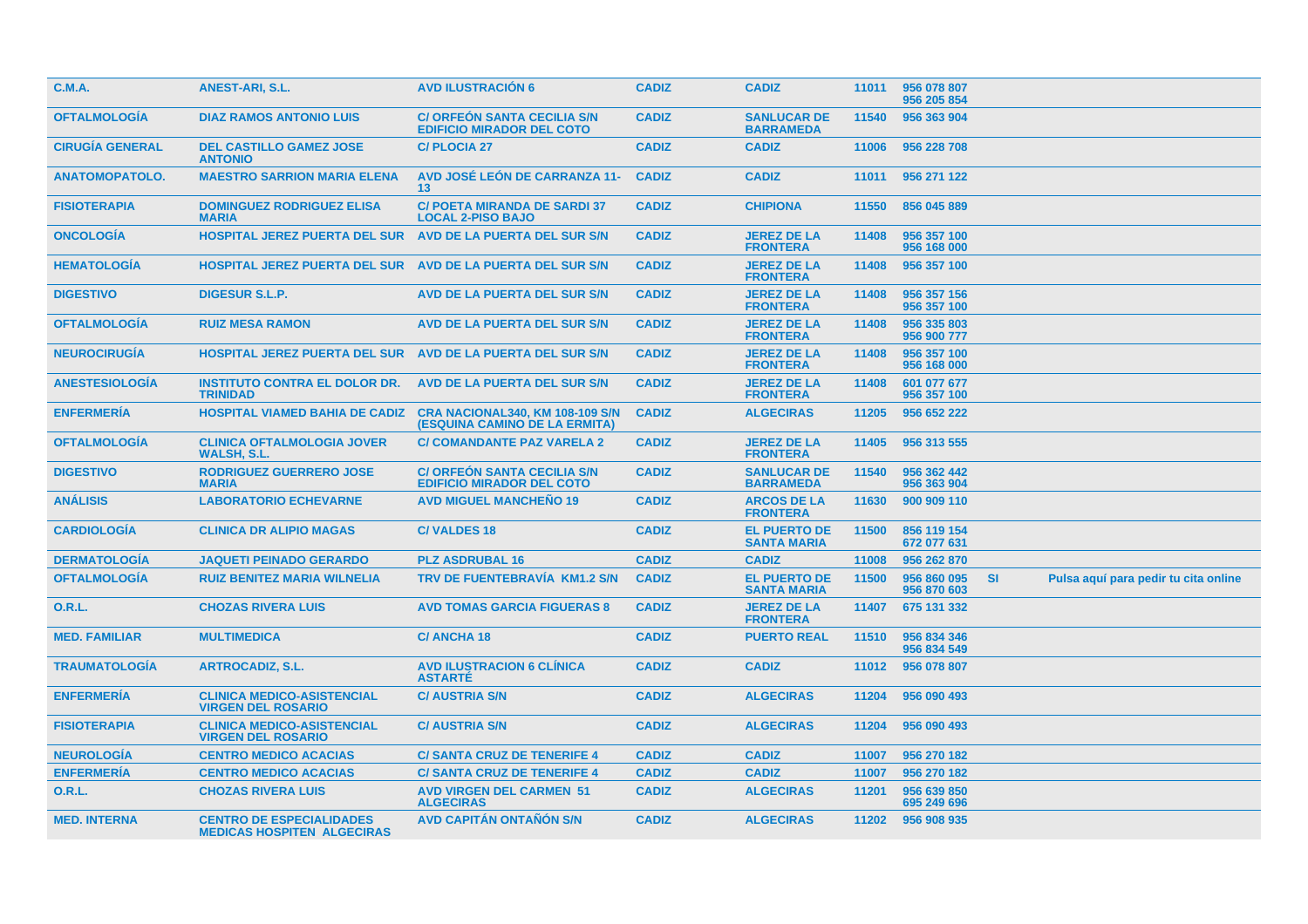| | | | | | | | | |
|---|---|---|---|---|---|---|---|---|
| C.M.A. | ANEST-ARI, S.L. | AVD ILUSTRACIÓN 6 | CADIZ | CADIZ | 11011 | 956 078 807<br>956 205 854 | | |
| OFTALMOLOGÍA | DIAZ RAMOS ANTONIO LUIS | C/ ORFEÓN SANTA CECILIA S/N EDIFICIO MIRADOR DEL COTO | CADIZ | SANLUCAR DE BARRAMEDA | 11540 | 956 363 904 | | |
| CIRUGÍA GENERAL | DEL CASTILLO GAMEZ JOSE ANTONIO | C/ PLOCIA 27 | CADIZ | CADIZ | 11006 | 956 228 708 | | |
| ANATOMOPATOLO. | MAESTRO SARRION MARIA ELENA | AVD JOSÉ LEÓN DE CARRANZA 11-13 | CADIZ | CADIZ | 11011 | 956 271 122 | | |
| FISIOTERAPIA | DOMINGUEZ RODRIGUEZ ELISA MARIA | C/ POETA MIRANDA DE SARDI 37 LOCAL 2-PISO BAJO | CADIZ | CHIPIONA | 11550 | 856 045 889 | | |
| ONCOLOGÍA | HOSPITAL JEREZ PUERTA DEL SUR | AVD DE LA PUERTA DEL SUR S/N | CADIZ | JEREZ DE LA FRONTERA | 11408 | 956 357 100<br>956 168 000 | | |
| HEMATOLOGÍA | HOSPITAL JEREZ PUERTA DEL SUR | AVD DE LA PUERTA DEL SUR S/N | CADIZ | JEREZ DE LA FRONTERA | 11408 | 956 357 100 | | |
| DIGESTIVO | DIGESUR S.L.P. | AVD DE LA PUERTA DEL SUR S/N | CADIZ | JEREZ DE LA FRONTERA | 11408 | 956 357 156<br>956 357 100 | | |
| OFTALMOLOGÍA | RUIZ MESA RAMON | AVD DE LA PUERTA DEL SUR S/N | CADIZ | JEREZ DE LA FRONTERA | 11408 | 956 335 803<br>956 900 777 | | |
| NEUROCIRUGÍA | HOSPITAL JEREZ PUERTA DEL SUR | AVD DE LA PUERTA DEL SUR S/N | CADIZ | JEREZ DE LA FRONTERA | 11408 | 956 357 100<br>956 168 000 | | |
| ANESTESIOLOGÍA | INSTITUTO CONTRA EL DOLOR DR. TRINIDAD | AVD DE LA PUERTA DEL SUR S/N | CADIZ | JEREZ DE LA FRONTERA | 11408 | 601 077 677<br>956 357 100 | | |
| ENFERMERÍA | HOSPITAL VIAMED BAHIA DE CADIZ | CRA NACIONAL340, KM 108-109 S/N (ESQUINA CAMINO DE LA ERMITA) | CADIZ | ALGECIRAS | 11205 | 956 652 222 | | |
| OFTALMOLOGÍA | CLINICA OFTALMOLOGIA JOVER WALSH, S.L. | C/ COMANDANTE PAZ VARELA 2 | CADIZ | JEREZ DE LA FRONTERA | 11405 | 956 313 555 | | |
| DIGESTIVO | RODRIGUEZ GUERRERO JOSE MARIA | C/ ORFEÓN SANTA CECILIA S/N EDIFICIO MIRADOR DEL COTO | CADIZ | SANLUCAR DE BARRAMEDA | 11540 | 956 362 442<br>956 363 904 | | |
| ANÁLISIS | LABORATORIO ECHEVARNE | AVD MIGUEL MANCHEÑO 19 | CADIZ | ARCOS DE LA FRONTERA | 11630 | 900 909 110 | | |
| CARDIOLOGÍA | CLINICA DR ALIPIO MAGAS | C/ VALDES 18 | CADIZ | EL PUERTO DE SANTA MARIA | 11500 | 856 119 154<br>672 077 631 | | |
| DERMATOLOGÍA | JAQUETI PEINADO GERARDO | PLZ ASDRUBAL 16 | CADIZ | CADIZ | 11008 | 956 262 870 | | |
| OFTALMOLOGÍA | RUIZ BENITEZ MARIA WILNELIA | TRV DE FUENTEBRAVÍA KM1.2 S/N | CADIZ | EL PUERTO DE SANTA MARIA | 11500 | 956 860 095<br>956 870 603 | SI | Pulsa aquí para pedir tu cita online |
| O.R.L. | CHOZAS RIVERA LUIS | AVD TOMAS GARCIA FIGUERAS 8 | CADIZ | JEREZ DE LA FRONTERA | 11407 | 675 131 332 | | |
| MED. FAMILIAR | MULTIMEDICA | C/ ANCHA 18 | CADIZ | PUERTO REAL | 11510 | 956 834 346<br>956 834 549 | | |
| TRAUMATOLOGÍA | ARTROCADIZ, S.L. | AVD ILUSTRACION 6 CLÍNICA ASTARTÉ | CADIZ | CADIZ | 11012 | 956 078 807 | | |
| ENFERMERÍA | CLINICA MEDICO-ASISTENCIAL VIRGEN DEL ROSARIO | C/ AUSTRIA S/N | CADIZ | ALGECIRAS | 11204 | 956 090 493 | | |
| FISIOTERAPIA | CLINICA MEDICO-ASISTENCIAL VIRGEN DEL ROSARIO | C/ AUSTRIA S/N | CADIZ | ALGECIRAS | 11204 | 956 090 493 | | |
| NEUROLOGÍA | CENTRO MEDICO ACACIAS | C/ SANTA CRUZ DE TENERIFE 4 | CADIZ | CADIZ | 11007 | 956 270 182 | | |
| ENFERMERÍA | CENTRO MEDICO ACACIAS | C/ SANTA CRUZ DE TENERIFE 4 | CADIZ | CADIZ | 11007 | 956 270 182 | | |
| O.R.L. | CHOZAS RIVERA LUIS | AVD VIRGEN DEL CARMEN 51 ALGECIRAS | CADIZ | ALGECIRAS | 11201 | 956 639 850<br>695 249 696 | | |
| MED. INTERNA | CENTRO DE ESPECIALIDADES MEDICAS HOSPITEN ALGECIRAS | AVD CAPITÁN ONTAÑÓN S/N | CADIZ | ALGECIRAS | 11202 | 956 908 935 | | |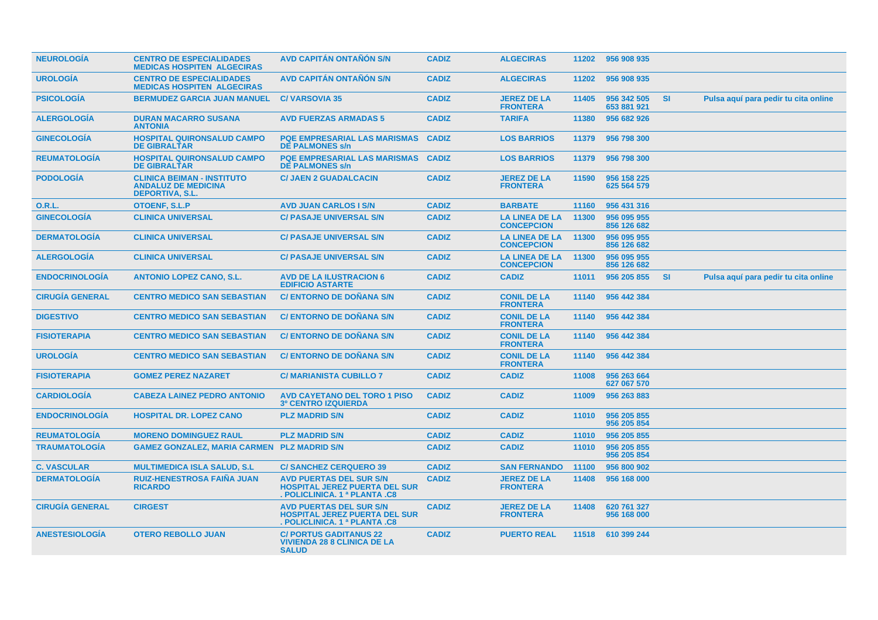| | | | | | | | | |
|---|---|---|---|---|---|---|---|---|
| **NEUROLOGÍA** | **CENTRO DE ESPECIALIDADES MEDICAS HOSPITEN ALGECIRAS** | **AVD CAPITÁN ONTAÑÓN S/N** | **CADIZ** | **ALGECIRAS** | **11202** | **956 908 935** | | |
| **UROLOGÍA** | **CENTRO DE ESPECIALIDADES MEDICAS HOSPITEN ALGECIRAS** | **AVD CAPITÁN ONTAÑÓN S/N** | **CADIZ** | **ALGECIRAS** | **11202** | **956 908 935** | | |
| **PSICOLOGÍA** | **BERMUDEZ GARCIA JUAN MANUEL** | **C/ VARSOVIA 35** | **CADIZ** | **JEREZ DE LA FRONTERA** | **11405** | **956 342 505 653 881 921** | **SI** | **Pulsa aquí para pedir tu cita online** |
| **ALERGOLOGÍA** | **DURAN MACARRO SUSANA ANTONIA** | **AVD FUERZAS ARMADAS 5** | **CADIZ** | **TARIFA** | **11380** | **956 682 926** | | |
| **GINECOLOGÍA** | **HOSPITAL QUIRONSALUD CAMPO DE GIBRALTAR** | **PQE EMPRESARIAL LAS MARISMAS DE PALMONES s/n** | **CADIZ** | **LOS BARRIOS** | **11379** | **956 798 300** | | |
| **REUMATOLOGÍA** | **HOSPITAL QUIRONSALUD CAMPO DE GIBRALTAR** | **PQE EMPRESARIAL LAS MARISMAS DE PALMONES s/n** | **CADIZ** | **LOS BARRIOS** | **11379** | **956 798 300** | | |
| **PODOLOGÍA** | **CLINICA BEIMAN - INSTITUTO ANDALUZ DE MEDICINA DEPORTIVA, S.L.** | **C/ JAEN 2 GUADALCACIN** | **CADIZ** | **JEREZ DE LA FRONTERA** | **11590** | **956 158 225 625 564 579** | | |
| **O.R.L.** | **OTOENF, S.L.P** | **AVD JUAN CARLOS I S/N** | **CADIZ** | **BARBATE** | **11160** | **956 431 316** | | |
| **GINECOLOGÍA** | **CLINICA UNIVERSAL** | **C/ PASAJE UNIVERSAL S/N** | **CADIZ** | **LA LINEA DE LA CONCEPCION** | **11300** | **956 095 955 856 126 682** | | |
| **DERMATOLOGÍA** | **CLINICA UNIVERSAL** | **C/ PASAJE UNIVERSAL S/N** | **CADIZ** | **LA LINEA DE LA CONCEPCION** | **11300** | **956 095 955 856 126 682** | | |
| **ALERGOLOGÍA** | **CLINICA UNIVERSAL** | **C/ PASAJE UNIVERSAL S/N** | **CADIZ** | **LA LINEA DE LA CONCEPCION** | **11300** | **956 095 955 856 126 682** | | |
| **ENDOCRINOLOGÍA** | **ANTONIO LOPEZ CANO, S.L.** | **AVD DE LA ILUSTRACION 6 EDIFICIO ASTARTE** | **CADIZ** | **CADIZ** | **11011** | **956 205 855** | **SI** | **Pulsa aquí para pedir tu cita online** |
| **CIRUGÍA GENERAL** | **CENTRO MEDICO SAN SEBASTIAN** | **C/ ENTORNO DE DOÑANA S/N** | **CADIZ** | **CONIL DE LA FRONTERA** | **11140** | **956 442 384** | | |
| **DIGESTIVO** | **CENTRO MEDICO SAN SEBASTIAN** | **C/ ENTORNO DE DOÑANA S/N** | **CADIZ** | **CONIL DE LA FRONTERA** | **11140** | **956 442 384** | | |
| **FISIOTERAPIA** | **CENTRO MEDICO SAN SEBASTIAN** | **C/ ENTORNO DE DOÑANA S/N** | **CADIZ** | **CONIL DE LA FRONTERA** | **11140** | **956 442 384** | | |
| **UROLOGÍA** | **CENTRO MEDICO SAN SEBASTIAN** | **C/ ENTORNO DE DOÑANA S/N** | **CADIZ** | **CONIL DE LA FRONTERA** | **11140** | **956 442 384** | | |
| **FISIOTERAPIA** | **GOMEZ PEREZ NAZARET** | **C/ MARIANISTA CUBILLO 7** | **CADIZ** | **CADIZ** | **11008** | **956 263 664 627 067 570** | | |
| **CARDIOLOGÍA** | **CABEZA LAINEZ PEDRO ANTONIO** | **AVD CAYETANO DEL TORO 1 PISO 3º CENTRO IZQUIERDA** | **CADIZ** | **CADIZ** | **11009** | **956 263 883** | | |
| **ENDOCRINOLOGÍA** | **HOSPITAL DR. LOPEZ CANO** | **PLZ MADRID S/N** | **CADIZ** | **CADIZ** | **11010** | **956 205 855 956 205 854** | | |
| **REUMATOLOGÍA** | **MORENO DOMINGUEZ RAUL** | **PLZ MADRID S/N** | **CADIZ** | **CADIZ** | **11010** | **956 205 855** | | |
| **TRAUMATOLOGÍA** | **GAMEZ GONZALEZ, MARIA CARMEN** | **PLZ MADRID S/N** | **CADIZ** | **CADIZ** | **11010** | **956 205 855 956 205 854** | | |
| **C. VASCULAR** | **MULTIMEDICA ISLA SALUD, S.L** | **C/ SANCHEZ CERQUERO 39** | **CADIZ** | **SAN FERNANDO** | **11100** | **956 800 902** | | |
| **DERMATOLOGÍA** | **RUIZ-HENESTROSA FAIÑA JUAN RICARDO** | **AVD PUERTAS DEL SUR S/N HOSPITAL JEREZ PUERTA DEL SUR . POLICLINICA. 1 ª PLANTA .C8** | **CADIZ** | **JEREZ DE LA FRONTERA** | **11408** | **956 168 000** | | |
| **CIRUGÍA GENERAL** | **CIRGEST** | **AVD PUERTAS DEL SUR S/N HOSPITAL JEREZ PUERTA DEL SUR . POLICLINICA. 1 ª PLANTA .C8** | **CADIZ** | **JEREZ DE LA FRONTERA** | **11408** | **620 761 327 956 168 000** | | |
| **ANESTESIOLOGÍA** | **OTERO REBOLLO JUAN** | **C/ PORTUS GADITANUS 22 VIVIENDA 28 8 CLINICA DE LA SALUD** | **CADIZ** | **PUERTO REAL** | **11518** | **610 399 244** | | |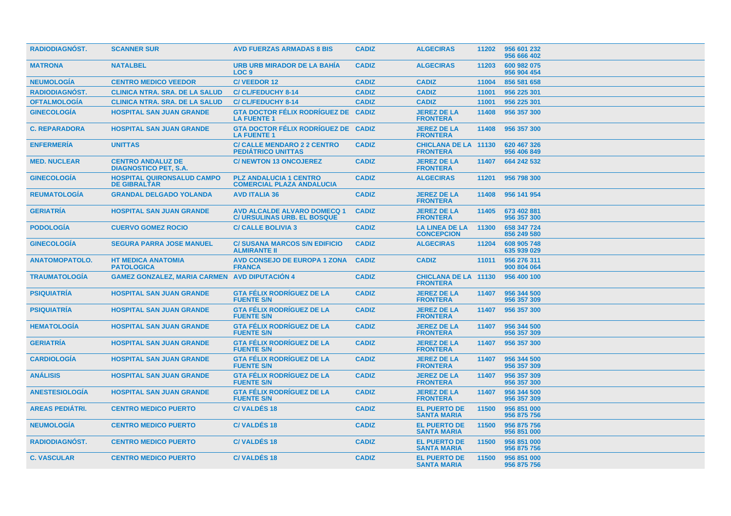| | | | | | | |
|---|---|---|---|---|---|---|
| RADIODIAGNÓST. | SCANNER SUR | AVD FUERZAS ARMADAS 8 BIS | CADIZ | ALGECIRAS | 11202 | 956 601 232<br>956 666 402 |
| MATRONA | NATALBEL | URB URB MIRADOR DE LA BAHÍA LOC 9 | CADIZ | ALGECIRAS | 11203 | 600 982 075<br>956 904 454 |
| NEUMOLOGÍA | CENTRO MEDICO VEEDOR | C/ VEEDOR 12 | CADIZ | CADIZ | 11004 | 856 581 658 |
| RADIODIAGNÓST. | CLINICA NTRA. SRA. DE LA SALUD | C/ CL/FEDUCHY 8-14 | CADIZ | CADIZ | 11001 | 956 225 301 |
| OFTALMOLOGÍA | CLINICA NTRA. SRA. DE LA SALUD | C/ CL/FEDUCHY 8-14 | CADIZ | CADIZ | 11001 | 956 225 301 |
| GINECOLOGÍA | HOSPITAL SAN JUAN GRANDE | GTA DOCTOR FÉLIX RODRÍGUEZ DE LA FUENTE 1 | CADIZ | JEREZ DE LA FRONTERA | 11408 | 956 357 300 |
| C. REPARADORA | HOSPITAL SAN JUAN GRANDE | GTA DOCTOR FÉLIX RODRÍGUEZ DE LA FUENTE 1 | CADIZ | JEREZ DE LA FRONTERA | 11408 | 956 357 300 |
| ENFERMERÍA | UNITTAS | C/ CALLE MENDARO 2 2 CENTRO PEDIÁTRICO UNITTAS | CADIZ | CHICLANA DE LA FRONTERA | 11130 | 620 467 326<br>956 406 849 |
| MED. NUCLEAR | CENTRO ANDALUZ DE DIAGNOSTICO PET, S.A. | C/ NEWTON 13 ONCOJEREZ | CADIZ | JEREZ DE LA FRONTERA | 11407 | 664 242 532 |
| GINECOLOGÍA | HOSPITAL QUIRONSALUD CAMPO DE GIBRALTAR | PLZ ANDALUCIA 1 CENTRO COMERCIAL PLAZA ANDALUCIA | CADIZ | ALGECIRAS | 11201 | 956 798 300 |
| REUMATOLOGÍA | GRANDAL DELGADO YOLANDA | AVD ITALIA 36 | CADIZ | JEREZ DE LA FRONTERA | 11408 | 956 141 954 |
| GERIATRÍA | HOSPITAL SAN JUAN GRANDE | AVD ALCALDE ALVARO DOMECQ 1 C/ URSULINAS URB. EL BOSQUE | CADIZ | JEREZ DE LA FRONTERA | 11405 | 673 402 881<br>956 357 300 |
| PODOLOGÍA | CUERVO GOMEZ ROCIO | C/ CALLE BOLIVIA 3 | CADIZ | LA LINEA DE LA CONCEPCION | 11300 | 658 347 724<br>856 249 580 |
| GINECOLOGÍA | SEGURA PARRA JOSE MANUEL | C/ SUSANA MARCOS S/N EDIFICIO ALMIRANTE II | CADIZ | ALGECIRAS | 11204 | 608 905 748<br>635 939 029 |
| ANATOMOPATOLO. | HT MEDICA ANATOMIA PATOLOGICA | AVD CONSEJO DE EUROPA 1 ZONA FRANCA | CADIZ | CADIZ | 11011 | 956 276 311<br>900 804 064 |
| TRAUMATOLOGÍA | GAMEZ GONZALEZ, MARIA CARMEN | AVD DIPUTACIÓN 4 | CADIZ | CHICLANA DE LA FRONTERA | 11130 | 956 400 100 |
| PSIQUIATRÍA | HOSPITAL SAN JUAN GRANDE | GTA FÉLIX RODRÍGUEZ DE LA FUENTE S/N | CADIZ | JEREZ DE LA FRONTERA | 11407 | 956 344 500<br>956 357 309 |
| PSIQUIATRÍA | HOSPITAL SAN JUAN GRANDE | GTA FÉLIX RODRÍGUEZ DE LA FUENTE S/N | CADIZ | JEREZ DE LA FRONTERA | 11407 | 956 357 300 |
| HEMATOLOGÍA | HOSPITAL SAN JUAN GRANDE | GTA FÉLIX RODRÍGUEZ DE LA FUENTE S/N | CADIZ | JEREZ DE LA FRONTERA | 11407 | 956 344 500<br>956 357 309 |
| GERIATRÍA | HOSPITAL SAN JUAN GRANDE | GTA FÉLIX RODRÍGUEZ DE LA FUENTE S/N | CADIZ | JEREZ DE LA FRONTERA | 11407 | 956 357 300 |
| CARDIOLOGÍA | HOSPITAL SAN JUAN GRANDE | GTA FÉLIX RODRÍGUEZ DE LA FUENTE S/N | CADIZ | JEREZ DE LA FRONTERA | 11407 | 956 344 500<br>956 357 309 |
| ANÁLISIS | HOSPITAL SAN JUAN GRANDE | GTA FÉLIX RODRÍGUEZ DE LA FUENTE S/N | CADIZ | JEREZ DE LA FRONTERA | 11407 | 956 357 309<br>956 357 300 |
| ANESTESIOLOGÍA | HOSPITAL SAN JUAN GRANDE | GTA FÉLIX RODRÍGUEZ DE LA FUENTE S/N | CADIZ | JEREZ DE LA FRONTERA | 11407 | 956 344 500<br>956 357 309 |
| AREAS PEDIÁTRI. | CENTRO MEDICO PUERTO | C/ VALDÉS 18 | CADIZ | EL PUERTO DE SANTA MARIA | 11500 | 956 851 000<br>956 875 756 |
| NEUMOLOGÍA | CENTRO MEDICO PUERTO | C/ VALDÉS 18 | CADIZ | EL PUERTO DE SANTA MARIA | 11500 | 956 875 756<br>956 851 000 |
| RADIODIAGNÓST. | CENTRO MEDICO PUERTO | C/ VALDÉS 18 | CADIZ | EL PUERTO DE SANTA MARIA | 11500 | 956 851 000<br>956 875 756 |
| C. VASCULAR | CENTRO MEDICO PUERTO | C/ VALDÉS 18 | CADIZ | EL PUERTO DE SANTA MARIA | 11500 | 956 851 000<br>956 875 756 |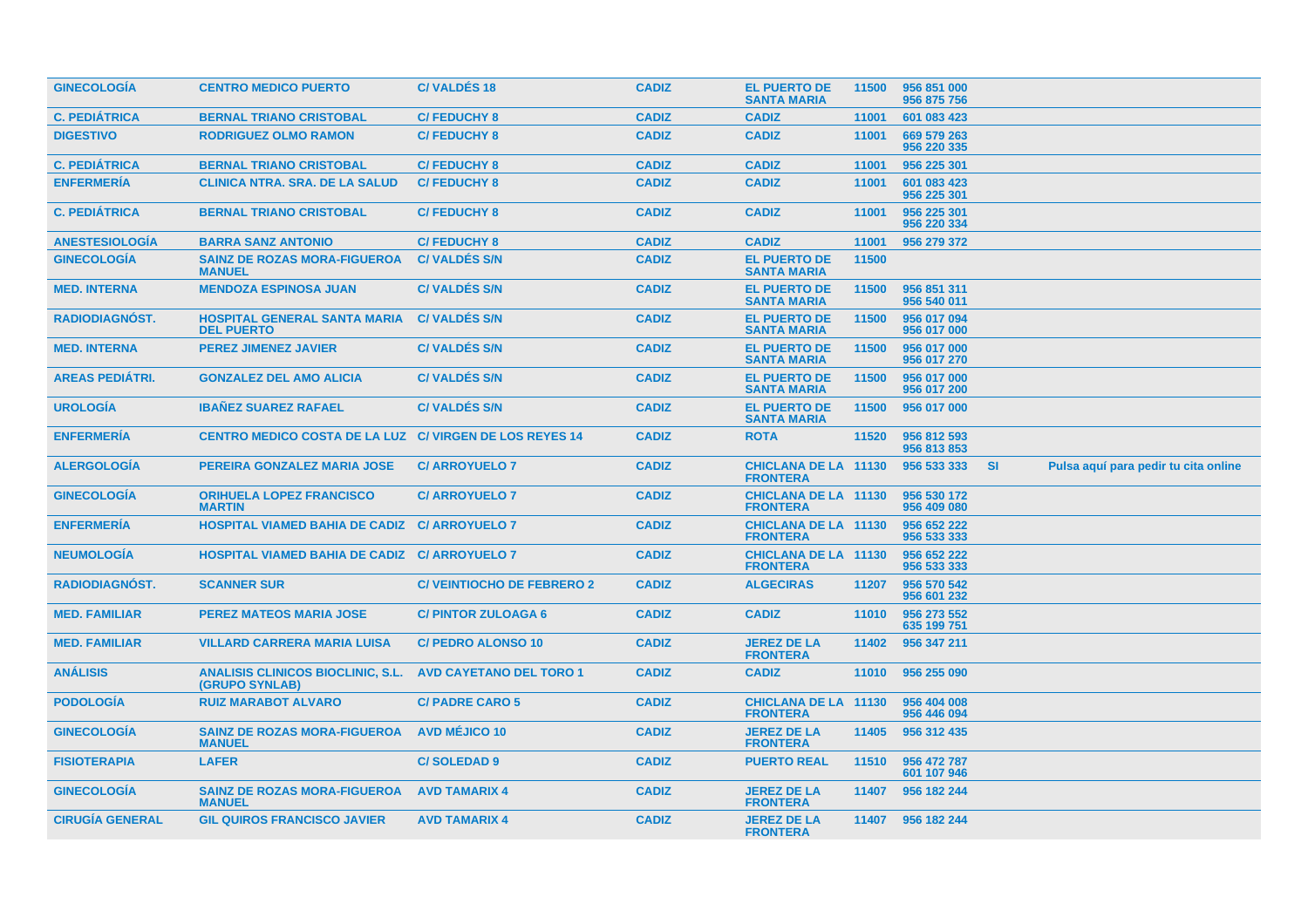| | | | | | | | | |
|---|---|---|---|---|---|---|---|---|
| GINECOLOGÍA | CENTRO MEDICO PUERTO | C/ VALDÉS 18 | CADIZ | EL PUERTO DE SANTA MARIA | 11500 | 956 851 000<br>956 875 756 | | |
| C. PEDIÁTRICA | BERNAL TRIANO CRISTOBAL | C/ FEDUCHY 8 | CADIZ | CADIZ | 11001 | 601 083 423 | | |
| DIGESTIVO | RODRIGUEZ OLMO RAMON | C/ FEDUCHY 8 | CADIZ | CADIZ | 11001 | 669 579 263<br>956 220 335 | | |
| C. PEDIÁTRICA | BERNAL TRIANO CRISTOBAL | C/ FEDUCHY 8 | CADIZ | CADIZ | 11001 | 956 225 301 | | |
| ENFERMERÍA | CLINICA NTRA. SRA. DE LA SALUD | C/ FEDUCHY 8 | CADIZ | CADIZ | 11001 | 601 083 423<br>956 225 301 | | |
| C. PEDIÁTRICA | BERNAL TRIANO CRISTOBAL | C/ FEDUCHY 8 | CADIZ | CADIZ | 11001 | 956 225 301<br>956 220 334 | | |
| ANESTESIOLOGÍA | BARRA SANZ ANTONIO | C/ FEDUCHY 8 | CADIZ | CADIZ | 11001 | 956 279 372 | | |
| GINECOLOGÍA | SAINZ DE ROZAS MORA-FIGUEROA MANUEL | C/ VALDÉS S/N | CADIZ | EL PUERTO DE SANTA MARIA | 11500 | | | |
| MED. INTERNA | MENDOZA ESPINOSA JUAN | C/ VALDÉS S/N | CADIZ | EL PUERTO DE SANTA MARIA | 11500 | 956 851 311<br>956 540 011 | | |
| RADIODIAGNÓST. | HOSPITAL GENERAL SANTA MARIA DEL PUERTO | C/ VALDÉS S/N | CADIZ | EL PUERTO DE SANTA MARIA | 11500 | 956 017 094<br>956 017 000 | | |
| MED. INTERNA | PEREZ JIMENEZ JAVIER | C/ VALDÉS S/N | CADIZ | EL PUERTO DE SANTA MARIA | 11500 | 956 017 000<br>956 017 270 | | |
| AREAS PEDIÁTRI. | GONZALEZ DEL AMO ALICIA | C/ VALDÉS S/N | CADIZ | EL PUERTO DE SANTA MARIA | 11500 | 956 017 000<br>956 017 200 | | |
| UROLOGÍA | IBAÑEZ SUAREZ RAFAEL | C/ VALDÉS S/N | CADIZ | EL PUERTO DE SANTA MARIA | 11500 | 956 017 000 | | |
| ENFERMERÍA | CENTRO MEDICO COSTA DE LA LUZ | C/ VIRGEN DE LOS REYES 14 | CADIZ | ROTA | 11520 | 956 812 593<br>956 813 853 | | |
| ALERGOLOGÍA | PEREIRA GONZALEZ MARIA JOSE | C/ ARROYUELO 7 | CADIZ | CHICLANA DE LA FRONTERA | 11130 | 956 533 333 | SI | Pulsa aquí para pedir tu cita online |
| GINECOLOGÍA | ORIHUELA LOPEZ FRANCISCO MARTIN | C/ ARROYUELO 7 | CADIZ | CHICLANA DE LA FRONTERA | 11130 | 956 530 172<br>956 409 080 | | |
| ENFERMERÍA | HOSPITAL VIAMED BAHIA DE CADIZ | C/ ARROYUELO 7 | CADIZ | CHICLANA DE LA FRONTERA | 11130 | 956 652 222<br>956 533 333 | | |
| NEUMOLOGÍA | HOSPITAL VIAMED BAHIA DE CADIZ | C/ ARROYUELO 7 | CADIZ | CHICLANA DE LA FRONTERA | 11130 | 956 652 222<br>956 533 333 | | |
| RADIODIAGNÓST. | SCANNER SUR | C/ VEINTIOCHO DE FEBRERO 2 | CADIZ | ALGECIRAS | 11207 | 956 570 542<br>956 601 232 | | |
| MED. FAMILIAR | PEREZ MATEOS MARIA JOSE | C/ PINTOR ZULOAGA 6 | CADIZ | CADIZ | 11010 | 956 273 552<br>635 199 751 | | |
| MED. FAMILIAR | VILLARD CARRERA MARIA LUISA | C/ PEDRO ALONSO 10 | CADIZ | JEREZ DE LA FRONTERA | 11402 | 956 347 211 | | |
| ANÁLISIS | ANALISIS CLINICOS BIOCLINIC, S.L. (GRUPO SYNLAB) | AVD CAYETANO DEL TORO 1 | CADIZ | CADIZ | 11010 | 956 255 090 | | |
| PODOLOGÍA | RUIZ MARABOT ALVARO | C/ PADRE CARO 5 | CADIZ | CHICLANA DE LA FRONTERA | 11130 | 956 404 008<br>956 446 094 | | |
| GINECOLOGÍA | SAINZ DE ROZAS MORA-FIGUEROA MANUEL | AVD MÉJICO 10 | CADIZ | JEREZ DE LA FRONTERA | 11405 | 956 312 435 | | |
| FISIOTERAPIA | LAFER | C/ SOLEDAD 9 | CADIZ | PUERTO REAL | 11510 | 956 472 787<br>601 107 946 | | |
| GINECOLOGÍA | SAINZ DE ROZAS MORA-FIGUEROA MANUEL | AVD TAMARIX 4 | CADIZ | JEREZ DE LA FRONTERA | 11407 | 956 182 244 | | |
| CIRUGÍA GENERAL | GIL QUIROS FRANCISCO JAVIER | AVD TAMARIX 4 | CADIZ | JEREZ DE LA FRONTERA | 11407 | 956 182 244 | | |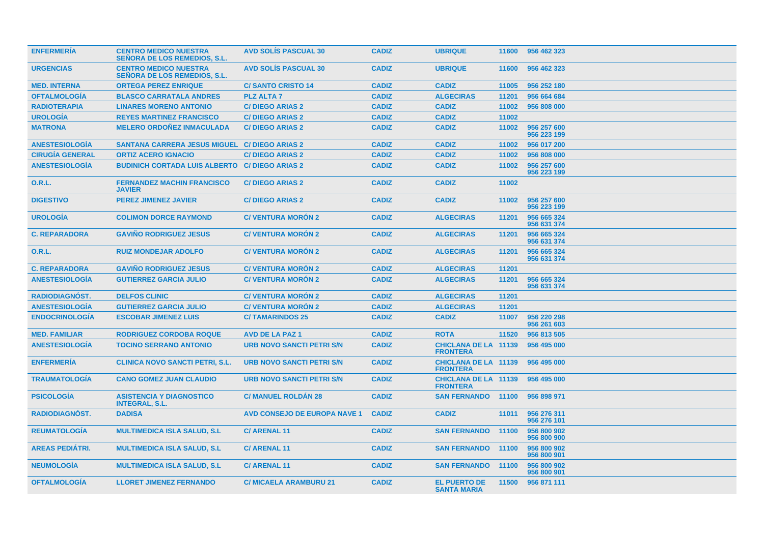| ENFERMERÍA | CENTRO MEDICO NUESTRA SEÑORA DE LOS REMEDIOS, S.L. | AVD SOLÍS PASCUAL 30 | CADIZ | UBRIQUE | 11600 | 956 462 323 |
|---|---|---|---|---|---|---|
| URGENCIAS | CENTRO MEDICO NUESTRA SEÑORA DE LOS REMEDIOS, S.L. | AVD SOLÍS PASCUAL 30 | CADIZ | UBRIQUE | 11600 | 956 462 323 |
| MED. INTERNA | ORTEGA PEREZ ENRIQUE | C/ SANTO CRISTO 14 | CADIZ | CADIZ | 11005 | 956 252 180 |
| OFTALMOLOGÍA | BLASCO CARRATALA ANDRES | PLZ ALTA 7 | CADIZ | ALGECIRAS | 11201 | 956 664 684 |
| RADIOTERAPIA | LINARES MORENO ANTONIO | C/ DIEGO ARIAS 2 | CADIZ | CADIZ | 11002 | 956 808 000 |
| UROLOGÍA | REYES MARTINEZ FRANCISCO | C/ DIEGO ARIAS 2 | CADIZ | CADIZ | 11002 | |
| MATRONA | MELERO ORDOÑEZ INMACULADA | C/ DIEGO ARIAS 2 | CADIZ | CADIZ | 11002 | 956 257 600 956 223 199 |
| ANESTESIOLOGÍA | SANTANA CARRERA JESUS MIGUEL | C/ DIEGO ARIAS 2 | CADIZ | CADIZ | 11002 | 956 017 200 |
| CIRUGÍA GENERAL | ORTIZ ACERO IGNACIO | C/ DIEGO ARIAS 2 | CADIZ | CADIZ | 11002 | 956 808 000 |
| ANESTESIOLOGÍA | BUDINICH CORTADA LUIS ALBERTO | C/ DIEGO ARIAS 2 | CADIZ | CADIZ | 11002 | 956 257 600 956 223 199 |
| O.R.L. | FERNANDEZ MACHIN FRANCISCO JAVIER | C/ DIEGO ARIAS 2 | CADIZ | CADIZ | 11002 | |
| DIGESTIVO | PEREZ JIMENEZ JAVIER | C/ DIEGO ARIAS 2 | CADIZ | CADIZ | 11002 | 956 257 600 956 223 199 |
| UROLOGÍA | COLIMON DORCE RAYMOND | C/ VENTURA MORÓN 2 | CADIZ | ALGECIRAS | 11201 | 956 665 324 956 631 374 |
| C. REPARADORA | GAVIÑO RODRIGUEZ JESUS | C/ VENTURA MORÓN 2 | CADIZ | ALGECIRAS | 11201 | 956 665 324 956 631 374 |
| O.R.L. | RUIZ MONDEJAR ADOLFO | C/ VENTURA MORÓN 2 | CADIZ | ALGECIRAS | 11201 | 956 665 324 956 631 374 |
| C. REPARADORA | GAVIÑO RODRIGUEZ JESUS | C/ VENTURA MORÓN 2 | CADIZ | ALGECIRAS | 11201 | |
| ANESTESIOLOGÍA | GUTIERREZ GARCIA JULIO | C/ VENTURA MORÓN 2 | CADIZ | ALGECIRAS | 11201 | 956 665 324 956 631 374 |
| RADIODIAGNÓST. | DELFOS CLINIC | C/ VENTURA MORÓN 2 | CADIZ | ALGECIRAS | 11201 | |
| ANESTESIOLOGÍA | GUTIERREZ GARCIA JULIO | C/ VENTURA MORÓN 2 | CADIZ | ALGECIRAS | 11201 | |
| ENDOCRINOLOGÍA | ESCOBAR JIMENEZ LUIS | C/ TAMARINDOS 25 | CADIZ | CADIZ | 11007 | 956 220 298 956 261 603 |
| MED. FAMILIAR | RODRIGUEZ CORDOBA ROQUE | AVD DE LA PAZ 1 | CADIZ | ROTA | 11520 | 956 813 505 |
| ANESTESIOLOGÍA | TOCINO SERRANO ANTONIO | URB NOVO SANCTI PETRI S/N | CADIZ | CHICLANA DE LA FRONTERA | 11139 | 956 495 000 |
| ENFERMERÍA | CLINICA NOVO SANCTI PETRI, S.L. | URB NOVO SANCTI PETRI S/N | CADIZ | CHICLANA DE LA FRONTERA | 11139 | 956 495 000 |
| TRAUMATOLOGÍA | CANO GOMEZ JUAN CLAUDIO | URB NOVO SANCTI PETRI S/N | CADIZ | CHICLANA DE LA FRONTERA | 11139 | 956 495 000 |
| PSICOLOGÍA | ASISTENCIA Y DIAGNOSTICO INTEGRAL, S.L. | C/ MANUEL ROLDÁN 28 | CADIZ | SAN FERNANDO | 11100 | 956 898 971 |
| RADIODIAGNÓST. | DADISA | AVD CONSEJO DE EUROPA NAVE 1 | CADIZ | CADIZ | 11011 | 956 276 311 956 276 101 |
| REUMATOLOGÍA | MULTIMEDICA ISLA SALUD, S.L | C/ ARENAL 11 | CADIZ | SAN FERNANDO | 11100 | 956 800 902 956 800 900 |
| AREAS PEDIÁTRI. | MULTIMEDICA ISLA SALUD, S.L | C/ ARENAL 11 | CADIZ | SAN FERNANDO | 11100 | 956 800 902 956 800 901 |
| NEUMOLOGÍA | MULTIMEDICA ISLA SALUD, S.L | C/ ARENAL 11 | CADIZ | SAN FERNANDO | 11100 | 956 800 902 956 800 901 |
| OFTALMOLOGÍA | LLORET JIMENEZ FERNANDO | C/ MICAELA ARAMBURU 21 | CADIZ | EL PUERTO DE SANTA MARIA | 11500 | 956 871 111 |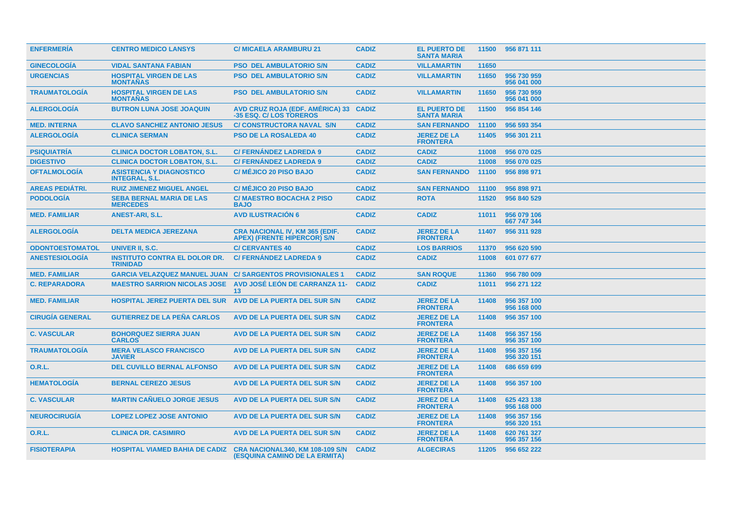| | | | | | | |
|---|---|---|---|---|---|---|
| ENFERMERÍA | CENTRO MEDICO LANSYS | C/ MICAELA ARAMBURU 21 | CADIZ | EL PUERTO DE SANTA MARIA | 11500 | 956 871 111 |
| GINECOLOGÍA | VIDAL SANTANA FABIAN | PSO DEL AMBULATORIO S/N | CADIZ | VILLAMARTIN | 11650 | |
| URGENCIAS | HOSPITAL VIRGEN DE LAS MONTAÑAS | PSO DEL AMBULATORIO S/N | CADIZ | VILLAMARTIN | 11650 | 956 730 959 956 041 000 |
| TRAUMATOLOGÍA | HOSPITAL VIRGEN DE LAS MONTAÑAS | PSO DEL AMBULATORIO S/N | CADIZ | VILLAMARTIN | 11650 | 956 730 959 956 041 000 |
| ALERGOLOGÍA | BUTRON LUNA JOSE JOAQUIN | AVD CRUZ ROJA (EDF. AMÉRICA) 33 -35 ESQ. C/ LOS TOREROS | CADIZ | EL PUERTO DE SANTA MARIA | 11500 | 956 854 146 |
| MED. INTERNA | CLAVO SANCHEZ ANTONIO JESUS | C/ CONSTRUCTORA NAVAL S/N | CADIZ | SAN FERNANDO | 11100 | 956 593 354 |
| ALERGOLOGÍA | CLINICA SERMAN | PSO DE LA ROSALEDA 40 | CADIZ | JEREZ DE LA FRONTERA | 11405 | 956 301 211 |
| PSIQUIATRÍA | CLINICA DOCTOR LOBATON, S.L. | C/ FERNÁNDEZ LADREDA 9 | CADIZ | CADIZ | 11008 | 956 070 025 |
| DIGESTIVO | CLINICA DOCTOR LOBATON, S.L. | C/ FERNÁNDEZ LADREDA 9 | CADIZ | CADIZ | 11008 | 956 070 025 |
| OFTALMOLOGÍA | ASISTENCIA Y DIAGNOSTICO INTEGRAL, S.L. | C/ MÉJICO 20 PISO BAJO | CADIZ | SAN FERNANDO | 11100 | 956 898 971 |
| AREAS PEDIÁTRI. | RUIZ JIMENEZ MIGUEL ANGEL | C/ MÉJICO 20 PISO BAJO | CADIZ | SAN FERNANDO | 11100 | 956 898 971 |
| PODOLOGÍA | SEBA BERNAL MARIA DE LAS MERCEDES | C/ MAESTRO BOCACHA 2 PISO BAJO | CADIZ | ROTA | 11520 | 956 840 529 |
| MED. FAMILIAR | ANEST-ARI, S.L. | AVD ILUSTRACIÓN 6 | CADIZ | CADIZ | 11011 | 956 079 106 667 747 344 |
| ALERGOLOGÍA | DELTA MEDICA JEREZANA | CRA NACIONAL IV, KM 365 (EDIF. APEX) (FRENTE HIPERCOR) S/N | CADIZ | JEREZ DE LA FRONTERA | 11407 | 956 311 928 |
| ODONTOESTOMATOL | UNIVER II, S.C. | C/ CERVANTES 40 | CADIZ | LOS BARRIOS | 11370 | 956 620 590 |
| ANESTESIOLOGÍA | INSTITUTO CONTRA EL DOLOR DR. TRINIDAD | C/ FERNÁNDEZ LADREDA 9 | CADIZ | CADIZ | 11008 | 601 077 677 |
| MED. FAMILIAR | GARCIA VELAZQUEZ MANUEL JUAN | C/ SARGENTOS PROVISIONALES 1 | CADIZ | SAN ROQUE | 11360 | 956 780 009 |
| C. REPARADORA | MAESTRO SARRION NICOLAS JOSE | AVD JOSÉ LEÓN DE CARRANZA 11-13 | CADIZ | CADIZ | 11011 | 956 271 122 |
| MED. FAMILIAR | HOSPITAL JEREZ PUERTA DEL SUR | AVD DE LA PUERTA DEL SUR S/N | CADIZ | JEREZ DE LA FRONTERA | 11408 | 956 357 100 956 168 000 |
| CIRUGÍA GENERAL | GUTIERREZ DE LA PEÑA CARLOS | AVD DE LA PUERTA DEL SUR S/N | CADIZ | JEREZ DE LA FRONTERA | 11408 | 956 357 100 |
| C. VASCULAR | BOHORQUEZ SIERRA JUAN CARLOS | AVD DE LA PUERTA DEL SUR S/N | CADIZ | JEREZ DE LA FRONTERA | 11408 | 956 357 156 956 357 100 |
| TRAUMATOLOGÍA | MERA VELASCO FRANCISCO JAVIER | AVD DE LA PUERTA DEL SUR S/N | CADIZ | JEREZ DE LA FRONTERA | 11408 | 956 357 156 956 320 151 |
| O.R.L. | DEL CUVILLO BERNAL ALFONSO | AVD DE LA PUERTA DEL SUR S/N | CADIZ | JEREZ DE LA FRONTERA | 11408 | 686 659 699 |
| HEMATOLOGÍA | BERNAL CEREZO JESUS | AVD DE LA PUERTA DEL SUR S/N | CADIZ | JEREZ DE LA FRONTERA | 11408 | 956 357 100 |
| C. VASCULAR | MARTIN CAÑUELO JORGE JESUS | AVD DE LA PUERTA DEL SUR S/N | CADIZ | JEREZ DE LA FRONTERA | 11408 | 625 423 138 956 168 000 |
| NEUROCIRUGÍA | LOPEZ LOPEZ JOSE ANTONIO | AVD DE LA PUERTA DEL SUR S/N | CADIZ | JEREZ DE LA FRONTERA | 11408 | 956 357 156 956 320 151 |
| O.R.L. | CLINICA DR. CASIMIRO | AVD DE LA PUERTA DEL SUR S/N | CADIZ | JEREZ DE LA FRONTERA | 11408 | 620 761 327 956 357 156 |
| FISIOTERAPIA | HOSPITAL VIAMED BAHIA DE CADIZ | CRA NACIONAL340, KM 108-109 S/N (ESQUINA CAMINO DE LA ERMITA) | CADIZ | ALGECIRAS | 11205 | 956 652 222 |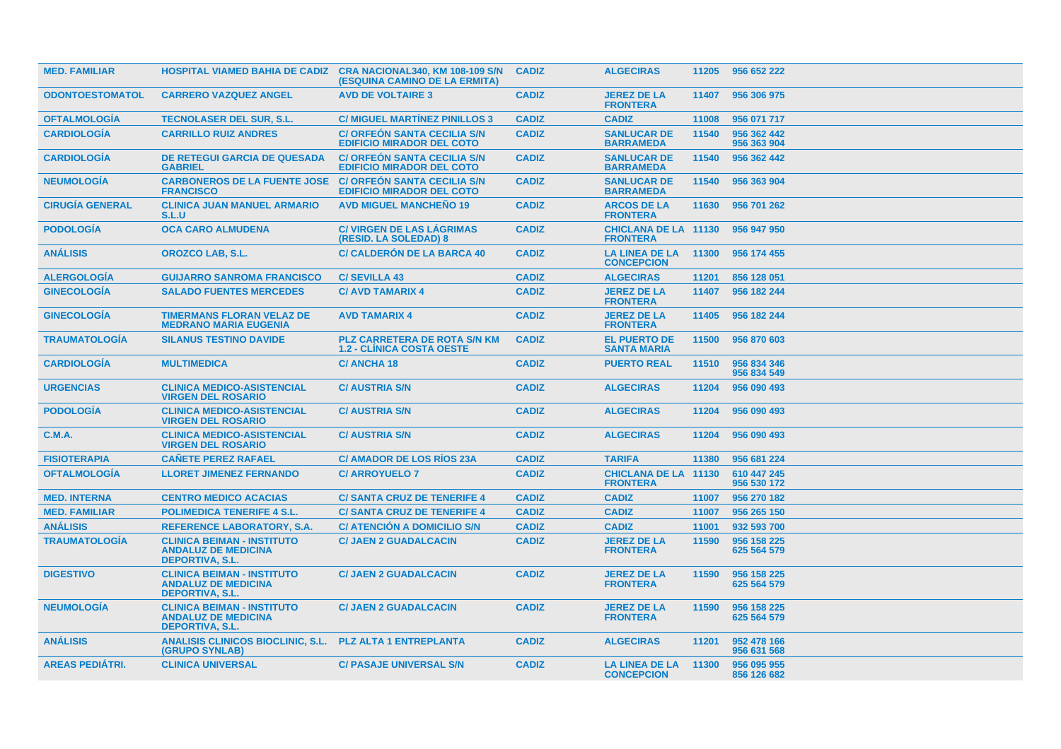| | | | | | | |
|---|---|---|---|---|---|---|
| MED. FAMILIAR | HOSPITAL VIAMED BAHIA DE CADIZ | CRA NACIONAL340, KM 108-109 S/N (ESQUINA CAMINO DE LA ERMITA) | CADIZ | ALGECIRAS | 11205 | 956 652 222 |
| ODONTOESTOMATOL | CARRERO VAZQUEZ ANGEL | AVD DE VOLTAIRE 3 | CADIZ | JEREZ DE LA FRONTERA | 11407 | 956 306 975 |
| OFTALMOLOGÍA | TECNOLASER DEL SUR, S.L. | C/ MIGUEL MARTÍNEZ PINILLOS 3 | CADIZ | CADIZ | 11008 | 956 071 717 |
| CARDIOLOGÍA | CARRILLO RUIZ ANDRES | C/ ORFEÓN SANTA CECILIA S/N EDIFICIO MIRADOR DEL COTO | CADIZ | SANLUCAR DE BARRAMEDA | 11540 | 956 362 442 956 363 904 |
| CARDIOLOGÍA | DE RETEGUI GARCIA DE QUESADA GABRIEL | C/ ORFEÓN SANTA CECILIA S/N EDIFICIO MIRADOR DEL COTO | CADIZ | SANLUCAR DE BARRAMEDA | 11540 | 956 362 442 |
| NEUMOLOGÍA | CARBONEROS DE LA FUENTE JOSE FRANCISCO | C/ ORFEÓN SANTA CECILIA S/N EDIFICIO MIRADOR DEL COTO | CADIZ | SANLUCAR DE BARRAMEDA | 11540 | 956 363 904 |
| CIRUGÍA GENERAL | CLINICA JUAN MANUEL ARMARIO S.L.U | AVD MIGUEL MANCHEÑO 19 | CADIZ | ARCOS DE LA FRONTERA | 11630 | 956 701 262 |
| PODOLOGÍA | OCA CARO ALMUDENA | C/ VIRGEN DE LAS LÁGRIMAS (RESID. LA SOLEDAD) 8 | CADIZ | CHICLANA DE LA FRONTERA | 11130 | 956 947 950 |
| ANÁLISIS | OROZCO LAB, S.L. | C/ CALDERÓN DE LA BARCA 40 | CADIZ | LA LINEA DE LA CONCEPCION | 11300 | 956 174 455 |
| ALERGOLOGÍA | GUIJARRO SANROMA FRANCISCO | C/ SEVILLA 43 | CADIZ | ALGECIRAS | 11201 | 856 128 051 |
| GINECOLOGÍA | SALADO FUENTES MERCEDES | C/ AVD TAMARIX 4 | CADIZ | JEREZ DE LA FRONTERA | 11407 | 956 182 244 |
| GINECOLOGÍA | TIMERMANS FLORAN VELAZ DE MEDRANO MARIA EUGENIA | AVD TAMARIX 4 | CADIZ | JEREZ DE LA FRONTERA | 11405 | 956 182 244 |
| TRAUMATOLOGÍA | SILANUS TESTINO DAVIDE | PLZ CARRETERA DE ROTA S/N KM 1.2 - CLÍNICA COSTA OESTE | CADIZ | EL PUERTO DE SANTA MARIA | 11500 | 956 870 603 |
| CARDIOLOGÍA | MULTIMEDICA | C/ ANCHA 18 | CADIZ | PUERTO REAL | 11510 | 956 834 346 956 834 549 |
| URGENCIAS | CLINICA MEDICO-ASISTENCIAL VIRGEN DEL ROSARIO | C/ AUSTRIA S/N | CADIZ | ALGECIRAS | 11204 | 956 090 493 |
| PODOLOGÍA | CLINICA MEDICO-ASISTENCIAL VIRGEN DEL ROSARIO | C/ AUSTRIA S/N | CADIZ | ALGECIRAS | 11204 | 956 090 493 |
| C.M.A. | CLINICA MEDICO-ASISTENCIAL VIRGEN DEL ROSARIO | C/ AUSTRIA S/N | CADIZ | ALGECIRAS | 11204 | 956 090 493 |
| FISIOTERAPIA | CAÑETE PEREZ RAFAEL | C/ AMADOR DE LOS RÍOS 23A | CADIZ | TARIFA | 11380 | 956 681 224 |
| OFTALMOLOGÍA | LLORET JIMENEZ FERNANDO | C/ ARROYUELO 7 | CADIZ | CHICLANA DE LA FRONTERA | 11130 | 610 447 245 956 530 172 |
| MED. INTERNA | CENTRO MEDICO ACACIAS | C/ SANTA CRUZ DE TENERIFE 4 | CADIZ | CADIZ | 11007 | 956 270 182 |
| MED. FAMILIAR | POLIMEDICA TENERIFE 4 S.L. | C/ SANTA CRUZ DE TENERIFE 4 | CADIZ | CADIZ | 11007 | 956 265 150 |
| ANÁLISIS | REFERENCE LABORATORY, S.A. | C/ ATENCIÓN A DOMICILIO S/N | CADIZ | CADIZ | 11001 | 932 593 700 |
| TRAUMATOLOGÍA | CLINICA BEIMAN - INSTITUTO ANDALUZ DE MEDICINA DEPORTIVA, S.L. | C/ JAEN 2 GUADALCACIN | CADIZ | JEREZ DE LA FRONTERA | 11590 | 956 158 225 625 564 579 |
| DIGESTIVO | CLINICA BEIMAN - INSTITUTO ANDALUZ DE MEDICINA DEPORTIVA, S.L. | C/ JAEN 2 GUADALCACIN | CADIZ | JEREZ DE LA FRONTERA | 11590 | 956 158 225 625 564 579 |
| NEUMOLOGÍA | CLINICA BEIMAN - INSTITUTO ANDALUZ DE MEDICINA DEPORTIVA, S.L. | C/ JAEN 2 GUADALCACIN | CADIZ | JEREZ DE LA FRONTERA | 11590 | 956 158 225 625 564 579 |
| ANÁLISIS | ANALISIS CLINICOS BIOCLINIC, S.L. (GRUPO SYNLAB) | PLZ ALTA 1 ENTREPLANTA | CADIZ | ALGECIRAS | 11201 | 952 478 166 956 631 568 |
| AREAS PEDIÁTRI. | CLINICA UNIVERSAL | C/ PASAJE UNIVERSAL S/N | CADIZ | LA LINEA DE LA CONCEPCION | 11300 | 956 095 955 856 126 682 |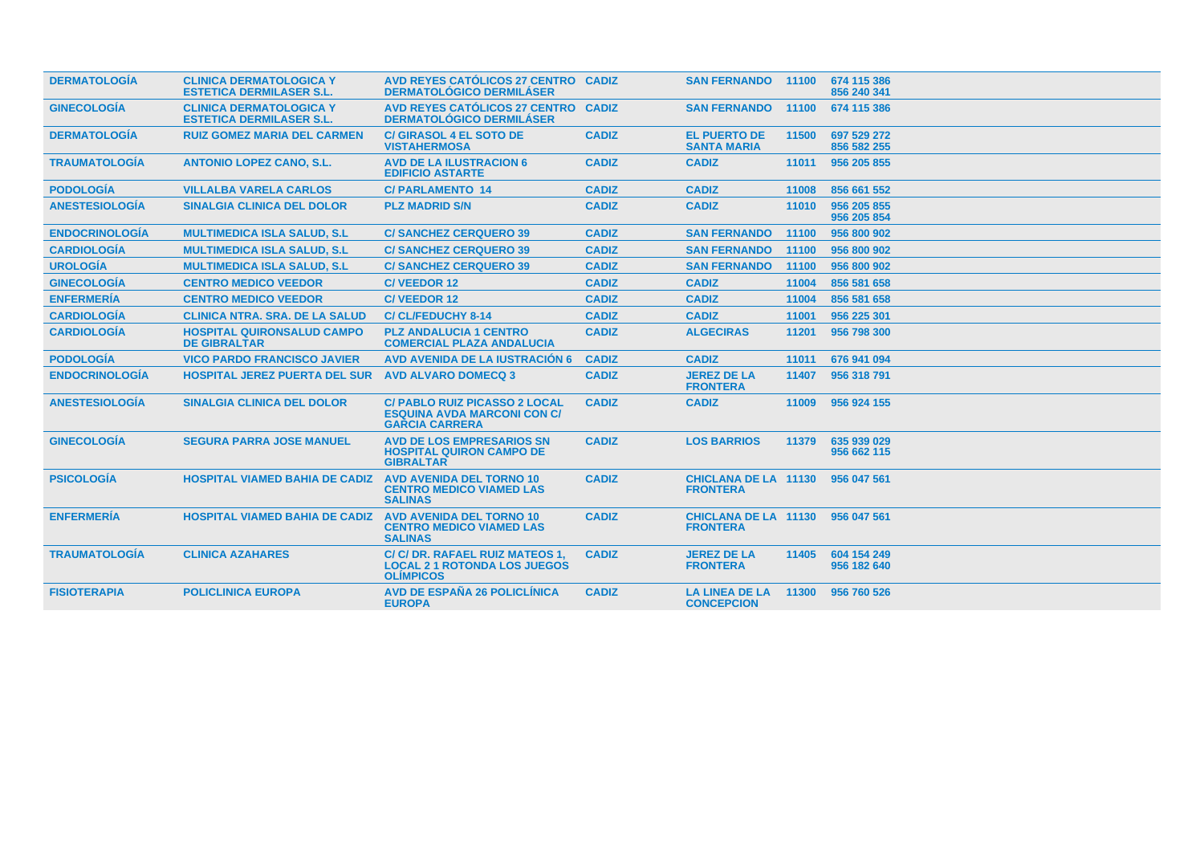| | | | | | | |
|---|---|---|---|---|---|---|
| **DERMATOLOGÍA** | **CLINICA DERMATOLOGICA Y ESTETICA DERMILASER S.L.** | **AVD REYES CATÓLICOS 27 CENTRO DERMATOLÓGICO DERMILÁSER** | **CADIZ** | **SAN FERNANDO** | **11100** | **674 115 386 856 240 341** |
| **GINECOLOGÍA** | **CLINICA DERMATOLOGICA Y ESTETICA DERMILASER S.L.** | **AVD REYES CATÓLICOS 27 CENTRO DERMATOLÓGICO DERMILÁSER** | **CADIZ** | **SAN FERNANDO** | **11100** | **674 115 386** |
| **DERMATOLOGÍA** | **RUIZ GOMEZ MARIA DEL CARMEN** | **C/ GIRASOL 4 EL SOTO DE VISTAHERMOSA** | **CADIZ** | **EL PUERTO DE SANTA MARIA** | **11500** | **697 529 272 856 582 255** |
| **TRAUMATOLOGÍA** | **ANTONIO LOPEZ CANO, S.L.** | **AVD DE LA ILUSTRACION 6 EDIFICIO ASTARTE** | **CADIZ** | **CADIZ** | **11011** | **956 205 855** |
| **PODOLOGÍA** | **VILLALBA VARELA CARLOS** | **C/ PARLAMENTO 14** | **CADIZ** | **CADIZ** | **11008** | **856 661 552** |
| **ANESTESIOLOGÍA** | **SINALGIA CLINICA DEL DOLOR** | **PLZ MADRID S/N** | **CADIZ** | **CADIZ** | **11010** | **956 205 855 956 205 854** |
| **ENDOCRINOLOGÍA** | **MULTIMEDICA ISLA SALUD, S.L** | **C/ SANCHEZ CERQUERO 39** | **CADIZ** | **SAN FERNANDO** | **11100** | **956 800 902** |
| **CARDIOLOGÍA** | **MULTIMEDICA ISLA SALUD, S.L** | **C/ SANCHEZ CERQUERO 39** | **CADIZ** | **SAN FERNANDO** | **11100** | **956 800 902** |
| **UROLOGÍA** | **MULTIMEDICA ISLA SALUD, S.L** | **C/ SANCHEZ CERQUERO 39** | **CADIZ** | **SAN FERNANDO** | **11100** | **956 800 902** |
| **GINECOLOGÍA** | **CENTRO MEDICO VEEDOR** | **C/ VEEDOR 12** | **CADIZ** | **CADIZ** | **11004** | **856 581 658** |
| **ENFERMERÍA** | **CENTRO MEDICO VEEDOR** | **C/ VEEDOR 12** | **CADIZ** | **CADIZ** | **11004** | **856 581 658** |
| **CARDIOLOGÍA** | **CLINICA NTRA. SRA. DE LA SALUD** | **C/ CL/FEDUCHY 8-14** | **CADIZ** | **CADIZ** | **11001** | **956 225 301** |
| **CARDIOLOGÍA** | **HOSPITAL QUIRONSALUD CAMPO DE GIBRALTAR** | **PLZ ANDALUCIA 1 CENTRO COMERCIAL PLAZA ANDALUCIA** | **CADIZ** | **ALGECIRAS** | **11201** | **956 798 300** |
| **PODOLOGÍA** | **VICO PARDO FRANCISCO JAVIER** | **AVD AVENIDA DE LA IUSTRACIÓN 6** | **CADIZ** | **CADIZ** | **11011** | **676 941 094** |
| **ENDOCRINOLOGÍA** | **HOSPITAL JEREZ PUERTA DEL SUR** | **AVD ALVARO DOMECQ 3** | **CADIZ** | **JEREZ DE LA FRONTERA** | **11407** | **956 318 791** |
| **ANESTESIOLOGÍA** | **SINALGIA CLINICA DEL DOLOR** | **C/ PABLO RUIZ PICASSO 2 LOCAL ESQUINA AVDA MARCONI CON C/ GARCIA CARRERA** | **CADIZ** | **CADIZ** | **11009** | **956 924 155** |
| **GINECOLOGÍA** | **SEGURA PARRA JOSE MANUEL** | **AVD DE LOS EMPRESARIOS SN HOSPITAL QUIRON CAMPO DE GIBRALTAR** | **CADIZ** | **LOS BARRIOS** | **11379** | **635 939 029 956 662 115** |
| **PSICOLOGÍA** | **HOSPITAL VIAMED BAHIA DE CADIZ** | **AVD AVENIDA DEL TORNO 10 CENTRO MEDICO VIAMED LAS SALINAS** | **CADIZ** | **CHICLANA DE LA FRONTERA** | **11130** | **956 047 561** |
| **ENFERMERÍA** | **HOSPITAL VIAMED BAHIA DE CADIZ** | **AVD AVENIDA DEL TORNO 10 CENTRO MEDICO VIAMED LAS SALINAS** | **CADIZ** | **CHICLANA DE LA FRONTERA** | **11130** | **956 047 561** |
| **TRAUMATOLOGÍA** | **CLINICA AZAHARES** | **C/ C/ DR. RAFAEL RUIZ MATEOS 1, LOCAL 2 1 ROTONDA LOS JUEGOS OLÍMPICOS** | **CADIZ** | **JEREZ DE LA FRONTERA** | **11405** | **604 154 249 956 182 640** |
| **FISIOTERAPIA** | **POLICLINICA EUROPA** | **AVD DE ESPAÑA 26 POLICLÍNICA EUROPA** | **CADIZ** | **LA LINEA DE LA CONCEPCION** | **11300** | **956 760 526** |